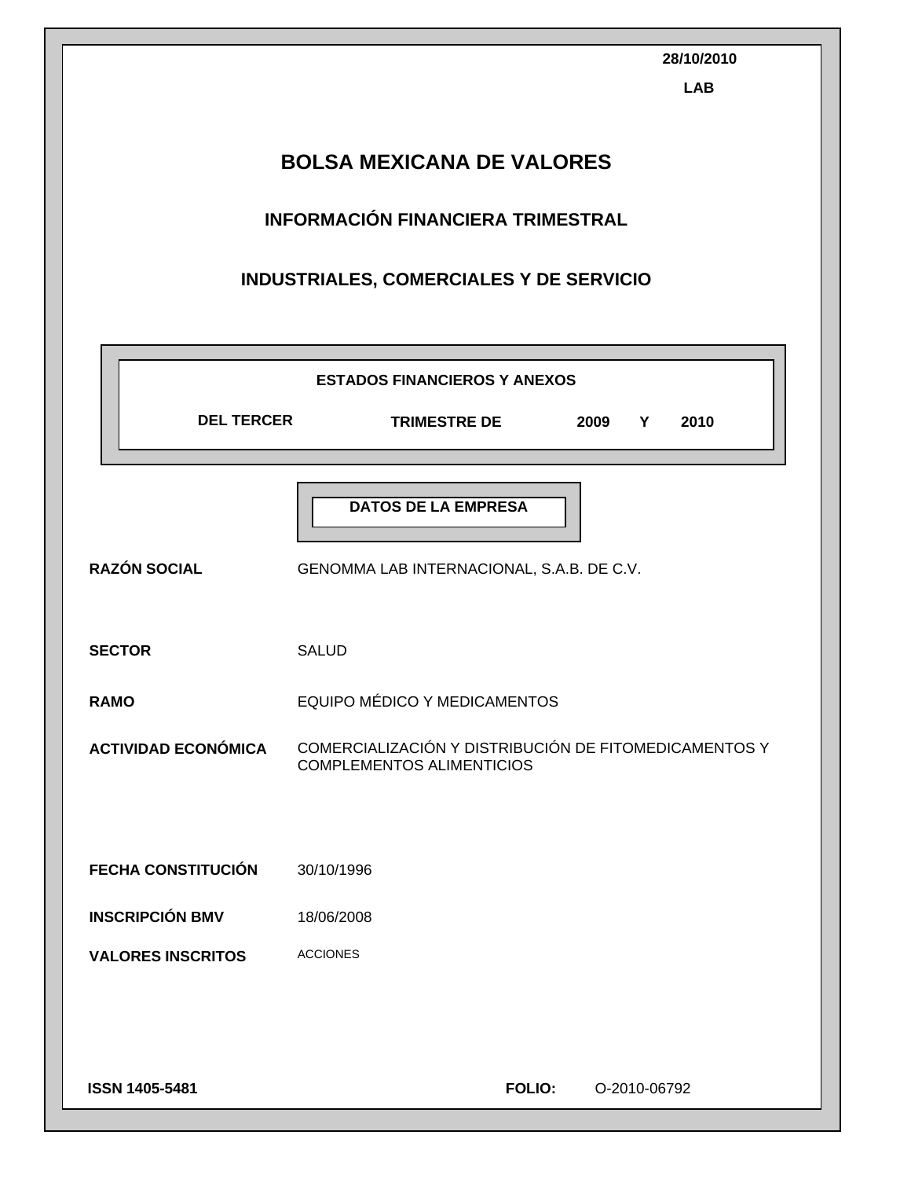28/10/2010

LAB

# BOLSA MEXICANA DE VALORES

## INFORMACIÓN FINANCIERA TRIMESTRAL

## INDUSTRIALES, COMERCIALES Y DE SERVICIO

**ESTADOS FINANCIEROS Y ANEXOS**

**DEL TERCER TRIMESTRE DE 2009 Y 2010**

**DATOS DE LA EMPRESA**

| | |
|---|---|
| **RAZÓN SOCIAL** | GENOMMA LAB INTERNACIONAL, S.A.B. DE C.V. |
| **SECTOR** | SALUD |
| **RAMO** | EQUIPO MÉDICO Y MEDICAMENTOS |
| **ACTIVIDAD ECONÓMICA** | COMERCIALIZACIÓN Y DISTRIBUCIÓN DE FITOMEDICAMENTOS Y COMPLEMENTOS ALIMENTICIOS |
| **FECHA CONSTITUCIÓN** | 30/10/1996 |
| **INSCRIPCIÓN BMV** | 18/06/2008 |
| **VALORES INSCRITOS** | ACCIONES |

**ISSN 1405-5481**

**FOLIO:** O-2010-06792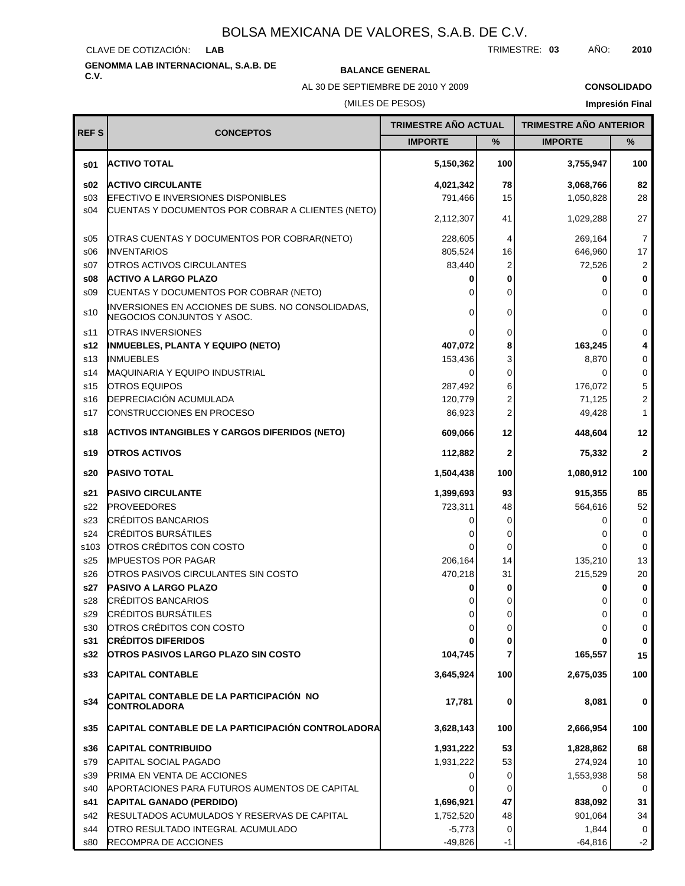# BOLSA MEXICANA DE VALORES, S.A.B. DE C.V.

CLAVE DE COTIZACIÓN: **LAB** TRIMESTRE: **03** AÑO: **2010**

**GENOMMA LAB INTERNACIONAL, S.A.B. DE C.V.**

**BALANCE GENERAL**

AL 30 DE SEPTIEMBRE DE 2010 Y 2009

(MILES DE PESOS)

**CONSOLIDADO**

**Impresión Final**

| REF S | CONCEPTOS | TRIMESTRE AÑO ACTUAL | | TRIMESTRE AÑO ANTERIOR | |
|---|---|---|---|---|---|
| | | IMPORTE | % | IMPORTE | % |
| **s01** | **ACTIVO TOTAL** | **5,150,362** | **100** | **3,755,947** | **100** |
| **s02** | **ACTIVO CIRCULANTE** | **4,021,342** | **78** | **3,068,766** | **82** |
| s03 | EFECTIVO E INVERSIONES DISPONIBLES | 791,466 | 15 | 1,050,828 | 28 |
| s04 | CUENTAS Y DOCUMENTOS POR COBRAR A CLIENTES (NETO) | 2,112,307 | 41 | 1,029,288 | 27 |
| s05 | OTRAS CUENTAS Y DOCUMENTOS POR COBRAR(NETO) | 228,605 | 4 | 269,164 | 7 |
| s06 | INVENTARIOS | 805,524 | 16 | 646,960 | 17 |
| s07 | OTROS ACTIVOS CIRCULANTES | 83,440 | 2 | 72,526 | 2 |
| **s08** | **ACTIVO A LARGO PLAZO** | **0** | **0** | **0** | **0** |
| s09 | CUENTAS Y DOCUMENTOS POR COBRAR (NETO) | 0 | 0 | 0 | 0 |
| s10 | INVERSIONES EN ACCIONES DE SUBS. NO CONSOLIDADAS, NEGOCIOS CONJUNTOS Y ASOC. | 0 | 0 | 0 | 0 |
| s11 | OTRAS INVERSIONES | 0 | 0 | 0 | 0 |
| **s12** | **INMUEBLES, PLANTA Y EQUIPO (NETO)** | **407,072** | **8** | **163,245** | **4** |
| s13 | INMUEBLES | 153,436 | 3 | 8,870 | 0 |
| s14 | MAQUINARIA Y EQUIPO INDUSTRIAL | 0 | 0 | 0 | 0 |
| s15 | OTROS EQUIPOS | 287,492 | 6 | 176,072 | 5 |
| s16 | DEPRECIACIÓN ACUMULADA | 120,779 | 2 | 71,125 | 2 |
| s17 | CONSTRUCCIONES EN PROCESO | 86,923 | 2 | 49,428 | 1 |
| **s18** | **ACTIVOS INTANGIBLES Y CARGOS DIFERIDOS (NETO)** | **609,066** | **12** | **448,604** | **12** |
| **s19** | **OTROS ACTIVOS** | **112,882** | **2** | **75,332** | **2** |
| **s20** | **PASIVO TOTAL** | **1,504,438** | **100** | **1,080,912** | **100** |
| **s21** | **PASIVO CIRCULANTE** | **1,399,693** | **93** | **915,355** | **85** |
| s22 | PROVEEDORES | 723,311 | 48 | 564,616 | 52 |
| s23 | CRÉDITOS BANCARIOS | 0 | 0 | 0 | 0 |
| s24 | CRÉDITOS BURSÁTILES | 0 | 0 | 0 | 0 |
| s103 | OTROS CRÉDITOS CON COSTO | 0 | 0 | 0 | 0 |
| s25 | IMPUESTOS POR PAGAR | 206,164 | 14 | 135,210 | 13 |
| s26 | OTROS PASIVOS CIRCULANTES SIN COSTO | 470,218 | 31 | 215,529 | 20 |
| **s27** | **PASIVO A LARGO PLAZO** | **0** | **0** | **0** | **0** |
| s28 | CRÉDITOS BANCARIOS | 0 | 0 | 0 | 0 |
| s29 | CRÉDITOS BURSÁTILES | 0 | 0 | 0 | 0 |
| s30 | OTROS CRÉDITOS CON COSTO | 0 | 0 | 0 | 0 |
| **s31** | **CRÉDITOS DIFERIDOS** | **0** | **0** | **0** | **0** |
| **s32** | **OTROS PASIVOS LARGO PLAZO SIN COSTO** | **104,745** | **7** | **165,557** | **15** |
| **s33** | **CAPITAL CONTABLE** | **3,645,924** | **100** | **2,675,035** | **100** |
| **s34** | **CAPITAL CONTABLE DE LA PARTICIPACIÓN NO CONTROLADORA** | **17,781** | **0** | **8,081** | **0** |
| **s35** | **CAPITAL CONTABLE DE LA PARTICIPACIÓN CONTROLADORA** | **3,628,143** | **100** | **2,666,954** | **100** |
| **s36** | **CAPITAL CONTRIBUIDO** | **1,931,222** | **53** | **1,828,862** | **68** |
| s79 | CAPITAL SOCIAL PAGADO | 1,931,222 | 53 | 274,924 | 10 |
| s39 | PRIMA EN VENTA DE ACCIONES | 0 | 0 | 1,553,938 | 58 |
| s40 | APORTACIONES PARA FUTUROS AUMENTOS DE CAPITAL | 0 | 0 | 0 | 0 |
| **s41** | **CAPITAL GANADO (PERDIDO)** | **1,696,921** | **47** | **838,092** | **31** |
| s42 | RESULTADOS ACUMULADOS Y RESERVAS DE CAPITAL | 1,752,520 | 48 | 901,064 | 34 |
| s44 | OTRO RESULTADO INTEGRAL ACUMULADO | -5,773 | 0 | 1,844 | 0 |
| s80 | RECOMPRA DE ACCIONES | -49,826 | -1 | -64,816 | -2 |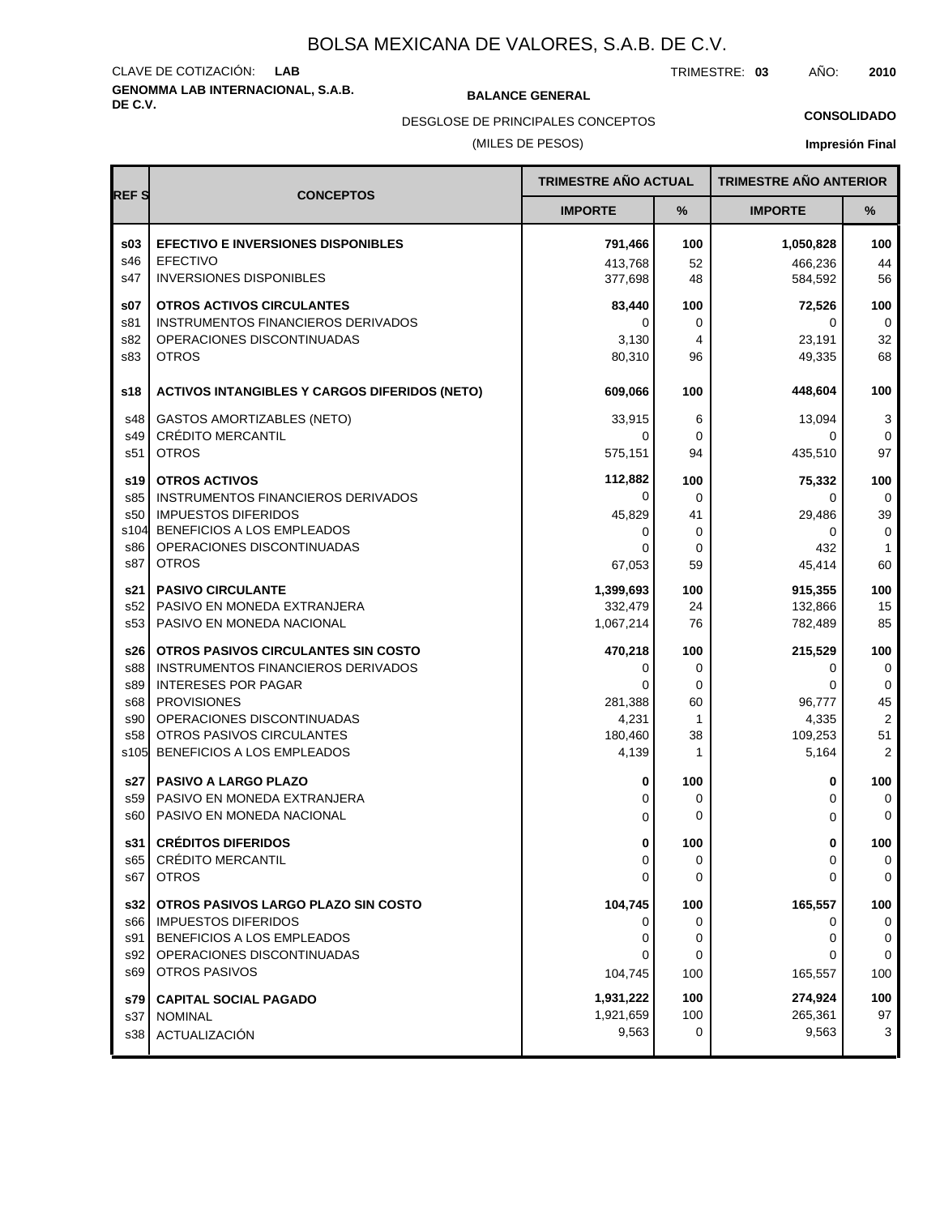# BOLSA MEXICANA DE VALORES, S.A.B. DE C.V.

CLAVE DE COTIZACIÓN: **LAB**

TRIMESTRE: **03** AÑO: **2010**

**GENOMMA LAB INTERNACIONAL, S.A.B. DE C.V.**

**BALANCE GENERAL**

DESGLOSE DE PRINCIPALES CONCEPTOS

(MILES DE PESOS)

**CONSOLIDADO**

**Impresión Final**

| REF S | CONCEPTOS | TRIMESTRE AÑO ACTUAL | | TRIMESTRE AÑO ANTERIOR | |
|---|---|---|---|---|---|
| | | IMPORTE | % | IMPORTE | % |
| **s03** | **EFECTIVO E INVERSIONES DISPONIBLES** | **791,466** | **100** | **1,050,828** | **100** |
| s46 | EFECTIVO | 413,768 | 52 | 466,236 | 44 |
| s47 | INVERSIONES DISPONIBLES | 377,698 | 48 | 584,592 | 56 |
| **s07** | **OTROS ACTIVOS CIRCULANTES** | **83,440** | **100** | **72,526** | **100** |
| s81 | INSTRUMENTOS FINANCIEROS DERIVADOS | 0 | 0 | 0 | 0 |
| s82 | OPERACIONES DISCONTINUADAS | 3,130 | 4 | 23,191 | 32 |
| s83 | OTROS | 80,310 | 96 | 49,335 | 68 |
| **s18** | **ACTIVOS INTANGIBLES Y CARGOS DIFERIDOS (NETO)** | **609,066** | **100** | **448,604** | **100** |
| s48 | GASTOS AMORTIZABLES (NETO) | 33,915 | 6 | 13,094 | 3 |
| s49 | CRÉDITO MERCANTIL | 0 | 0 | 0 | 0 |
| s51 | OTROS | 575,151 | 94 | 435,510 | 97 |
| **s19** | **OTROS ACTIVOS** | **112,882** | **100** | **75,332** | **100** |
| s85 | INSTRUMENTOS FINANCIEROS DERIVADOS | 0 | 0 | 0 | 0 |
| s50 | IMPUESTOS DIFERIDOS | 45,829 | 41 | 29,486 | 39 |
| s104 | BENEFICIOS A LOS EMPLEADOS | 0 | 0 | 0 | 0 |
| s86 | OPERACIONES DISCONTINUADAS | 0 | 0 | 432 | 1 |
| s87 | OTROS | 67,053 | 59 | 45,414 | 60 |
| **s21** | **PASIVO CIRCULANTE** | **1,399,693** | **100** | **915,355** | **100** |
| s52 | PASIVO EN MONEDA EXTRANJERA | 332,479 | 24 | 132,866 | 15 |
| s53 | PASIVO EN MONEDA NACIONAL | 1,067,214 | 76 | 782,489 | 85 |
| **s26** | **OTROS PASIVOS CIRCULANTES SIN COSTO** | **470,218** | **100** | **215,529** | **100** |
| s88 | INSTRUMENTOS FINANCIEROS DERIVADOS | 0 | 0 | 0 | 0 |
| s89 | INTERESES POR PAGAR | 0 | 0 | 0 | 0 |
| s68 | PROVISIONES | 281,388 | 60 | 96,777 | 45 |
| s90 | OPERACIONES DISCONTINUADAS | 4,231 | 1 | 4,335 | 2 |
| s58 | OTROS PASIVOS CIRCULANTES | 180,460 | 38 | 109,253 | 51 |
| s105 | BENEFICIOS A LOS EMPLEADOS | 4,139 | 1 | 5,164 | 2 |
| **s27** | **PASIVO A LARGO PLAZO** | **0** | **100** | **0** | **100** |
| s59 | PASIVO EN MONEDA EXTRANJERA | 0 | 0 | 0 | 0 |
| s60 | PASIVO EN MONEDA NACIONAL | 0 | 0 | 0 | 0 |
| **s31** | **CRÉDITOS DIFERIDOS** | **0** | **100** | **0** | **100** |
| s65 | CRÉDITO MERCANTIL | 0 | 0 | 0 | 0 |
| s67 | OTROS | 0 | 0 | 0 | 0 |
| **s32** | **OTROS PASIVOS LARGO PLAZO SIN COSTO** | **104,745** | **100** | **165,557** | **100** |
| s66 | IMPUESTOS DIFERIDOS | 0 | 0 | 0 | 0 |
| s91 | BENEFICIOS A LOS EMPLEADOS | 0 | 0 | 0 | 0 |
| s92 | OPERACIONES DISCONTINUADAS | 0 | 0 | 0 | 0 |
| s69 | OTROS PASIVOS | 104,745 | 100 | 165,557 | 100 |
| **s79** | **CAPITAL SOCIAL PAGADO** | **1,931,222** | **100** | **274,924** | **100** |
| s37 | NOMINAL | 1,921,659 | 100 | 265,361 | 97 |
| s38 | ACTUALIZACIÓN | 9,563 | 0 | 9,563 | 3 |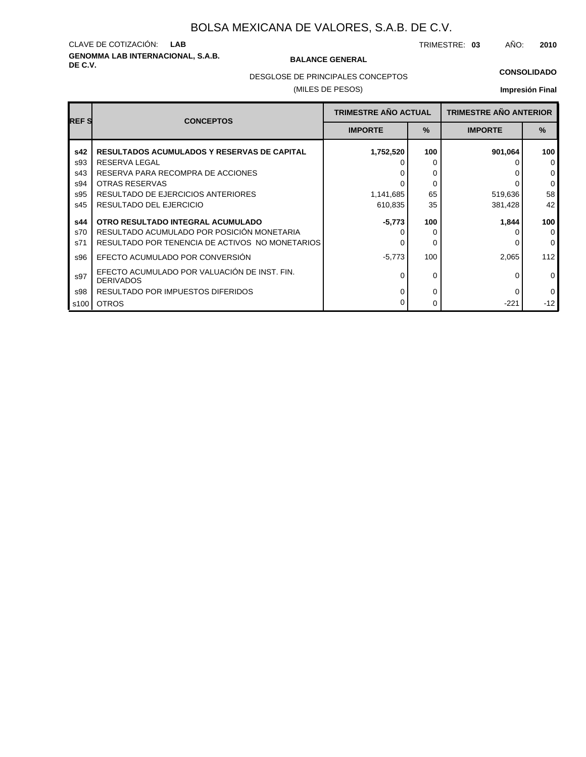# BOLSA MEXICANA DE VALORES, S.A.B. DE C.V.

CLAVE DE COTIZACIÓN: **LAB**

TRIMESTRE: **03** AÑO: **2010**

**GENOMMA LAB INTERNACIONAL, S.A.B. DE C.V.**

**BALANCE GENERAL**

DESGLOSE DE PRINCIPALES CONCEPTOS

(MILES DE PESOS)

**CONSOLIDADO**

**Impresión Final**

| REF S | CONCEPTOS | TRIMESTRE AÑO ACTUAL | | TRIMESTRE AÑO ANTERIOR | |
|---|---|---|---|---|---|
| | | IMPORTE | % | IMPORTE | % |
| **s42** | **RESULTADOS ACUMULADOS Y RESERVAS DE CAPITAL** | **1,752,520** | **100** | **901,064** | **100** |
| s93 | RESERVA LEGAL | 0 | 0 | 0 | 0 |
| s43 | RESERVA PARA RECOMPRA DE ACCIONES | 0 | 0 | 0 | 0 |
| s94 | OTRAS RESERVAS | 0 | 0 | 0 | 0 |
| s95 | RESULTADO DE EJERCICIOS ANTERIORES | 1,141,685 | 65 | 519,636 | 58 |
| s45 | RESULTADO DEL EJERCICIO | 610,835 | 35 | 381,428 | 42 |
| **s44** | **OTRO RESULTADO INTEGRAL ACUMULADO** | **-5,773** | **100** | **1,844** | **100** |
| s70 | RESULTADO ACUMULADO POR POSICIÓN MONETARIA | 0 | 0 | 0 | 0 |
| s71 | RESULTADO POR TENENCIA DE ACTIVOS NO MONETARIOS | 0 | 0 | 0 | 0 |
| s96 | EFECTO ACUMULADO POR CONVERSIÓN | -5,773 | 100 | 2,065 | 112 |
| s97 | EFECTO ACUMULADO POR VALUACIÓN DE INST. FIN. DERIVADOS | 0 | 0 | 0 | 0 |
| s98 | RESULTADO POR IMPUESTOS DIFERIDOS | 0 | 0 | 0 | 0 |
| s100 | OTROS | 0 | 0 | -221 | -12 |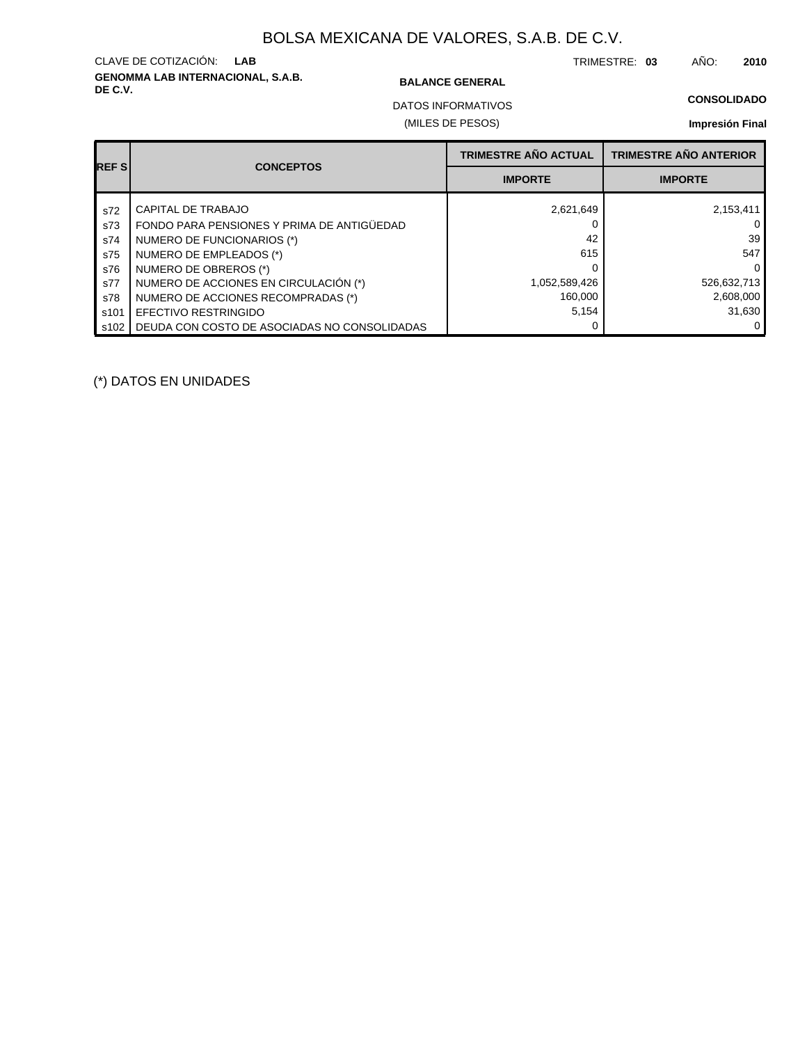# BOLSA MEXICANA DE VALORES, S.A.B. DE C.V.

CLAVE DE COTIZACIÓN: **LAB**

TRIMESTRE: **03** AÑO: **2010**

**GENOMMA LAB INTERNACIONAL, S.A.B. DE C.V.**

**BALANCE GENERAL**

DATOS INFORMATIVOS

(MILES DE PESOS)

**CONSOLIDADO**

**Impresión Final**

| REF S | CONCEPTOS | TRIMESTRE AÑO ACTUAL | TRIMESTRE AÑO ANTERIOR |
|---|---|---|---|
| | | IMPORTE | IMPORTE |
| s72 | CAPITAL DE TRABAJO | 2,621,649 | 2,153,411 |
| s73 | FONDO PARA PENSIONES Y PRIMA DE ANTIGÜEDAD | 0 | 0 |
| s74 | NUMERO DE FUNCIONARIOS (*) | 42 | 39 |
| s75 | NUMERO DE EMPLEADOS (*) | 615 | 547 |
| s76 | NUMERO DE OBREROS (*) | 0 | 0 |
| s77 | NUMERO DE ACCIONES EN CIRCULACIÓN (*) | 1,052,589,426 | 526,632,713 |
| s78 | NUMERO DE ACCIONES RECOMPRADAS (*) | 160,000 | 2,608,000 |
| s101 | EFECTIVO RESTRINGIDO | 5,154 | 31,630 |
| s102 | DEUDA CON COSTO DE ASOCIADAS NO CONSOLIDADAS | 0 | 0 |

(*) DATOS EN UNIDADES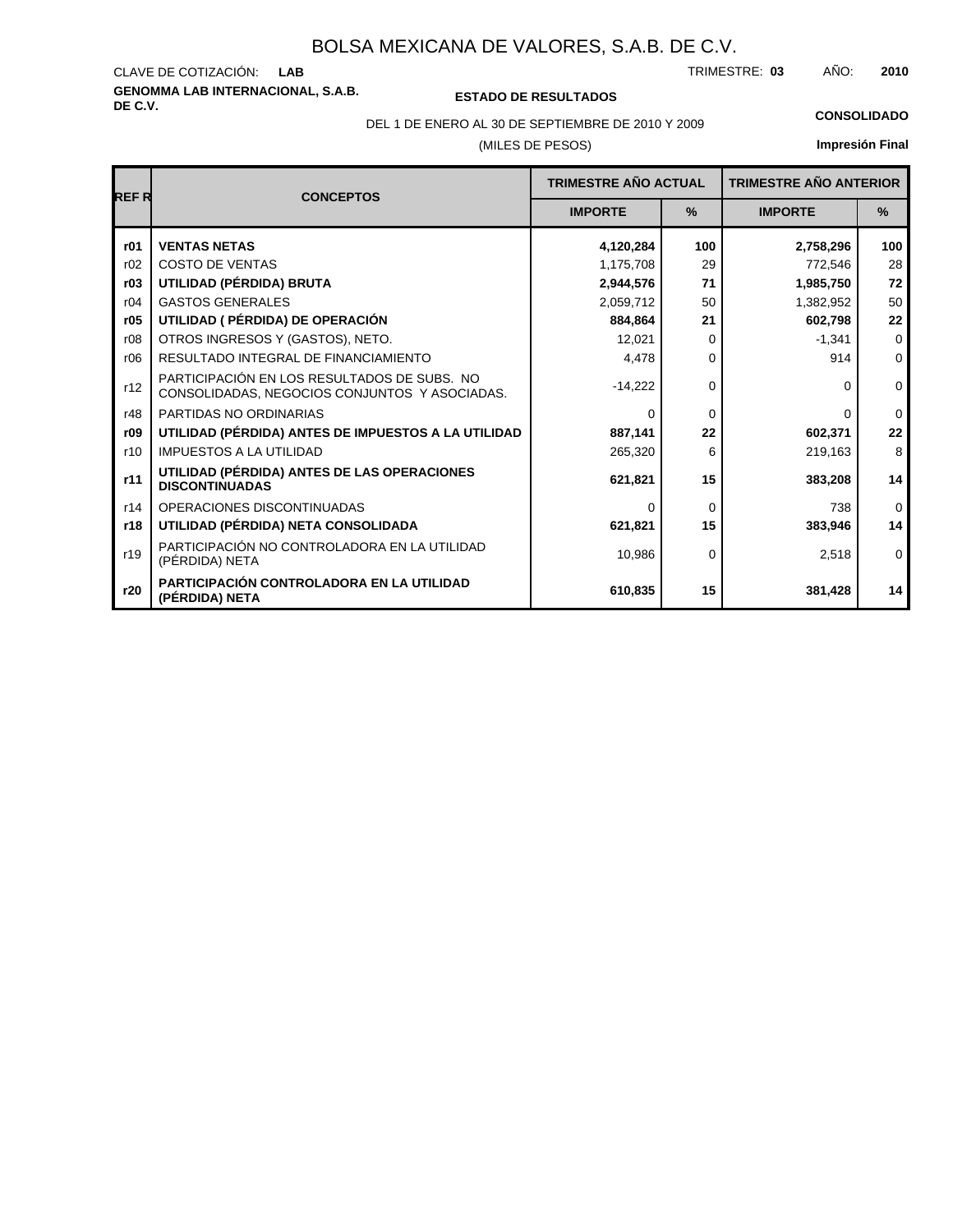# BOLSA MEXICANA DE VALORES, S.A.B. DE C.V.

CLAVE DE COTIZACIÓN: **LAB**

TRIMESTRE: **03** AÑO: **2010**

**GENOMMA LAB INTERNACIONAL, S.A.B. DE C.V.**

**ESTADO DE RESULTADOS**

DEL 1 DE ENERO AL 30 DE SEPTIEMBRE DE 2010 Y 2009

(MILES DE PESOS)

**CONSOLIDADO**

**Impresión Final**

| REF R | CONCEPTOS | TRIMESTRE AÑO ACTUAL | | TRIMESTRE AÑO ANTERIOR | |
|---|---|---|---|---|---|
| | | IMPORTE | % | IMPORTE | % |
| **r01** | **VENTAS NETAS** | **4,120,284** | **100** | **2,758,296** | **100** |
| r02 | COSTO DE VENTAS | 1,175,708 | 29 | 772,546 | 28 |
| **r03** | **UTILIDAD (PÉRDIDA) BRUTA** | **2,944,576** | **71** | **1,985,750** | **72** |
| r04 | GASTOS GENERALES | 2,059,712 | 50 | 1,382,952 | 50 |
| **r05** | **UTILIDAD ( PÉRDIDA) DE OPERACIÓN** | **884,864** | **21** | **602,798** | **22** |
| r08 | OTROS INGRESOS Y (GASTOS), NETO. | 12,021 | 0 | -1,341 | 0 |
| r06 | RESULTADO INTEGRAL DE FINANCIAMIENTO | 4,478 | 0 | 914 | 0 |
| r12 | PARTICIPACIÓN EN LOS RESULTADOS DE SUBS. NO CONSOLIDADAS, NEGOCIOS CONJUNTOS Y ASOCIADAS. | -14,222 | 0 | 0 | 0 |
| r48 | PARTIDAS NO ORDINARIAS | 0 | 0 | 0 | 0 |
| **r09** | **UTILIDAD (PÉRDIDA) ANTES DE IMPUESTOS A LA UTILIDAD** | **887,141** | **22** | **602,371** | **22** |
| r10 | IMPUESTOS A LA UTILIDAD | 265,320 | 6 | 219,163 | 8 |
| **r11** | **UTILIDAD (PÉRDIDA) ANTES DE LAS OPERACIONES DISCONTINUADAS** | **621,821** | **15** | **383,208** | **14** |
| r14 | OPERACIONES DISCONTINUADAS | 0 | 0 | 738 | 0 |
| **r18** | **UTILIDAD (PÉRDIDA) NETA CONSOLIDADA** | **621,821** | **15** | **383,946** | **14** |
| r19 | PARTICIPACIÓN NO CONTROLADORA EN LA UTILIDAD (PÉRDIDA) NETA | 10,986 | 0 | 2,518 | 0 |
| **r20** | **PARTICIPACIÓN CONTROLADORA EN LA UTILIDAD (PÉRDIDA) NETA** | **610,835** | **15** | **381,428** | **14** |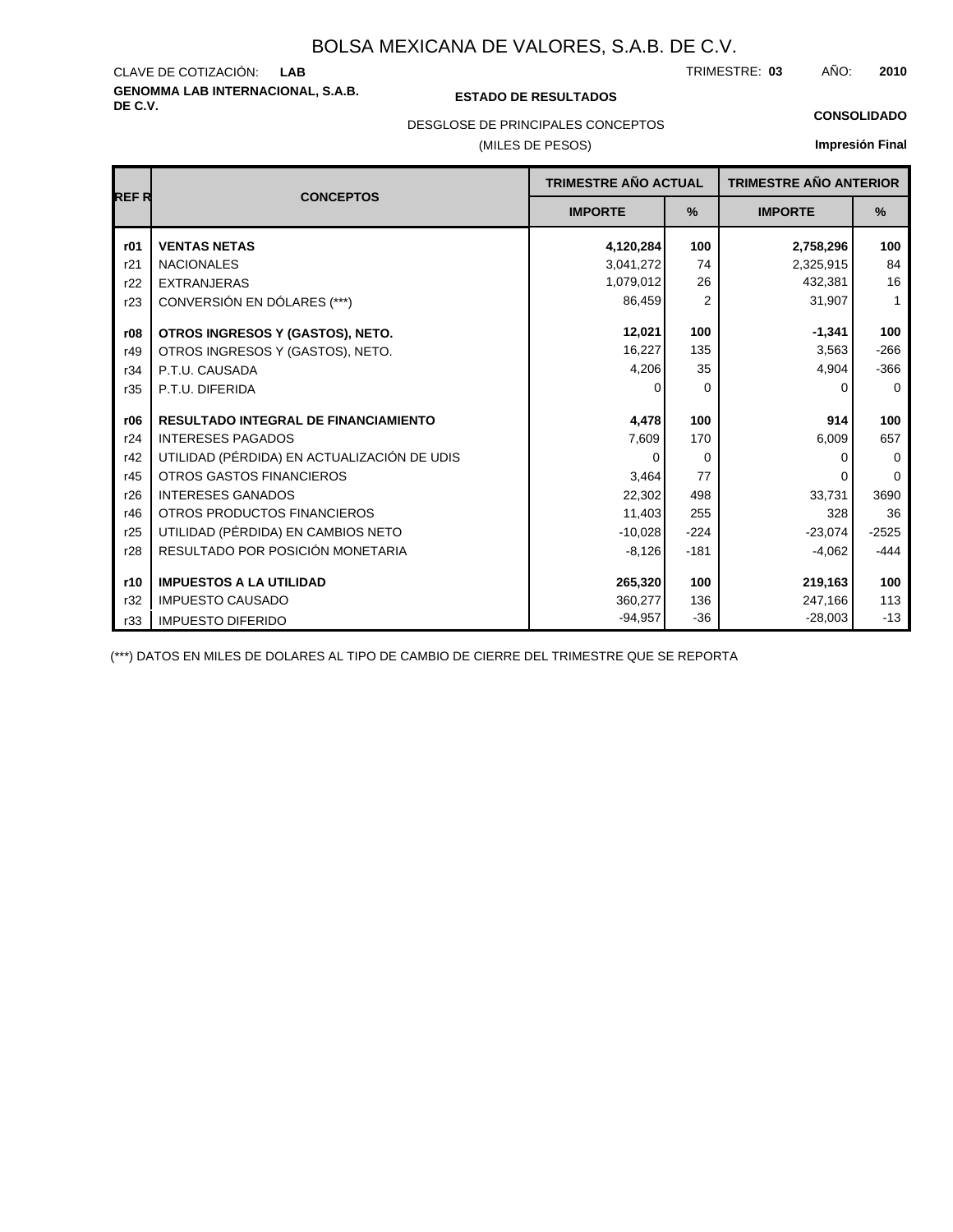# BOLSA MEXICANA DE VALORES, S.A.B. DE C.V.

CLAVE DE COTIZACIÓN: **LAB**

TRIMESTRE: **03** AÑO: **2010**

**GENOMMA LAB INTERNACIONAL, S.A.B. DE C.V.**

**ESTADO DE RESULTADOS**

**CONSOLIDADO**

DESGLOSE DE PRINCIPALES CONCEPTOS

(MILES DE PESOS)

**Impresión Final**

| REF R | CONCEPTOS | TRIMESTRE AÑO ACTUAL | | TRIMESTRE AÑO ANTERIOR | |
|---|---|---|---|---|---|
| | | IMPORTE | % | IMPORTE | % |
| **r01** | **VENTAS NETAS** | **4,120,284** | **100** | **2,758,296** | **100** |
| r21 | NACIONALES | 3,041,272 | 74 | 2,325,915 | 84 |
| r22 | EXTRANJERAS | 1,079,012 | 26 | 432,381 | 16 |
| r23 | CONVERSIÓN EN DÓLARES (***) | 86,459 | 2 | 31,907 | 1 |
| **r08** | **OTROS INGRESOS Y (GASTOS), NETO.** | **12,021** | **100** | **-1,341** | **100** |
| r49 | OTROS INGRESOS Y (GASTOS), NETO. | 16,227 | 135 | 3,563 | -266 |
| r34 | P.T.U. CAUSADA | 4,206 | 35 | 4,904 | -366 |
| r35 | P.T.U. DIFERIDA | 0 | 0 | 0 | 0 |
| **r06** | **RESULTADO INTEGRAL DE FINANCIAMIENTO** | **4,478** | **100** | **914** | **100** |
| r24 | INTERESES PAGADOS | 7,609 | 170 | 6,009 | 657 |
| r42 | UTILIDAD (PÉRDIDA) EN ACTUALIZACIÓN DE UDIS | 0 | 0 | 0 | 0 |
| r45 | OTROS GASTOS FINANCIEROS | 3,464 | 77 | 0 | 0 |
| r26 | INTERESES GANADOS | 22,302 | 498 | 33,731 | 3690 |
| r46 | OTROS PRODUCTOS FINANCIEROS | 11,403 | 255 | 328 | 36 |
| r25 | UTILIDAD (PÉRDIDA) EN CAMBIOS NETO | -10,028 | -224 | -23,074 | -2525 |
| r28 | RESULTADO POR POSICIÓN MONETARIA | -8,126 | -181 | -4,062 | -444 |
| **r10** | **IMPUESTOS A LA UTILIDAD** | **265,320** | **100** | **219,163** | **100** |
| r32 | IMPUESTO CAUSADO | 360,277 | 136 | 247,166 | 113 |
| r33 | IMPUESTO DIFERIDO | -94,957 | -36 | -28,003 | -13 |

(***) DATOS EN MILES DE DOLARES AL TIPO DE CAMBIO DE CIERRE DEL TRIMESTRE QUE SE REPORTA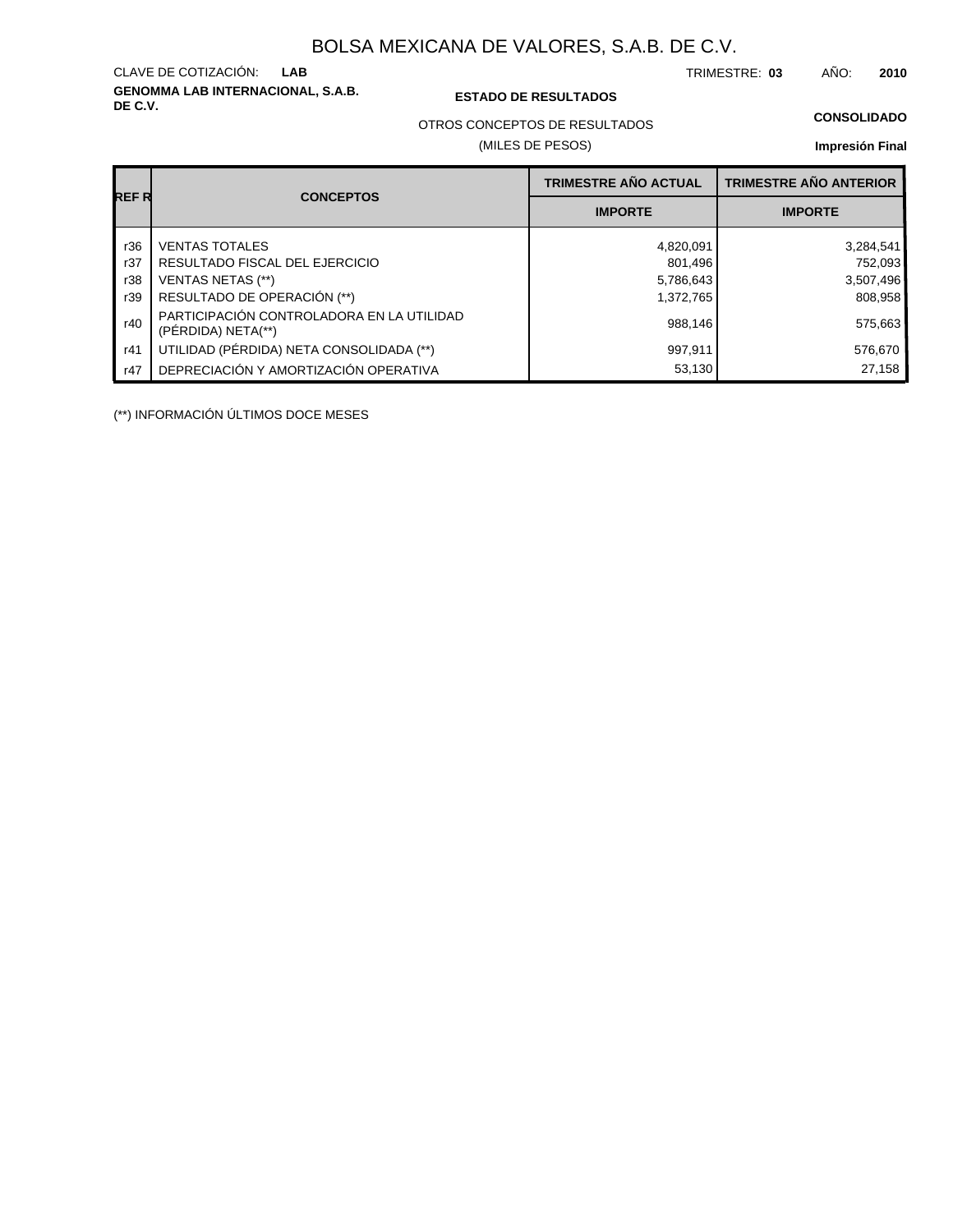# BOLSA MEXICANA DE VALORES, S.A.B. DE C.V.

CLAVE DE COTIZACIÓN: **LAB**

TRIMESTRE: **03** AÑO: **2010**

**GENOMMA LAB INTERNACIONAL, S.A.B. DE C.V.**

**ESTADO DE RESULTADOS**

**CONSOLIDADO**

OTROS CONCEPTOS DE RESULTADOS

(MILES DE PESOS)

**Impresión Final**

| REF R | CONCEPTOS | TRIMESTRE AÑO ACTUAL | TRIMESTRE AÑO ANTERIOR |
|---|---|---|---|
| | | IMPORTE | IMPORTE |
| r36 | VENTAS TOTALES | 4,820,091 | 3,284,541 |
| r37 | RESULTADO FISCAL DEL EJERCICIO | 801,496 | 752,093 |
| r38 | VENTAS NETAS (**) | 5,786,643 | 3,507,496 |
| r39 | RESULTADO DE OPERACIÓN (**) | 1,372,765 | 808,958 |
| r40 | PARTICIPACIÓN CONTROLADORA EN LA UTILIDAD (PÉRDIDA) NETA(**) | 988,146 | 575,663 |
| r41 | UTILIDAD (PÉRDIDA) NETA CONSOLIDADA (**) | 997,911 | 576,670 |
| r47 | DEPRECIACIÓN Y AMORTIZACIÓN OPERATIVA | 53,130 | 27,158 |

(**) INFORMACIÓN ÚLTIMOS DOCE MESES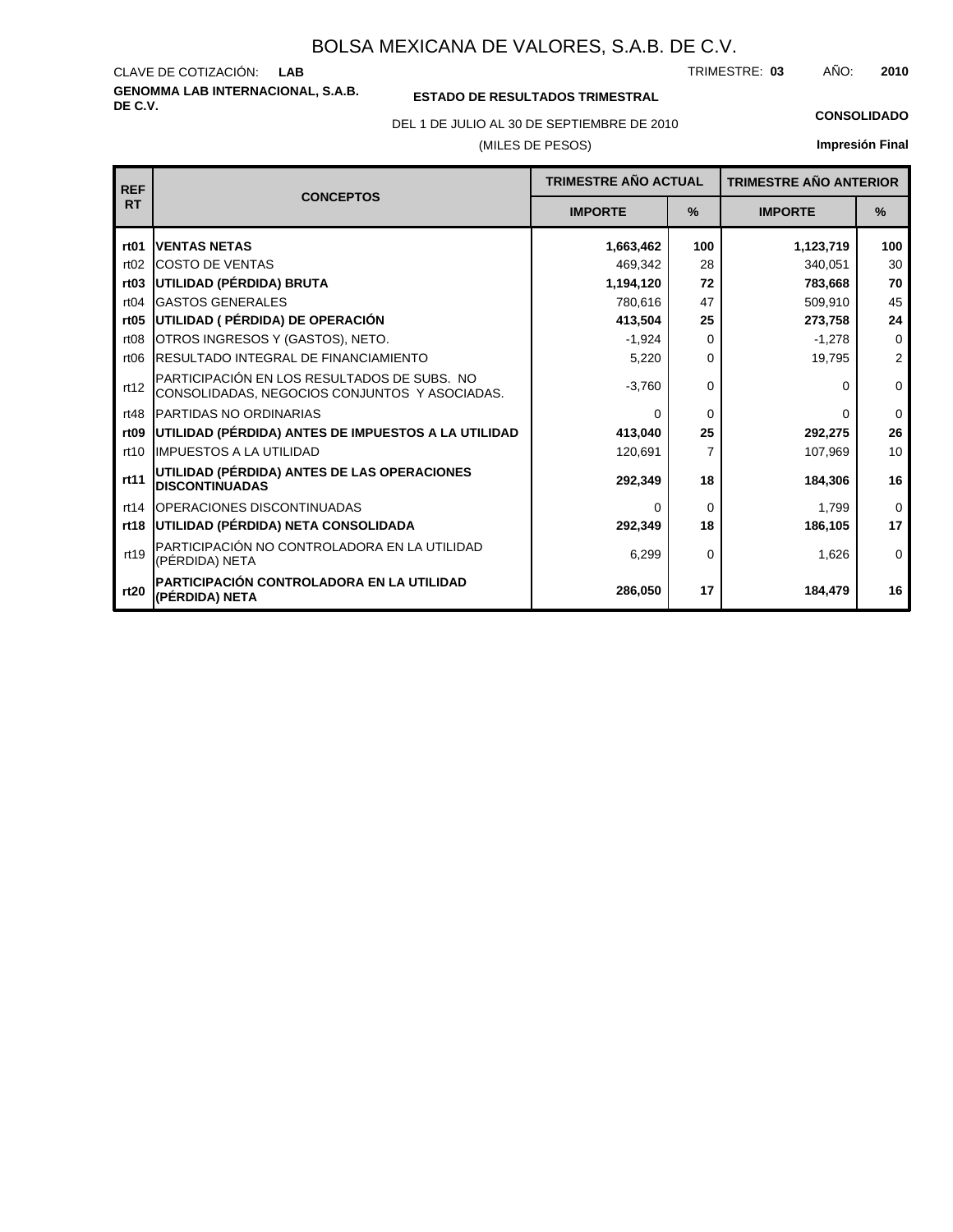# BOLSA MEXICANA DE VALORES, S.A.B. DE C.V.

CLAVE DE COTIZACIÓN: **LAB**

TRIMESTRE: **03** AÑO: **2010**

**GENOMMA LAB INTERNACIONAL, S.A.B. DE C.V.**

**ESTADO DE RESULTADOS TRIMESTRAL**

DEL 1 DE JULIO AL 30 DE SEPTIEMBRE DE 2010

(MILES DE PESOS)

**CONSOLIDADO**

**Impresión Final**

| REF RT | CONCEPTOS | TRIMESTRE AÑO ACTUAL | | TRIMESTRE AÑO ANTERIOR | |
|---|---|---|---|---|---|
| | | IMPORTE | % | IMPORTE | % |
| **rt01** | **VENTAS NETAS** | **1,663,462** | **100** | **1,123,719** | **100** |
| rt02 | COSTO DE VENTAS | 469,342 | 28 | 340,051 | 30 |
| **rt03** | **UTILIDAD (PÉRDIDA) BRUTA** | **1,194,120** | **72** | **783,668** | **70** |
| rt04 | GASTOS GENERALES | 780,616 | 47 | 509,910 | 45 |
| **rt05** | **UTILIDAD ( PÉRDIDA) DE OPERACIÓN** | **413,504** | **25** | **273,758** | **24** |
| rt08 | OTROS INGRESOS Y (GASTOS), NETO. | -1,924 | 0 | -1,278 | 0 |
| rt06 | RESULTADO INTEGRAL DE FINANCIAMIENTO | 5,220 | 0 | 19,795 | 2 |
| rt12 | PARTICIPACIÓN EN LOS RESULTADOS DE SUBS. NO CONSOLIDADAS, NEGOCIOS CONJUNTOS Y ASOCIADAS. | -3,760 | 0 | 0 | 0 |
| rt48 | PARTIDAS NO ORDINARIAS | 0 | 0 | 0 | 0 |
| **rt09** | **UTILIDAD (PÉRDIDA) ANTES DE IMPUESTOS A LA UTILIDAD** | **413,040** | **25** | **292,275** | **26** |
| rt10 | IMPUESTOS A LA UTILIDAD | 120,691 | 7 | 107,969 | 10 |
| **rt11** | **UTILIDAD (PÉRDIDA) ANTES DE LAS OPERACIONES DISCONTINUADAS** | **292,349** | **18** | **184,306** | **16** |
| rt14 | OPERACIONES DISCONTINUADAS | 0 | 0 | 1,799 | 0 |
| **rt18** | **UTILIDAD (PÉRDIDA) NETA CONSOLIDADA** | **292,349** | **18** | **186,105** | **17** |
| rt19 | PARTICIPACIÓN NO CONTROLADORA EN LA UTILIDAD (PÉRDIDA) NETA | 6,299 | 0 | 1,626 | 0 |
| **rt20** | **PARTICIPACIÓN CONTROLADORA EN LA UTILIDAD (PÉRDIDA) NETA** | **286,050** | **17** | **184,479** | **16** |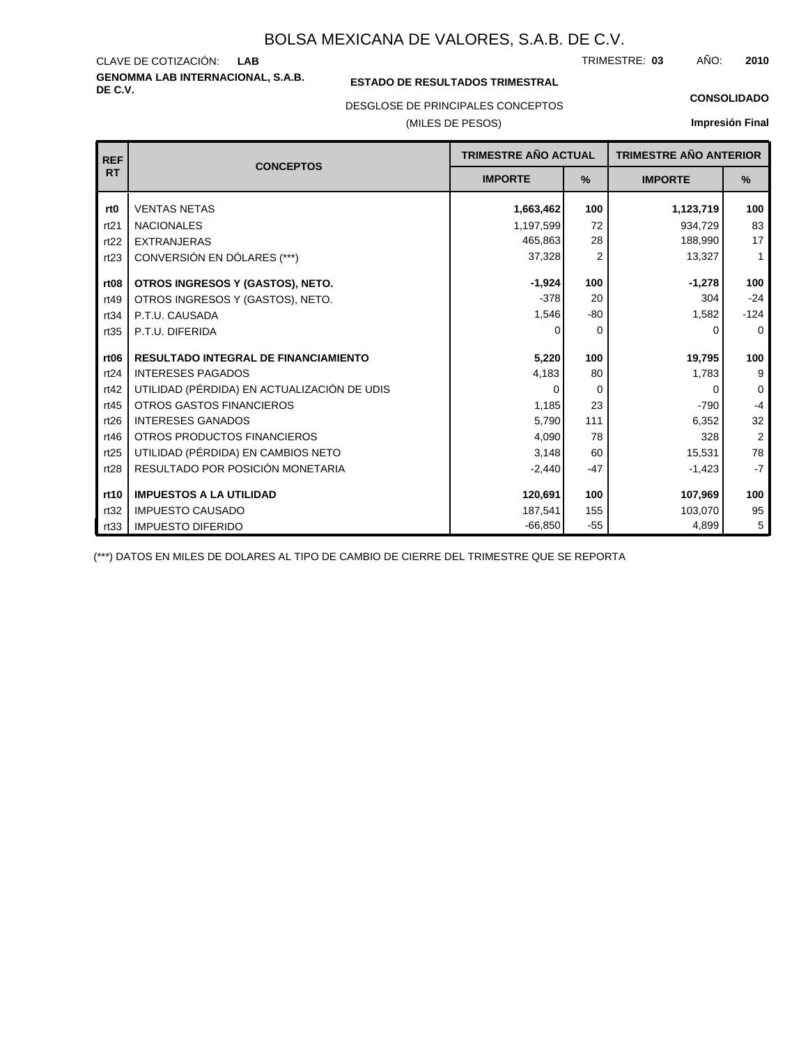# BOLSA MEXICANA DE VALORES, S.A.B. DE C.V.

CLAVE DE COTIZACIÓN: **LAB**

TRIMESTRE: **03** AÑO: **2010**

**GENOMMA LAB INTERNACIONAL, S.A.B. DE C.V.**

**ESTADO DE RESULTADOS TRIMESTRAL**

**CONSOLIDADO**

DESGLOSE DE PRINCIPALES CONCEPTOS

(MILES DE PESOS)

**Impresión Final**

| REF RT | CONCEPTOS | TRIMESTRE AÑO ACTUAL | | TRIMESTRE AÑO ANTERIOR | |
|---|---|---|---|---|---|
| | | IMPORTE | % | IMPORTE | % |
| **rt0** | **VENTAS NETAS** | **1,663,462** | **100** | **1,123,719** | **100** |
| rt21 | NACIONALES | 1,197,599 | 72 | 934,729 | 83 |
| rt22 | EXTRANJERAS | 465,863 | 28 | 188,990 | 17 |
| rt23 | CONVERSIÓN EN DÓLARES (***) | 37,328 | 2 | 13,327 | 1 |
| **rt08** | **OTROS INGRESOS Y (GASTOS), NETO.** | **-1,924** | **100** | **-1,278** | **100** |
| rt49 | OTROS INGRESOS Y (GASTOS), NETO. | -378 | 20 | 304 | -24 |
| rt34 | P.T.U. CAUSADA | 1,546 | -80 | 1,582 | -124 |
| rt35 | P.T.U. DIFERIDA | 0 | 0 | 0 | 0 |
| **rt06** | **RESULTADO INTEGRAL DE FINANCIAMIENTO** | **5,220** | **100** | **19,795** | **100** |
| rt24 | INTERESES PAGADOS | 4,183 | 80 | 1,783 | 9 |
| rt42 | UTILIDAD (PÉRDIDA) EN ACTUALIZACIÓN DE UDIS | 0 | 0 | 0 | 0 |
| rt45 | OTROS GASTOS FINANCIEROS | 1,185 | 23 | -790 | -4 |
| rt26 | INTERESES GANADOS | 5,790 | 111 | 6,352 | 32 |
| rt46 | OTROS PRODUCTOS FINANCIEROS | 4,090 | 78 | 328 | 2 |
| rt25 | UTILIDAD (PÉRDIDA) EN CAMBIOS NETO | 3,148 | 60 | 15,531 | 78 |
| rt28 | RESULTADO POR POSICIÓN MONETARIA | -2,440 | -47 | -1,423 | -7 |
| **rt10** | **IMPUESTOS A LA UTILIDAD** | **120,691** | **100** | **107,969** | **100** |
| rt32 | IMPUESTO CAUSADO | 187,541 | 155 | 103,070 | 95 |
| rt33 | IMPUESTO DIFERIDO | -66,850 | -55 | 4,899 | 5 |

(***) DATOS EN MILES DE DOLARES AL TIPO DE CAMBIO DE CIERRE DEL TRIMESTRE QUE SE REPORTA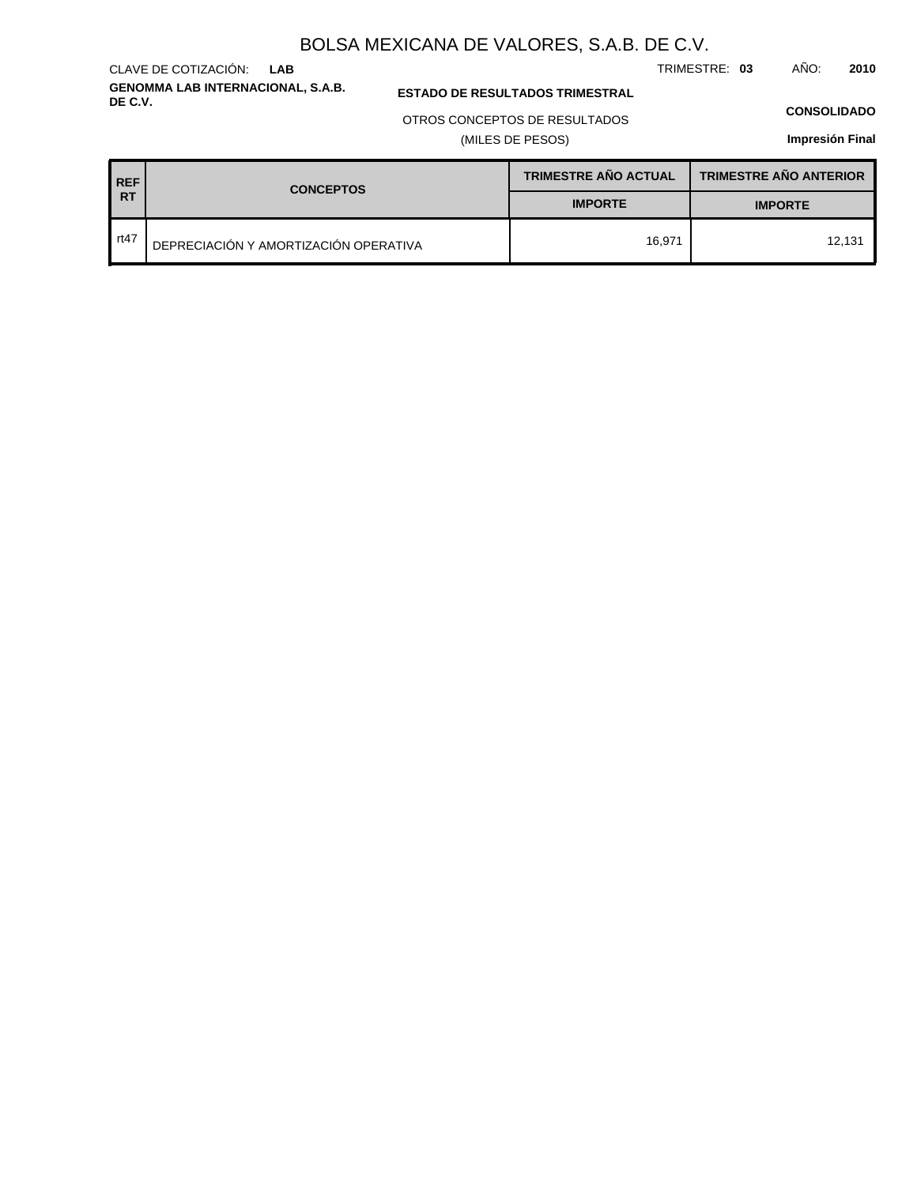# BOLSA MEXICANA DE VALORES, S.A.B. DE C.V.

CLAVE DE COTIZACIÓN: **LAB**

TRIMESTRE: **03** AÑO: **2010**

**GENOMMA LAB INTERNACIONAL, S.A.B. DE C.V.**

**ESTADO DE RESULTADOS TRIMESTRAL**

OTROS CONCEPTOS DE RESULTADOS

(MILES DE PESOS)

**CONSOLIDADO**

**Impresión Final**

| REF RT | CONCEPTOS | TRIMESTRE AÑO ACTUAL | TRIMESTRE AÑO ANTERIOR |
|---|---|---|---|
| | | IMPORTE | IMPORTE |
| rt47 | DEPRECIACIÓN Y AMORTIZACIÓN OPERATIVA | 16,971 | 12,131 |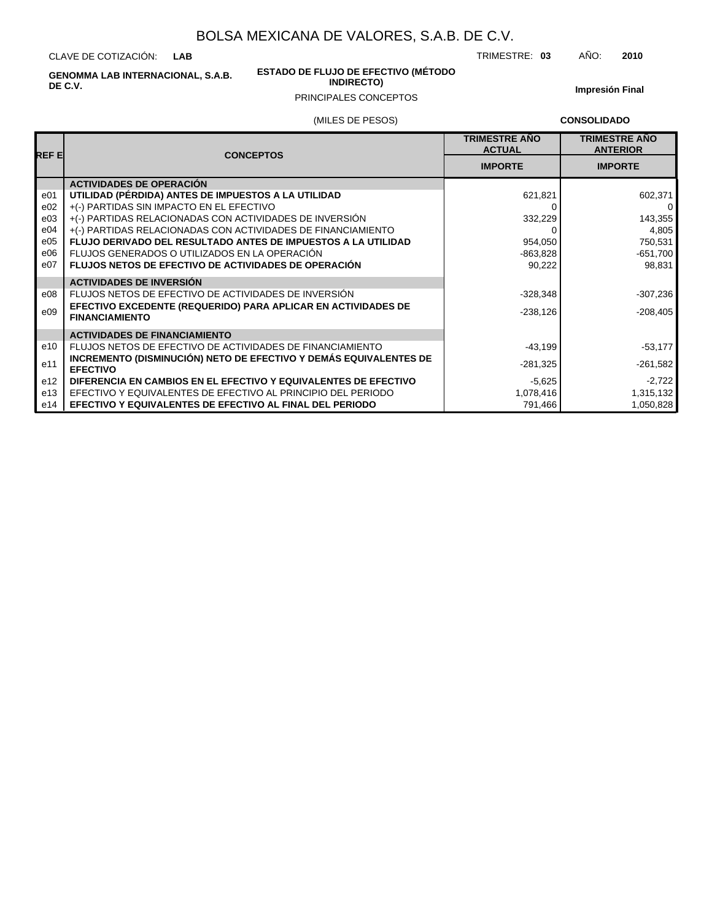# BOLSA MEXICANA DE VALORES, S.A.B. DE C.V.

CLAVE DE COTIZACIÓN: **LAB** TRIMESTRE: **03** AÑO: **2010**

**GENOMMA LAB INTERNACIONAL, S.A.B. DE C.V.**

**ESTADO DE FLUJO DE EFECTIVO (MÉTODO INDIRECTO)**

PRINCIPALES CONCEPTOS

**Impresión Final**

(MILES DE PESOS) **CONSOLIDADO**

| REF E | CONCEPTOS | TRIMESTRE AÑO ACTUAL | TRIMESTRE AÑO ANTERIOR |
|---|---|---|---|
| | | IMPORTE | IMPORTE |
| | **ACTIVIDADES DE OPERACIÓN** | | |
| e01 | **UTILIDAD (PÉRDIDA) ANTES DE IMPUESTOS A LA UTILIDAD** | 621,821 | 602,371 |
| e02 | +(-) PARTIDAS SIN IMPACTO EN EL EFECTIVO | 0 | 0 |
| e03 | +(-) PARTIDAS RELACIONADAS CON ACTIVIDADES DE INVERSIÓN | 332,229 | 143,355 |
| e04 | +(-) PARTIDAS RELACIONADAS CON ACTIVIDADES DE FINANCIAMIENTO | 0 | 4,805 |
| e05 | **FLUJO DERIVADO DEL RESULTADO ANTES DE IMPUESTOS A LA UTILIDAD** | 954,050 | 750,531 |
| e06 | FLUJOS GENERADOS O UTILIZADOS EN LA OPERACIÓN | -863,828 | -651,700 |
| e07 | **FLUJOS NETOS DE EFECTIVO DE ACTIVIDADES DE OPERACIÓN** | 90,222 | 98,831 |
| | **ACTIVIDADES DE INVERSIÓN** | | |
| e08 | FLUJOS NETOS DE EFECTIVO DE ACTIVIDADES DE INVERSIÓN | -328,348 | -307,236 |
| e09 | **EFECTIVO EXCEDENTE (REQUERIDO) PARA APLICAR EN ACTIVIDADES DE FINANCIAMIENTO** | -238,126 | -208,405 |
| | **ACTIVIDADES DE FINANCIAMIENTO** | | |
| e10 | FLUJOS NETOS DE EFECTIVO DE ACTIVIDADES DE FINANCIAMIENTO | -43,199 | -53,177 |
| e11 | **INCREMENTO (DISMINUCIÓN) NETO DE EFECTIVO Y DEMÁS EQUIVALENTES DE EFECTIVO** | -281,325 | -261,582 |
| e12 | **DIFERENCIA EN CAMBIOS EN EL EFECTIVO Y EQUIVALENTES DE EFECTIVO** | -5,625 | -2,722 |
| e13 | EFECTIVO Y EQUIVALENTES DE EFECTIVO AL PRINCIPIO DEL PERIODO | 1,078,416 | 1,315,132 |
| e14 | **EFECTIVO Y EQUIVALENTES DE EFECTIVO AL FINAL DEL PERIODO** | 791,466 | 1,050,828 |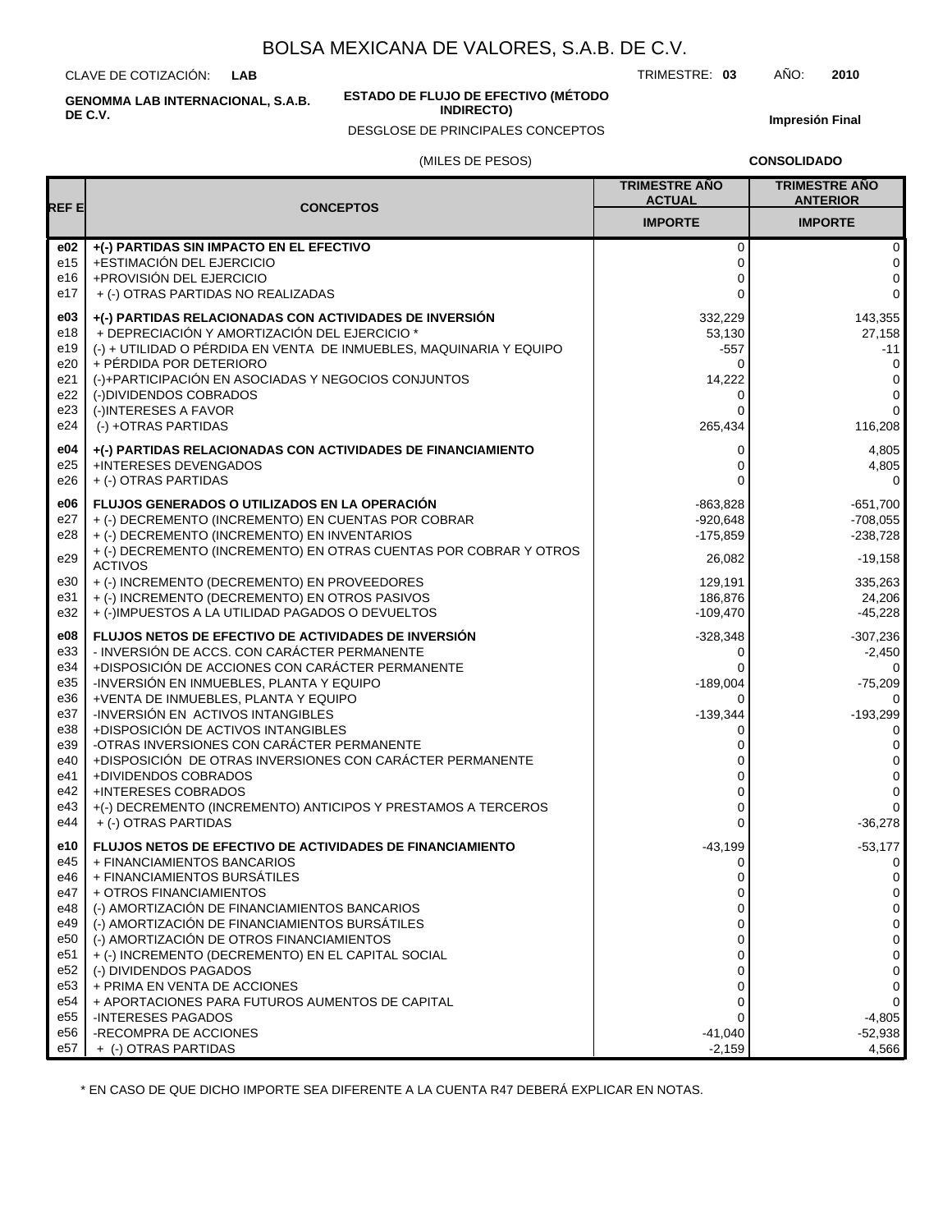# BOLSA MEXICANA DE VALORES, S.A.B. DE C.V.

CLAVE DE COTIZACIÓN: **LAB**

TRIMESTRE: **03** AÑO: **2010**

**GENOMMA LAB INTERNACIONAL, S.A.B. DE C.V.**

**ESTADO DE FLUJO DE EFECTIVO (MÉTODO INDIRECTO)**

DESGLOSE DE PRINCIPALES CONCEPTOS

**Impresión Final**

(MILES DE PESOS)

**CONSOLIDADO**

| REF E | CONCEPTOS | TRIMESTRE AÑO ACTUAL | TRIMESTRE AÑO ANTERIOR |
|---|---|---|---|
| | | IMPORTE | IMPORTE |
| **e02** | **+(-) PARTIDAS SIN IMPACTO EN EL EFECTIVO** | 0 | 0 |
| e15 | +ESTIMACIÓN DEL EJERCICIO | 0 | 0 |
| e16 | +PROVISIÓN DEL EJERCICIO | 0 | 0 |
| e17 | + (-) OTRAS PARTIDAS NO REALIZADAS | 0 | 0 |
| **e03** | **+(-) PARTIDAS RELACIONADAS CON ACTIVIDADES DE INVERSIÓN** | 332,229 | 143,355 |
| e18 | + DEPRECIACIÓN Y AMORTIZACIÓN DEL EJERCICIO * | 53,130 | 27,158 |
| e19 | (-) + UTILIDAD O PÉRDIDA EN VENTA DE INMUEBLES, MAQUINARIA Y EQUIPO | -557 | -11 |
| e20 | + PÉRDIDA POR DETERIORO | 0 | 0 |
| e21 | (-)+PARTICIPACIÓN EN ASOCIADAS Y NEGOCIOS CONJUNTOS | 14,222 | 0 |
| e22 | (-)DIVIDENDOS COBRADOS | 0 | 0 |
| e23 | (-)INTERESES A FAVOR | 0 | 0 |
| e24 | (-) +OTRAS PARTIDAS | 265,434 | 116,208 |
| **e04** | **+(-) PARTIDAS RELACIONADAS CON ACTIVIDADES DE FINANCIAMIENTO** | 0 | 4,805 |
| e25 | +INTERESES DEVENGADOS | 0 | 4,805 |
| e26 | + (-) OTRAS PARTIDAS | 0 | 0 |
| **e06** | **FLUJOS GENERADOS O UTILIZADOS EN LA OPERACIÓN** | -863,828 | -651,700 |
| e27 | + (-) DECREMENTO (INCREMENTO) EN CUENTAS POR COBRAR | -920,648 | -708,055 |
| e28 | + (-) DECREMENTO (INCREMENTO) EN INVENTARIOS | -175,859 | -238,728 |
| e29 | + (-) DECREMENTO (INCREMENTO) EN OTRAS CUENTAS POR COBRAR Y OTROS ACTIVOS | 26,082 | -19,158 |
| e30 | + (-) INCREMENTO (DECREMENTO) EN PROVEEDORES | 129,191 | 335,263 |
| e31 | + (-) INCREMENTO (DECREMENTO) EN OTROS PASIVOS | 186,876 | 24,206 |
| e32 | + (-)IMPUESTOS A LA UTILIDAD PAGADOS O DEVUELTOS | -109,470 | -45,228 |
| **e08** | **FLUJOS NETOS DE EFECTIVO DE ACTIVIDADES DE INVERSIÓN** | -328,348 | -307,236 |
| e33 | - INVERSIÓN DE ACCS. CON CARÁCTER PERMANENTE | 0 | -2,450 |
| e34 | +DISPOSICIÓN DE ACCIONES CON CARÁCTER PERMANENTE | 0 | 0 |
| e35 | -INVERSIÓN EN INMUEBLES, PLANTA Y EQUIPO | -189,004 | -75,209 |
| e36 | +VENTA DE INMUEBLES, PLANTA Y EQUIPO | 0 | 0 |
| e37 | -INVERSIÓN EN ACTIVOS INTANGIBLES | -139,344 | -193,299 |
| e38 | +DISPOSICIÓN DE ACTIVOS INTANGIBLES | 0 | 0 |
| e39 | -OTRAS INVERSIONES CON CARÁCTER PERMANENTE | 0 | 0 |
| e40 | +DISPOSICIÓN DE OTRAS INVERSIONES CON CARÁCTER PERMANENTE | 0 | 0 |
| e41 | +DIVIDENDOS COBRADOS | 0 | 0 |
| e42 | +INTERESES COBRADOS | 0 | 0 |
| e43 | +(-) DECREMENTO (INCREMENTO) ANTICIPOS Y PRESTAMOS A TERCEROS | 0 | 0 |
| e44 | + (-) OTRAS PARTIDAS | 0 | -36,278 |
| **e10** | **FLUJOS NETOS DE EFECTIVO DE ACTIVIDADES DE FINANCIAMIENTO** | -43,199 | -53,177 |
| e45 | + FINANCIAMIENTOS BANCARIOS | 0 | 0 |
| e46 | + FINANCIAMIENTOS BURSÁTILES | 0 | 0 |
| e47 | + OTROS FINANCIAMIENTOS | 0 | 0 |
| e48 | (-) AMORTIZACIÓN DE FINANCIAMIENTOS BANCARIOS | 0 | 0 |
| e49 | (-) AMORTIZACIÓN DE FINANCIAMIENTOS BURSÁTILES | 0 | 0 |
| e50 | (-) AMORTIZACIÓN DE OTROS FINANCIAMIENTOS | 0 | 0 |
| e51 | + (-) INCREMENTO (DECREMENTO) EN EL CAPITAL SOCIAL | 0 | 0 |
| e52 | (-) DIVIDENDOS PAGADOS | 0 | 0 |
| e53 | + PRIMA EN VENTA DE ACCIONES | 0 | 0 |
| e54 | + APORTACIONES PARA FUTUROS AUMENTOS DE CAPITAL | 0 | 0 |
| e55 | -INTERESES PAGADOS | 0 | -4,805 |
| e56 | -RECOMPRA DE ACCIONES | -41,040 | -52,938 |
| e57 | + (-) OTRAS PARTIDAS | -2,159 | 4,566 |

* EN CASO DE QUE DICHO IMPORTE SEA DIFERENTE A LA CUENTA R47 DEBERÁ EXPLICAR EN NOTAS.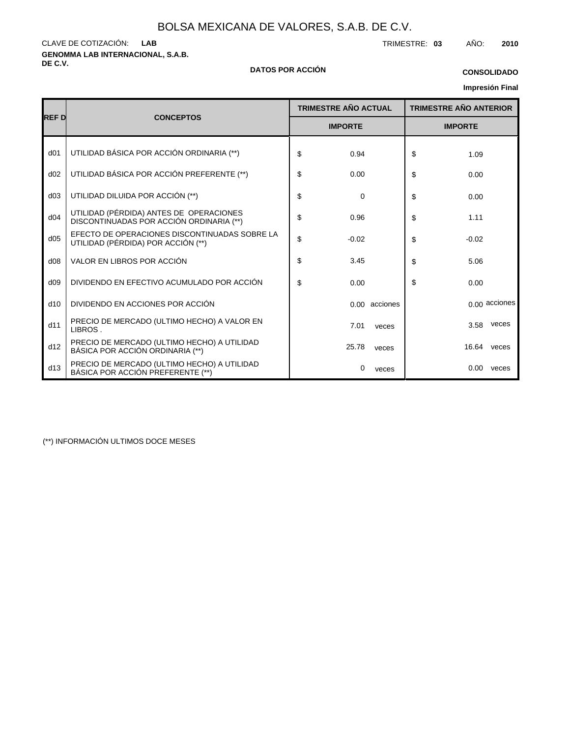# BOLSA MEXICANA DE VALORES, S.A.B. DE C.V.

CLAVE DE COTIZACIÓN: **LAB**

TRIMESTRE: **03** AÑO: **2010**

**GENOMMA LAB INTERNACIONAL, S.A.B. DE C.V.**

**DATOS POR ACCIÓN**

**CONSOLIDADO**

**Impresión Final**

| REF D | CONCEPTOS | TRIMESTRE AÑO ACTUAL | TRIMESTRE AÑO ANTERIOR |
|---|---|---|---|
| | | IMPORTE | IMPORTE |
| d01 | UTILIDAD BÁSICA POR ACCIÓN ORDINARIA (**) | $ 0.94 | $ 1.09 |
| d02 | UTILIDAD BÁSICA POR ACCIÓN PREFERENTE (**) | $ 0.00 | $ 0.00 |
| d03 | UTILIDAD DILUIDA POR ACCIÓN (**) | $ 0 | $ 0.00 |
| d04 | UTILIDAD (PÉRDIDA) ANTES DE OPERACIONES DISCONTINUADAS POR ACCIÓN ORDINARIA (**) | $ 0.96 | $ 1.11 |
| d05 | EFECTO DE OPERACIONES DISCONTINUADAS SOBRE LA UTILIDAD (PÉRDIDA) POR ACCIÓN (**) | $ -0.02 | $ -0.02 |
| d08 | VALOR EN LIBROS POR ACCIÓN | $ 3.45 | $ 5.06 |
| d09 | DIVIDENDO EN EFECTIVO ACUMULADO POR ACCIÓN | $ 0.00 | $ 0.00 |
| d10 | DIVIDENDO EN ACCIONES POR ACCIÓN | 0.00 acciones | 0.00 acciones |
| d11 | PRECIO DE MERCADO (ULTIMO HECHO) A VALOR EN LIBROS . | 7.01 veces | 3.58 veces |
| d12 | PRECIO DE MERCADO (ULTIMO HECHO) A UTILIDAD BÁSICA POR ACCIÓN ORDINARIA (**) | 25.78 veces | 16.64 veces |
| d13 | PRECIO DE MERCADO (ULTIMO HECHO) A UTILIDAD BÁSICA POR ACCIÓN PREFERENTE (**) | 0 veces | 0.00 veces |

(**) INFORMACIÓN ULTIMOS DOCE MESES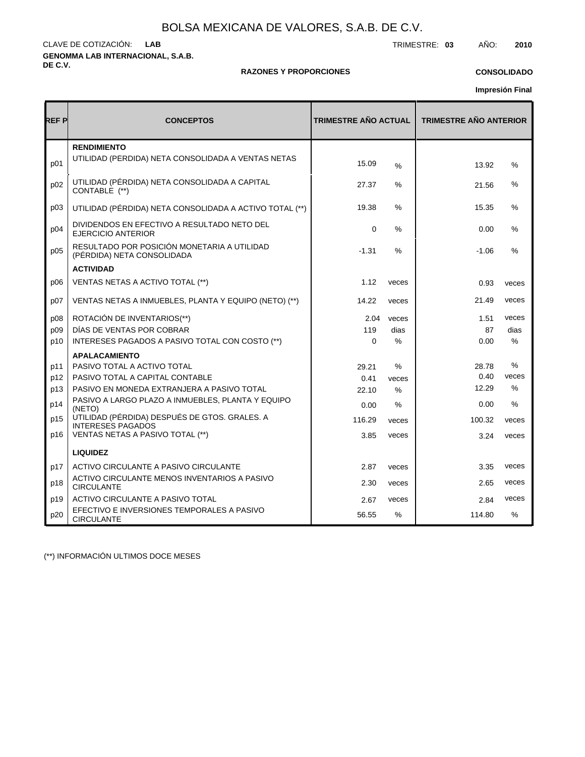# BOLSA MEXICANA DE VALORES, S.A.B. DE C.V.

CLAVE DE COTIZACIÓN: **LAB**

TRIMESTRE: **03** AÑO: **2010**

**GENOMMA LAB INTERNACIONAL, S.A.B. DE C.V.**

**RAZONES Y PROPORCIONES**

**CONSOLIDADO**

**Impresión Final**

| REF P | CONCEPTOS | TRIMESTRE AÑO ACTUAL | | TRIMESTRE AÑO ANTERIOR | |
|---|---|---|---|---|---|
| | **RENDIMIENTO** | | | | |
| p01 | UTILIDAD (PERDIDA) NETA CONSOLIDADA A VENTAS NETAS | 15.09 | % | 13.92 | % |
| p02 | UTILIDAD (PÉRDIDA) NETA CONSOLIDADA A CAPITAL CONTABLE (**) | 27.37 | % | 21.56 | % |
| p03 | UTILIDAD (PÉRDIDA) NETA CONSOLIDADA A ACTIVO TOTAL (**) | 19.38 | % | 15.35 | % |
| p04 | DIVIDENDOS EN EFECTIVO A RESULTADO NETO DEL EJERCICIO ANTERIOR | 0 | % | 0.00 | % |
| p05 | RESULTADO POR POSICIÓN MONETARIA A UTILIDAD (PÉRDIDA) NETA CONSOLIDADA | -1.31 | % | -1.06 | % |
| | **ACTIVIDAD** | | | | |
| p06 | VENTAS NETAS A ACTIVO TOTAL (**) | 1.12 | veces | 0.93 | veces |
| p07 | VENTAS NETAS A INMUEBLES, PLANTA Y EQUIPO (NETO) (**) | 14.22 | veces | 21.49 | veces |
| p08 | ROTACIÓN DE INVENTARIOS(**) | 2.04 | veces | 1.51 | veces |
| p09 | DÍAS DE VENTAS POR COBRAR | 119 | dias | 87 | dias |
| p10 | INTERESES PAGADOS A PASIVO TOTAL CON COSTO (**) | 0 | % | 0.00 | % |
| | **APALACAMIENTO** | | | | |
| p11 | PASIVO TOTAL A ACTIVO TOTAL | 29.21 | % | 28.78 | % |
| p12 | PASIVO TOTAL A CAPITAL CONTABLE | 0.41 | veces | 0.40 | veces |
| p13 | PASIVO EN MONEDA EXTRANJERA A PASIVO TOTAL | 22.10 | % | 12.29 | % |
| p14 | PASIVO A LARGO PLAZO A INMUEBLES, PLANTA Y EQUIPO (NETO) | 0.00 | % | 0.00 | % |
| p15 | UTILIDAD (PÉRDIDA) DESPUÉS DE GTOS. GRALES. A INTERESES PAGADOS | 116.29 | veces | 100.32 | veces |
| p16 | VENTAS NETAS A PASIVO TOTAL (**) | 3.85 | veces | 3.24 | veces |
| | **LIQUIDEZ** | | | | |
| p17 | ACTIVO CIRCULANTE A PASIVO CIRCULANTE | 2.87 | veces | 3.35 | veces |
| p18 | ACTIVO CIRCULANTE MENOS INVENTARIOS A PASIVO CIRCULANTE | 2.30 | veces | 2.65 | veces |
| p19 | ACTIVO CIRCULANTE A PASIVO TOTAL | 2.67 | veces | 2.84 | veces |
| p20 | EFECTIVO E INVERSIONES TEMPORALES A PASIVO CIRCULANTE | 56.55 | % | 114.80 | % |

(**) INFORMACIÓN ULTIMOS DOCE MESES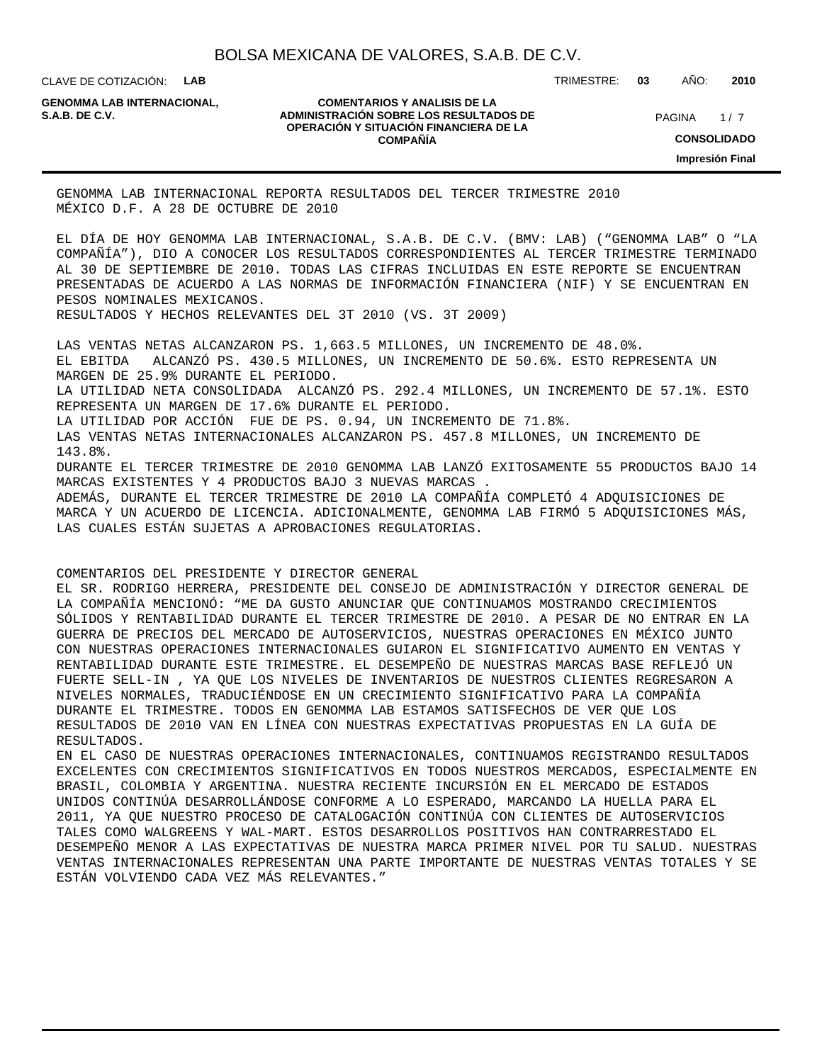GENOMMA LAB INTERNACIONAL REPORTA RESULTADOS DEL TERCER TRIMESTRE 2010
MÉXICO D.F. A 28 DE OCTUBRE DE 2010

EL DÍA DE HOY GENOMMA LAB INTERNACIONAL, S.A.B. DE C.V. (BMV: LAB) ("GENOMMA LAB" O "LA COMPAÑÍA"), DIO A CONOCER LOS RESULTADOS CORRESPONDIENTES AL TERCER TRIMESTRE TERMINADO AL 30 DE SEPTIEMBRE DE 2010. TODAS LAS CIFRAS INCLUIDAS EN ESTE REPORTE SE ENCUENTRAN PRESENTADAS DE ACUERDO A LAS NORMAS DE INFORMACIÓN FINANCIERA (NIF) Y SE ENCUENTRAN EN PESOS NOMINALES MEXICANOS.
RESULTADOS Y HECHOS RELEVANTES DEL 3T 2010 (VS. 3T 2009)

LAS VENTAS NETAS ALCANZARON PS. 1,663.5 MILLONES, UN INCREMENTO DE 48.0%.
EL EBITDA ALCANZÓ PS. 430.5 MILLONES, UN INCREMENTO DE 50.6%. ESTO REPRESENTA UN MARGEN DE 25.9% DURANTE EL PERIODO.
LA UTILIDAD NETA CONSOLIDADA ALCANZÓ PS. 292.4 MILLONES, UN INCREMENTO DE 57.1%. ESTO REPRESENTA UN MARGEN DE 17.6% DURANTE EL PERIODO.
LA UTILIDAD POR ACCIÓN FUE DE PS. 0.94, UN INCREMENTO DE 71.8%.
LAS VENTAS NETAS INTERNACIONALES ALCANZARON PS. 457.8 MILLONES, UN INCREMENTO DE 143.8%.
DURANTE EL TERCER TRIMESTRE DE 2010 GENOMMA LAB LANZÓ EXITOSAMENTE 55 PRODUCTOS BAJO 14 MARCAS EXISTENTES Y 4 PRODUCTOS BAJO 3 NUEVAS MARCAS .
ADEMÁS, DURANTE EL TERCER TRIMESTRE DE 2010 LA COMPAÑÍA COMPLETÓ 4 ADQUISICIONES DE MARCA Y UN ACUERDO DE LICENCIA. ADICIONALMENTE, GENOMMA LAB FIRMÓ 5 ADQUISICIONES MÁS, LAS CUALES ESTÁN SUJETAS A APROBACIONES REGULATORIAS.

COMENTARIOS DEL PRESIDENTE Y DIRECTOR GENERAL
EL SR. RODRIGO HERRERA, PRESIDENTE DEL CONSEJO DE ADMINISTRACIÓN Y DIRECTOR GENERAL DE LA COMPAÑÍA MENCIONÓ: "ME DA GUSTO ANUNCIAR QUE CONTINUAMOS MOSTRANDO CRECIMIENTOS SÓLIDOS Y RENTABILIDAD DURANTE EL TERCER TRIMESTRE DE 2010. A PESAR DE NO ENTRAR EN LA GUERRA DE PRECIOS DEL MERCADO DE AUTOSERVICIOS, NUESTRAS OPERACIONES EN MÉXICO JUNTO CON NUESTRAS OPERACIONES INTERNACIONALES GUIARON EL SIGNIFICATIVO AUMENTO EN VENTAS Y RENTABILIDAD DURANTE ESTE TRIMESTRE. EL DESEMPEÑO DE NUESTRAS MARCAS BASE REFLEJÓ UN FUERTE SELL-IN , YA QUE LOS NIVELES DE INVENTARIOS DE NUESTROS CLIENTES REGRESARON A NIVELES NORMALES, TRADUCIÉNDOSE EN UN CRECIMIENTO SIGNIFICATIVO PARA LA COMPAÑÍA DURANTE EL TRIMESTRE. TODOS EN GENOMMA LAB ESTAMOS SATISFECHOS DE VER QUE LOS RESULTADOS DE 2010 VAN EN LÍNEA CON NUESTRAS EXPECTATIVAS PROPUESTAS EN LA GUÍA DE RESULTADOS.
EN EL CASO DE NUESTRAS OPERACIONES INTERNACIONALES, CONTINUAMOS REGISTRANDO RESULTADOS EXCELENTES CON CRECIMIENTOS SIGNIFICATIVOS EN TODOS NUESTROS MERCADOS, ESPECIALMENTE EN BRASIL, COLOMBIA Y ARGENTINA. NUESTRA RECIENTE INCURSIÓN EN EL MERCADO DE ESTADOS UNIDOS CONTINÚA DESARROLLÁNDOSE CONFORME A LO ESPERADO, MARCANDO LA HUELLA PARA EL 2011, YA QUE NUESTRO PROCESO DE CATALOGACIÓN CONTINÚA CON CLIENTES DE AUTOSERVICIOS TALES COMO WALGREENS Y WAL-MART. ESTOS DESARROLLOS POSITIVOS HAN CONTRARRESTADO EL DESEMPEÑO MENOR A LAS EXPECTATIVAS DE NUESTRA MARCA PRIMER NIVEL POR TU SALUD. NUESTRAS VENTAS INTERNACIONALES REPRESENTAN UNA PARTE IMPORTANTE DE NUESTRAS VENTAS TOTALES Y SE ESTÁN VOLVIENDO CADA VEZ MÁS RELEVANTES."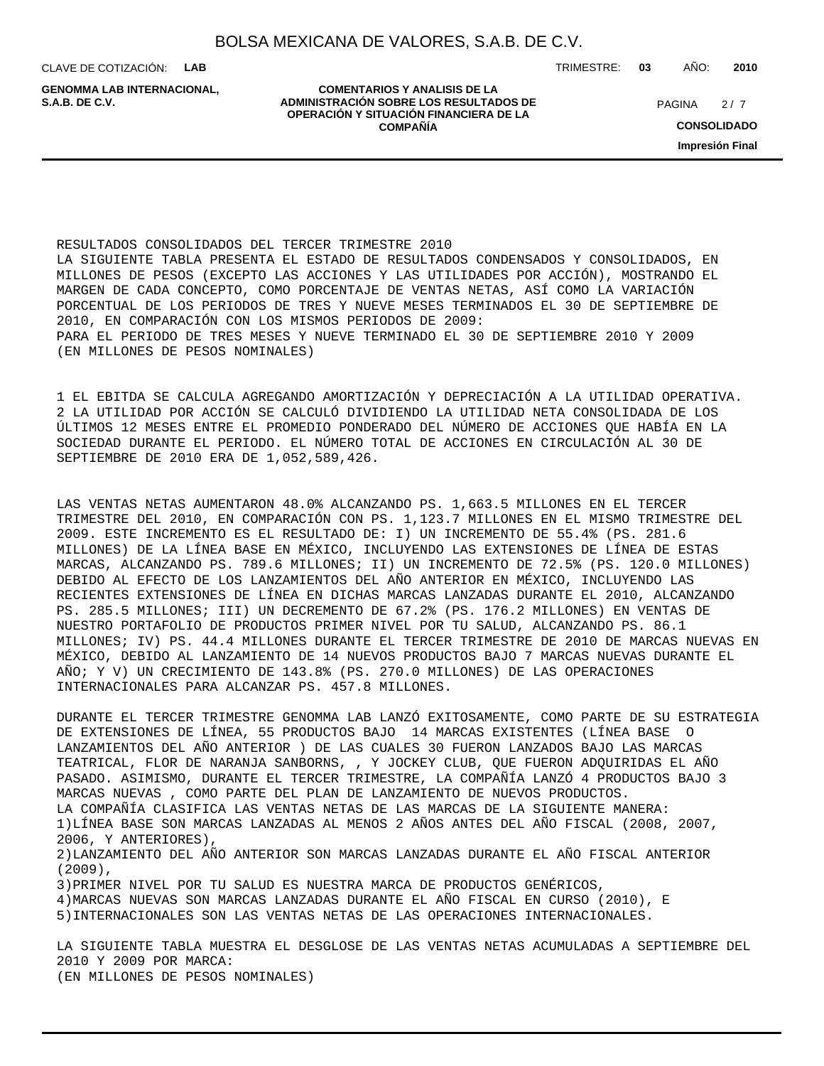RESULTADOS CONSOLIDADOS DEL TERCER TRIMESTRE 2010

LA SIGUIENTE TABLA PRESENTA EL ESTADO DE RESULTADOS CONDENSADOS Y CONSOLIDADOS, EN MILLONES DE PESOS (EXCEPTO LAS ACCIONES Y LAS UTILIDADES POR ACCIÓN), MOSTRANDO EL MARGEN DE CADA CONCEPTO, COMO PORCENTAJE DE VENTAS NETAS, ASÍ COMO LA VARIACIÓN PORCENTUAL DE LOS PERIODOS DE TRES Y NUEVE MESES TERMINADOS EL 30 DE SEPTIEMBRE DE 2010, EN COMPARACIÓN CON LOS MISMOS PERIODOS DE 2009:

PARA EL PERIODO DE TRES MESES Y NUEVE TERMINADO EL 30 DE SEPTIEMBRE 2010 Y 2009

(EN MILLONES DE PESOS NOMINALES)

1 EL EBITDA SE CALCULA AGREGANDO AMORTIZACIÓN Y DEPRECIACIÓN A LA UTILIDAD OPERATIVA.

2 LA UTILIDAD POR ACCIÓN SE CALCULÓ DIVIDIENDO LA UTILIDAD NETA CONSOLIDADA DE LOS ÚLTIMOS 12 MESES ENTRE EL PROMEDIO PONDERADO DEL NÚMERO DE ACCIONES QUE HABÍA EN LA SOCIEDAD DURANTE EL PERIODO. EL NÚMERO TOTAL DE ACCIONES EN CIRCULACIÓN AL 30 DE SEPTIEMBRE DE 2010 ERA DE 1,052,589,426.

LAS VENTAS NETAS AUMENTARON 48.0% ALCANZANDO PS. 1,663.5 MILLONES EN EL TERCER TRIMESTRE DEL 2010, EN COMPARACIÓN CON PS. 1,123.7 MILLONES EN EL MISMO TRIMESTRE DEL 2009. ESTE INCREMENTO ES EL RESULTADO DE: I) UN INCREMENTO DE 55.4% (PS. 281.6 MILLONES) DE LA LÍNEA BASE EN MÉXICO, INCLUYENDO LAS EXTENSIONES DE LÍNEA DE ESTAS MARCAS, ALCANZANDO PS. 789.6 MILLONES; II) UN INCREMENTO DE 72.5% (PS. 120.0 MILLONES) DEBIDO AL EFECTO DE LOS LANZAMIENTOS DEL AÑO ANTERIOR EN MÉXICO, INCLUYENDO LAS RECIENTES EXTENSIONES DE LÍNEA EN DICHAS MARCAS LANZADAS DURANTE EL 2010, ALCANZANDO PS. 285.5 MILLONES; III) UN DECREMENTO DE 67.2% (PS. 176.2 MILLONES) EN VENTAS DE NUESTRO PORTAFOLIO DE PRODUCTOS PRIMER NIVEL POR TU SALUD, ALCANZANDO PS. 86.1 MILLONES; IV) PS. 44.4 MILLONES DURANTE EL TERCER TRIMESTRE DE 2010 DE MARCAS NUEVAS EN MÉXICO, DEBIDO AL LANZAMIENTO DE 14 NUEVOS PRODUCTOS BAJO 7 MARCAS NUEVAS DURANTE EL AÑO; Y V) UN CRECIMIENTO DE 143.8% (PS. 270.0 MILLONES) DE LAS OPERACIONES INTERNACIONALES PARA ALCANZAR PS. 457.8 MILLONES.

DURANTE EL TERCER TRIMESTRE GENOMMA LAB LANZÓ EXITOSAMENTE, COMO PARTE DE SU ESTRATEGIA DE EXTENSIONES DE LÍNEA, 55 PRODUCTOS BAJO 14 MARCAS EXISTENTES (LÍNEA BASE O LANZAMIENTOS DEL AÑO ANTERIOR ) DE LAS CUALES 30 FUERON LANZADOS BAJO LAS MARCAS TEATRICAL, FLOR DE NARANJA SANBORNS, , Y JOCKEY CLUB, QUE FUERON ADQUIRIDAS EL AÑO PASADO. ASIMISMO, DURANTE EL TERCER TRIMESTRE, LA COMPAÑÍA LANZÓ 4 PRODUCTOS BAJO 3 MARCAS NUEVAS , COMO PARTE DEL PLAN DE LANZAMIENTO DE NUEVOS PRODUCTOS.

LA COMPAÑÍA CLASIFICA LAS VENTAS NETAS DE LAS MARCAS DE LA SIGUIENTE MANERA:

1)LÍNEA BASE SON MARCAS LANZADAS AL MENOS 2 AÑOS ANTES DEL AÑO FISCAL (2008, 2007, 2006, Y ANTERIORES),

2)LANZAMIENTO DEL AÑO ANTERIOR SON MARCAS LANZADAS DURANTE EL AÑO FISCAL ANTERIOR (2009),

3)PRIMER NIVEL POR TU SALUD ES NUESTRA MARCA DE PRODUCTOS GENÉRICOS,

4)MARCAS NUEVAS SON MARCAS LANZADAS DURANTE EL AÑO FISCAL EN CURSO (2010), E

5)INTERNACIONALES SON LAS VENTAS NETAS DE LAS OPERACIONES INTERNACIONALES.

LA SIGUIENTE TABLA MUESTRA EL DESGLOSE DE LAS VENTAS NETAS ACUMULADAS A SEPTIEMBRE DEL 2010 Y 2009 POR MARCA:

(EN MILLONES DE PESOS NOMINALES)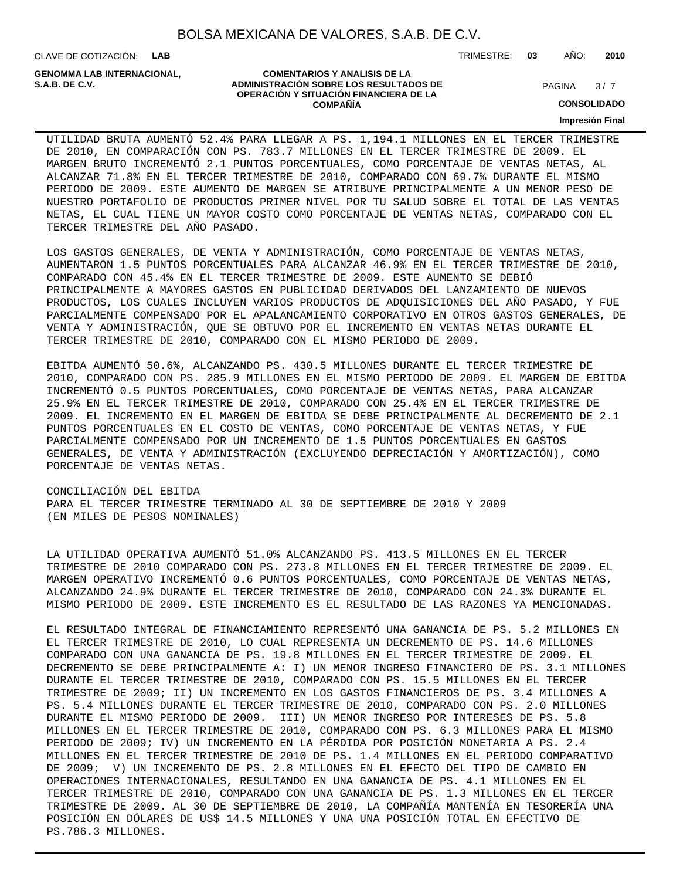UTILIDAD BRUTA AUMENTÓ 52.4% PARA LLEGAR A PS. 1,194.1 MILLONES EN EL TERCER TRIMESTRE DE 2010, EN COMPARACIÓN CON PS. 783.7 MILLONES EN EL TERCER TRIMESTRE DE 2009. EL MARGEN BRUTO INCREMENTÓ 2.1 PUNTOS PORCENTUALES, COMO PORCENTAJE DE VENTAS NETAS, AL ALCANZAR 71.8% EN EL TERCER TRIMESTRE DE 2010, COMPARADO CON 69.7% DURANTE EL MISMO PERIODO DE 2009. ESTE AUMENTO DE MARGEN SE ATRIBUYE PRINCIPALMENTE A UN MENOR PESO DE NUESTRO PORTAFOLIO DE PRODUCTOS PRIMER NIVEL POR TU SALUD SOBRE EL TOTAL DE LAS VENTAS NETAS, EL CUAL TIENE UN MAYOR COSTO COMO PORCENTAJE DE VENTAS NETAS, COMPARADO CON EL TERCER TRIMESTRE DEL AÑO PASADO.

LOS GASTOS GENERALES, DE VENTA Y ADMINISTRACIÓN, COMO PORCENTAJE DE VENTAS NETAS, AUMENTARON 1.5 PUNTOS PORCENTUALES PARA ALCANZAR 46.9% EN EL TERCER TRIMESTRE DE 2010, COMPARADO CON 45.4% EN EL TERCER TRIMESTRE DE 2009. ESTE AUMENTO SE DEBIÓ PRINCIPALMENTE A MAYORES GASTOS EN PUBLICIDAD DERIVADOS DEL LANZAMIENTO DE NUEVOS PRODUCTOS, LOS CUALES INCLUYEN VARIOS PRODUCTOS DE ADQUISICIONES DEL AÑO PASADO, Y FUE PARCIALMENTE COMPENSADO POR EL APALANCAMIENTO CORPORATIVO EN OTROS GASTOS GENERALES, DE VENTA Y ADMINISTRACIÓN, QUE SE OBTUVO POR EL INCREMENTO EN VENTAS NETAS DURANTE EL TERCER TRIMESTRE DE 2010, COMPARADO CON EL MISMO PERIODO DE 2009.

EBITDA AUMENTÓ 50.6%, ALCANZANDO PS. 430.5 MILLONES DURANTE EL TERCER TRIMESTRE DE 2010, COMPARADO CON PS. 285.9 MILLONES EN EL MISMO PERIODO DE 2009. EL MARGEN DE EBITDA INCREMENTÓ 0.5 PUNTOS PORCENTUALES, COMO PORCENTAJE DE VENTAS NETAS, PARA ALCANZAR 25.9% EN EL TERCER TRIMESTRE DE 2010, COMPARADO CON 25.4% EN EL TERCER TRIMESTRE DE 2009. EL INCREMENTO EN EL MARGEN DE EBITDA SE DEBE PRINCIPALMENTE AL DECREMENTO DE 2.1 PUNTOS PORCENTUALES EN EL COSTO DE VENTAS, COMO PORCENTAJE DE VENTAS NETAS, Y FUE PARCIALMENTE COMPENSADO POR UN INCREMENTO DE 1.5 PUNTOS PORCENTUALES EN GASTOS GENERALES, DE VENTA Y ADMINISTRACIÓN (EXCLUYENDO DEPRECIACIÓN Y AMORTIZACIÓN), COMO PORCENTAJE DE VENTAS NETAS.

CONCILIACIÓN DEL EBITDA
PARA EL TERCER TRIMESTRE TERMINADO AL 30 DE SEPTIEMBRE DE 2010 Y 2009
(EN MILES DE PESOS NOMINALES)

LA UTILIDAD OPERATIVA AUMENTÓ 51.0% ALCANZANDO PS. 413.5 MILLONES EN EL TERCER TRIMESTRE DE 2010 COMPARADO CON PS. 273.8 MILLONES EN EL TERCER TRIMESTRE DE 2009. EL MARGEN OPERATIVO INCREMENTÓ 0.6 PUNTOS PORCENTUALES, COMO PORCENTAJE DE VENTAS NETAS, ALCANZANDO 24.9% DURANTE EL TERCER TRIMESTRE DE 2010, COMPARADO CON 24.3% DURANTE EL MISMO PERIODO DE 2009. ESTE INCREMENTO ES EL RESULTADO DE LAS RAZONES YA MENCIONADAS.

EL RESULTADO INTEGRAL DE FINANCIAMIENTO REPRESENTÓ UNA GANANCIA DE PS. 5.2 MILLONES EN EL TERCER TRIMESTRE DE 2010, LO CUAL REPRESENTA UN DECREMENTO DE PS. 14.6 MILLONES COMPARADO CON UNA GANANCIA DE PS. 19.8 MILLONES EN EL TERCER TRIMESTRE DE 2009. EL DECREMENTO SE DEBE PRINCIPALMENTE A: I) UN MENOR INGRESO FINANCIERO DE PS. 3.1 MILLONES DURANTE EL TERCER TRIMESTRE DE 2010, COMPARADO CON PS. 15.5 MILLONES EN EL TERCER TRIMESTRE DE 2009; II) UN INCREMENTO EN LOS GASTOS FINANCIEROS DE PS. 3.4 MILLONES A PS. 5.4 MILLONES DURANTE EL TERCER TRIMESTRE DE 2010, COMPARADO CON PS. 2.0 MILLONES DURANTE EL MISMO PERIODO DE 2009. III) UN MENOR INGRESO POR INTERESES DE PS. 5.8 MILLONES EN EL TERCER TRIMESTRE DE 2010, COMPARADO CON PS. 6.3 MILLONES PARA EL MISMO PERIODO DE 2009; IV) UN INCREMENTO EN LA PÉRDIDA POR POSICIÓN MONETARIA A PS. 2.4 MILLONES EN EL TERCER TRIMESTRE DE 2010 DE PS. 1.4 MILLONES EN EL PERIODO COMPARATIVO DE 2009; V) UN INCREMENTO DE PS. 2.8 MILLONES EN EL EFECTO DEL TIPO DE CAMBIO EN OPERACIONES INTERNACIONALES, RESULTANDO EN UNA GANANCIA DE PS. 4.1 MILLONES EN EL TERCER TRIMESTRE DE 2010, COMPARADO CON UNA GANANCIA DE PS. 1.3 MILLONES EN EL TERCER TRIMESTRE DE 2009. AL 30 DE SEPTIEMBRE DE 2010, LA COMPAÑÍA MANTENÍA EN TESORERÍA UNA POSICIÓN EN DÓLARES DE US$ 14.5 MILLONES Y UNA UNA POSICIÓN TOTAL EN EFECTIVO DE PS.786.3 MILLONES.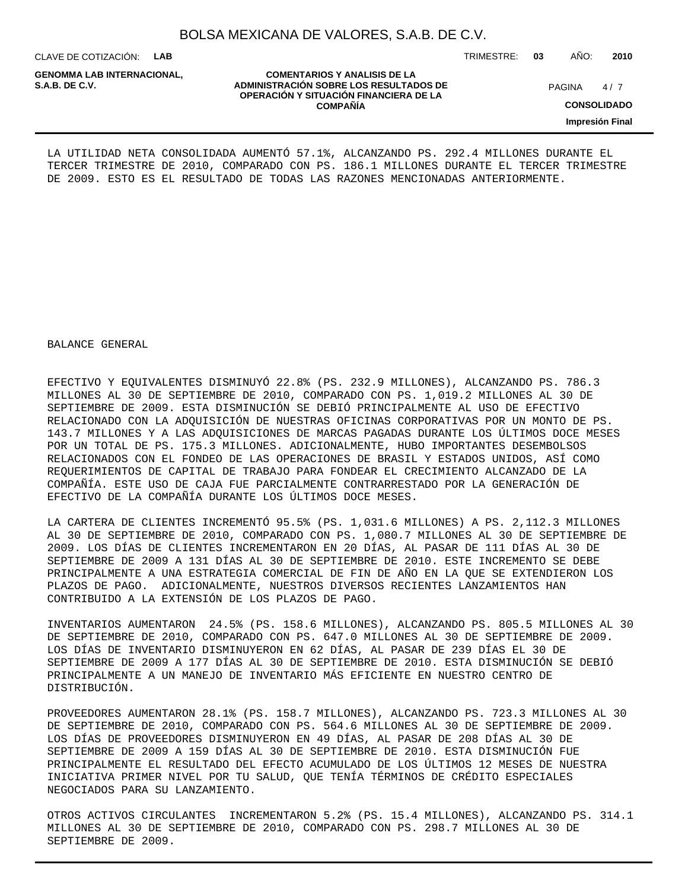LA UTILIDAD NETA CONSOLIDADA AUMENTÓ 57.1%, ALCANZANDO PS. 292.4 MILLONES DURANTE EL TERCER TRIMESTRE DE 2010, COMPARADO CON PS. 186.1 MILLONES DURANTE EL TERCER TRIMESTRE DE 2009. ESTO ES EL RESULTADO DE TODAS LAS RAZONES MENCIONADAS ANTERIORMENTE.

BALANCE GENERAL

EFECTIVO Y EQUIVALENTES DISMINUYÓ 22.8% (PS. 232.9 MILLONES), ALCANZANDO PS. 786.3 MILLONES AL 30 DE SEPTIEMBRE DE 2010, COMPARADO CON PS. 1,019.2 MILLONES AL 30 DE SEPTIEMBRE DE 2009. ESTA DISMINUCIÓN SE DEBIÓ PRINCIPALMENTE AL USO DE EFECTIVO RELACIONADO CON LA ADQUISICIÓN DE NUESTRAS OFICINAS CORPORATIVAS POR UN MONTO DE PS. 143.7 MILLONES Y A LAS ADQUISICIONES DE MARCAS PAGADAS DURANTE LOS ÚLTIMOS DOCE MESES POR UN TOTAL DE PS. 175.3 MILLONES. ADICIONALMENTE, HUBO IMPORTANTES DESEMBOLSOS RELACIONADOS CON EL FONDEO DE LAS OPERACIONES DE BRASIL Y ESTADOS UNIDOS, ASÍ COMO REQUERIMIENTOS DE CAPITAL DE TRABAJO PARA FONDEAR EL CRECIMIENTO ALCANZADO DE LA COMPAÑÍA. ESTE USO DE CAJA FUE PARCIALMENTE CONTRARRESTADO POR LA GENERACIÓN DE EFECTIVO DE LA COMPAÑÍA DURANTE LOS ÚLTIMOS DOCE MESES.

LA CARTERA DE CLIENTES INCREMENTÓ 95.5% (PS. 1,031.6 MILLONES) A PS. 2,112.3 MILLONES AL 30 DE SEPTIEMBRE DE 2010, COMPARADO CON PS. 1,080.7 MILLONES AL 30 DE SEPTIEMBRE DE 2009. LOS DÍAS DE CLIENTES INCREMENTARON EN 20 DÍAS, AL PASAR DE 111 DÍAS AL 30 DE SEPTIEMBRE DE 2009 A 131 DÍAS AL 30 DE SEPTIEMBRE DE 2010. ESTE INCREMENTO SE DEBE PRINCIPALMENTE A UNA ESTRATEGIA COMERCIAL DE FIN DE AÑO EN LA QUE SE EXTENDIERON LOS PLAZOS DE PAGO. ADICIONALMENTE, NUESTROS DIVERSOS RECIENTES LANZAMIENTOS HAN CONTRIBUIDO A LA EXTENSIÓN DE LOS PLAZOS DE PAGO.

INVENTARIOS AUMENTARON 24.5% (PS. 158.6 MILLONES), ALCANZANDO PS. 805.5 MILLONES AL 30 DE SEPTIEMBRE DE 2010, COMPARADO CON PS. 647.0 MILLONES AL 30 DE SEPTIEMBRE DE 2009. LOS DÍAS DE INVENTARIO DISMINUYERON EN 62 DÍAS, AL PASAR DE 239 DÍAS EL 30 DE SEPTIEMBRE DE 2009 A 177 DÍAS AL 30 DE SEPTIEMBRE DE 2010. ESTA DISMINUCIÓN SE DEBIÓ PRINCIPALMENTE A UN MANEJO DE INVENTARIO MÁS EFICIENTE EN NUESTRO CENTRO DE DISTRIBUCIÓN.

PROVEEDORES AUMENTARON 28.1% (PS. 158.7 MILLONES), ALCANZANDO PS. 723.3 MILLONES AL 30 DE SEPTIEMBRE DE 2010, COMPARADO CON PS. 564.6 MILLONES AL 30 DE SEPTIEMBRE DE 2009. LOS DÍAS DE PROVEEDORES DISMINUYERON EN 49 DÍAS, AL PASAR DE 208 DÍAS AL 30 DE SEPTIEMBRE DE 2009 A 159 DÍAS AL 30 DE SEPTIEMBRE DE 2010. ESTA DISMINUCIÓN FUE PRINCIPALMENTE EL RESULTADO DEL EFECTO ACUMULADO DE LOS ÚLTIMOS 12 MESES DE NUESTRA INICIATIVA PRIMER NIVEL POR TU SALUD, QUE TENÍA TÉRMINOS DE CRÉDITO ESPECIALES NEGOCIADOS PARA SU LANZAMIENTO.

OTROS ACTIVOS CIRCULANTES INCREMENTARON 5.2% (PS. 15.4 MILLONES), ALCANZANDO PS. 314.1 MILLONES AL 30 DE SEPTIEMBRE DE 2010, COMPARADO CON PS. 298.7 MILLONES AL 30 DE SEPTIEMBRE DE 2009.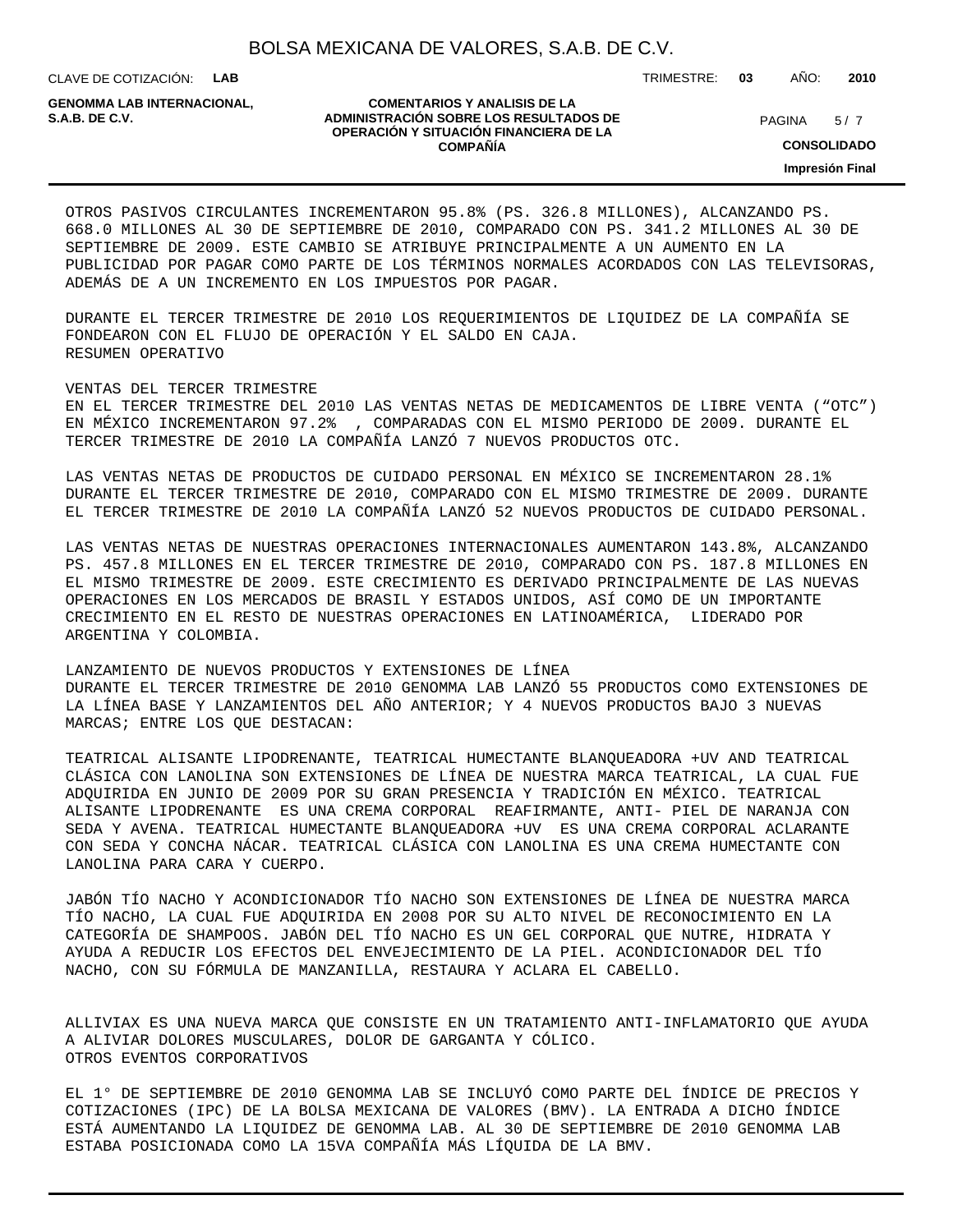OTROS PASIVOS CIRCULANTES INCREMENTARON 95.8% (PS. 326.8 MILLONES), ALCANZANDO PS. 668.0 MILLONES AL 30 DE SEPTIEMBRE DE 2010, COMPARADO CON PS. 341.2 MILLONES AL 30 DE SEPTIEMBRE DE 2009. ESTE CAMBIO SE ATRIBUYE PRINCIPALMENTE A UN AUMENTO EN LA PUBLICIDAD POR PAGAR COMO PARTE DE LOS TÉRMINOS NORMALES ACORDADOS CON LAS TELEVISORAS, ADEMÁS DE A UN INCREMENTO EN LOS IMPUESTOS POR PAGAR.

DURANTE EL TERCER TRIMESTRE DE 2010 LOS REQUERIMIENTOS DE LIQUIDEZ DE LA COMPAÑÍA SE FONDEARON CON EL FLUJO DE OPERACIÓN Y EL SALDO EN CAJA.

RESUMEN OPERATIVO

VENTAS DEL TERCER TRIMESTRE

EN EL TERCER TRIMESTRE DEL 2010 LAS VENTAS NETAS DE MEDICAMENTOS DE LIBRE VENTA (“OTC”) EN MÉXICO INCREMENTARON 97.2% , COMPARADAS CON EL MISMO PERIODO DE 2009. DURANTE EL TERCER TRIMESTRE DE 2010 LA COMPAÑÍA LANZÓ 7 NUEVOS PRODUCTOS OTC.

LAS VENTAS NETAS DE PRODUCTOS DE CUIDADO PERSONAL EN MÉXICO SE INCREMENTARON 28.1% DURANTE EL TERCER TRIMESTRE DE 2010, COMPARADO CON EL MISMO TRIMESTRE DE 2009. DURANTE EL TERCER TRIMESTRE DE 2010 LA COMPAÑÍA LANZÓ 52 NUEVOS PRODUCTOS DE CUIDADO PERSONAL.

LAS VENTAS NETAS DE NUESTRAS OPERACIONES INTERNACIONALES AUMENTARON 143.8%, ALCANZANDO PS. 457.8 MILLONES EN EL TERCER TRIMESTRE DE 2010, COMPARADO CON PS. 187.8 MILLONES EN EL MISMO TRIMESTRE DE 2009. ESTE CRECIMIENTO ES DERIVADO PRINCIPALMENTE DE LAS NUEVAS OPERACIONES EN LOS MERCADOS DE BRASIL Y ESTADOS UNIDOS, ASÍ COMO DE UN IMPORTANTE CRECIMIENTO EN EL RESTO DE NUESTRAS OPERACIONES EN LATINOAMÉRICA, LIDERADO POR ARGENTINA Y COLOMBIA.

LANZAMIENTO DE NUEVOS PRODUCTOS Y EXTENSIONES DE LÍNEA

DURANTE EL TERCER TRIMESTRE DE 2010 GENOMMA LAB LANZÓ 55 PRODUCTOS COMO EXTENSIONES DE LA LÍNEA BASE Y LANZAMIENTOS DEL AÑO ANTERIOR; Y 4 NUEVOS PRODUCTOS BAJO 3 NUEVAS MARCAS; ENTRE LOS QUE DESTACAN:

TEATRICAL ALISANTE LIPODRENANTE, TEATRICAL HUMECTANTE BLANQUEADORA +UV AND TEATRICAL CLÁSICA CON LANOLINA SON EXTENSIONES DE LÍNEA DE NUESTRA MARCA TEATRICAL, LA CUAL FUE ADQUIRIDA EN JUNIO DE 2009 POR SU GRAN PRESENCIA Y TRADICIÓN EN MÉXICO. TEATRICAL ALISANTE LIPODRENANTE ES UNA CREMA CORPORAL REAFIRMANTE, ANTI- PIEL DE NARANJA CON SEDA Y AVENA. TEATRICAL HUMECTANTE BLANQUEADORA +UV ES UNA CREMA CORPORAL ACLARANTE CON SEDA Y CONCHA NÁCAR. TEATRICAL CLÁSICA CON LANOLINA ES UNA CREMA HUMECTANTE CON LANOLINA PARA CARA Y CUERPO.

JABÓN TÍO NACHO Y ACONDICIONADOR TÍO NACHO SON EXTENSIONES DE LÍNEA DE NUESTRA MARCA TÍO NACHO, LA CUAL FUE ADQUIRIDA EN 2008 POR SU ALTO NIVEL DE RECONOCIMIENTO EN LA CATEGORÍA DE SHAMPOOS. JABÓN DEL TÍO NACHO ES UN GEL CORPORAL QUE NUTRE, HIDRATA Y AYUDA A REDUCIR LOS EFECTOS DEL ENVEJECIMIENTO DE LA PIEL. ACONDICIONADOR DEL TÍO NACHO, CON SU FÓRMULA DE MANZANILLA, RESTAURA Y ACLARA EL CABELLO.

ALLIVIAX ES UNA NUEVA MARCA QUE CONSISTE EN UN TRATAMIENTO ANTI-INFLAMATORIO QUE AYUDA A ALIVIAR DOLORES MUSCULARES, DOLOR DE GARGANTA Y CÓLICO.

OTROS EVENTOS CORPORATIVOS

EL 1° DE SEPTIEMBRE DE 2010 GENOMMA LAB SE INCLUYÓ COMO PARTE DEL ÍNDICE DE PRECIOS Y COTIZACIONES (IPC) DE LA BOLSA MEXICANA DE VALORES (BMV). LA ENTRADA A DICHO ÍNDICE ESTÁ AUMENTANDO LA LIQUIDEZ DE GENOMMA LAB. AL 30 DE SEPTIEMBRE DE 2010 GENOMMA LAB ESTABA POSICIONADA COMO LA 15VA COMPAÑÍA MÁS LÍQUIDA DE LA BMV.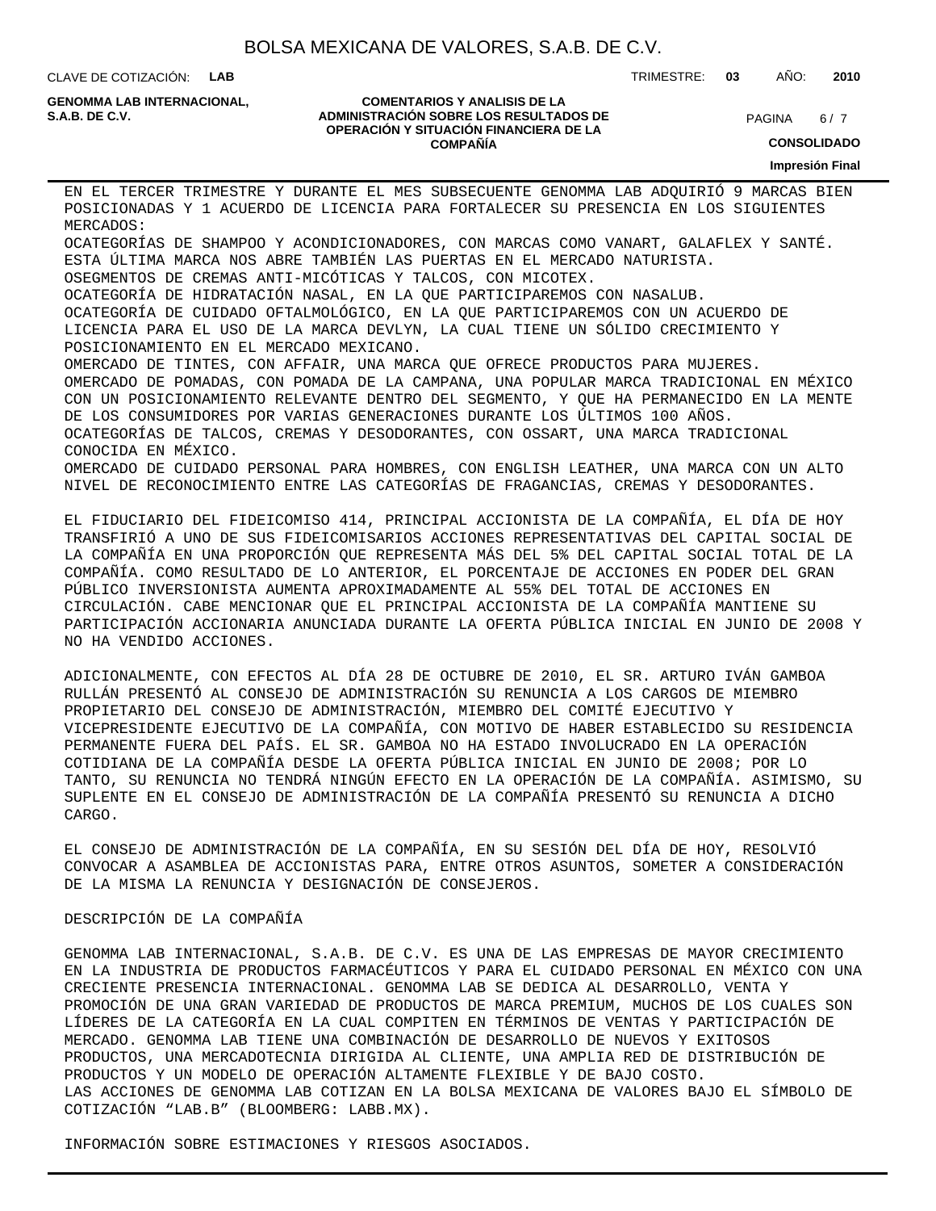EN EL TERCER TRIMESTRE Y DURANTE EL MES SUBSECUENTE GENOMMA LAB ADQUIRIÓ 9 MARCAS BIEN POSICIONADAS Y 1 ACUERDO DE LICENCIA PARA FORTALECER SU PRESENCIA EN LOS SIGUIENTES MERCADOS:

OCATEGORÍAS DE SHAMPOO Y ACONDICIONADORES, CON MARCAS COMO VANART, GALAFLEX Y SANTÉ. ESTA ÚLTIMA MARCA NOS ABRE TAMBIÉN LAS PUERTAS EN EL MERCADO NATURISTA.

OSEGMENTOS DE CREMAS ANTI-MICÓTICAS Y TALCOS, CON MICOTEX.

OCATEGORÍA DE HIDRATACIÓN NASAL, EN LA QUE PARTICIPAREMOS CON NASALUB.

OCATEGORÍA DE CUIDADO OFTALMOLÓGICO, EN LA QUE PARTICIPAREMOS CON UN ACUERDO DE LICENCIA PARA EL USO DE LA MARCA DEVLYN, LA CUAL TIENE UN SÓLIDO CRECIMIENTO Y POSICIONAMIENTO EN EL MERCADO MEXICANO.

OMERCADO DE TINTES, CON AFFAIR, UNA MARCA QUE OFRECE PRODUCTOS PARA MUJERES.

OMERCADO DE POMADAS, CON POMADA DE LA CAMPANA, UNA POPULAR MARCA TRADICIONAL EN MÉXICO CON UN POSICIONAMIENTO RELEVANTE DENTRO DEL SEGMENTO, Y QUE HA PERMANECIDO EN LA MENTE DE LOS CONSUMIDORES POR VARIAS GENERACIONES DURANTE LOS ÚLTIMOS 100 AÑOS.

OCATEGORÍAS DE TALCOS, CREMAS Y DESODORANTES, CON OSSART, UNA MARCA TRADICIONAL CONOCIDA EN MÉXICO.

OMERCADO DE CUIDADO PERSONAL PARA HOMBRES, CON ENGLISH LEATHER, UNA MARCA CON UN ALTO NIVEL DE RECONOCIMIENTO ENTRE LAS CATEGORÍAS DE FRAGANCIAS, CREMAS Y DESODORANTES.

EL FIDUCIARIO DEL FIDEICOMISO 414, PRINCIPAL ACCIONISTA DE LA COMPAÑÍA, EL DÍA DE HOY TRANSFIRIÓ A UNO DE SUS FIDEICOMISARIOS ACCIONES REPRESENTATIVAS DEL CAPITAL SOCIAL DE LA COMPAÑÍA EN UNA PROPORCIÓN QUE REPRESENTA MÁS DEL 5% DEL CAPITAL SOCIAL TOTAL DE LA COMPAÑÍA. COMO RESULTADO DE LO ANTERIOR, EL PORCENTAJE DE ACCIONES EN PODER DEL GRAN PÚBLICO INVERSIONISTA AUMENTA APROXIMADAMENTE AL 55% DEL TOTAL DE ACCIONES EN CIRCULACIÓN. CABE MENCIONAR QUE EL PRINCIPAL ACCIONISTA DE LA COMPAÑÍA MANTIENE SU PARTICIPACIÓN ACCIONARIA ANUNCIADA DURANTE LA OFERTA PÚBLICA INICIAL EN JUNIO DE 2008 Y NO HA VENDIDO ACCIONES.

ADICIONALMENTE, CON EFECTOS AL DÍA 28 DE OCTUBRE DE 2010, EL SR. ARTURO IVÁN GAMBOA RULLÁN PRESENTÓ AL CONSEJO DE ADMINISTRACIÓN SU RENUNCIA A LOS CARGOS DE MIEMBRO PROPIETARIO DEL CONSEJO DE ADMINISTRACIÓN, MIEMBRO DEL COMITÉ EJECUTIVO Y VICEPRESIDENTE EJECUTIVO DE LA COMPAÑÍA, CON MOTIVO DE HABER ESTABLECIDO SU RESIDENCIA PERMANENTE FUERA DEL PAÍS. EL SR. GAMBOA NO HA ESTADO INVOLUCRADO EN LA OPERACIÓN COTIDIANA DE LA COMPAÑÍA DESDE LA OFERTA PÚBLICA INICIAL EN JUNIO DE 2008; POR LO TANTO, SU RENUNCIA NO TENDRÁ NINGÚN EFECTO EN LA OPERACIÓN DE LA COMPAÑÍA. ASIMISMO, SU SUPLENTE EN EL CONSEJO DE ADMINISTRACIÓN DE LA COMPAÑÍA PRESENTÓ SU RENUNCIA A DICHO CARGO.

EL CONSEJO DE ADMINISTRACIÓN DE LA COMPAÑÍA, EN SU SESIÓN DEL DÍA DE HOY, RESOLVIÓ CONVOCAR A ASAMBLEA DE ACCIONISTAS PARA, ENTRE OTROS ASUNTOS, SOMETER A CONSIDERACIÓN DE LA MISMA LA RENUNCIA Y DESIGNACIÓN DE CONSEJEROS.

DESCRIPCIÓN DE LA COMPAÑÍA

GENOMMA LAB INTERNACIONAL, S.A.B. DE C.V. ES UNA DE LAS EMPRESAS DE MAYOR CRECIMIENTO EN LA INDUSTRIA DE PRODUCTOS FARMACÉUTICOS Y PARA EL CUIDADO PERSONAL EN MÉXICO CON UNA CRECIENTE PRESENCIA INTERNACIONAL. GENOMMA LAB SE DEDICA AL DESARROLLO, VENTA Y PROMOCIÓN DE UNA GRAN VARIEDAD DE PRODUCTOS DE MARCA PREMIUM, MUCHOS DE LOS CUALES SON LÍDERES DE LA CATEGORÍA EN LA CUAL COMPITEN EN TÉRMINOS DE VENTAS Y PARTICIPACIÓN DE MERCADO. GENOMMA LAB TIENE UNA COMBINACIÓN DE DESARROLLO DE NUEVOS Y EXITOSOS PRODUCTOS, UNA MERCADOTECNIA DIRIGIDA AL CLIENTE, UNA AMPLIA RED DE DISTRIBUCIÓN DE PRODUCTOS Y UN MODELO DE OPERACIÓN ALTAMENTE FLEXIBLE Y DE BAJO COSTO.
LAS ACCIONES DE GENOMMA LAB COTIZAN EN LA BOLSA MEXICANA DE VALORES BAJO EL SÍMBOLO DE COTIZACIÓN “LAB.B” (BLOOMBERG: LABB.MX).

INFORMACIÓN SOBRE ESTIMACIONES Y RIESGOS ASOCIADOS.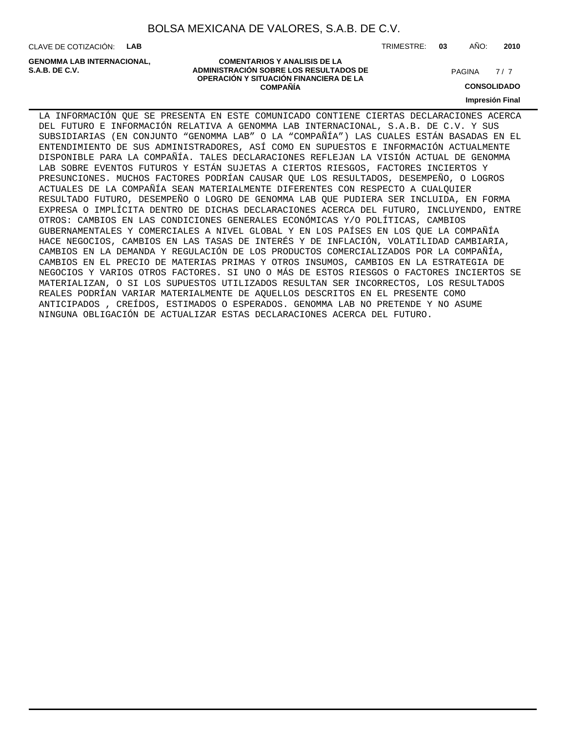LA INFORMACIÓN QUE SE PRESENTA EN ESTE COMUNICADO CONTIENE CIERTAS DECLARACIONES ACERCA DEL FUTURO E INFORMACIÓN RELATIVA A GENOMMA LAB INTERNACIONAL, S.A.B. DE C.V. Y SUS SUBSIDIARIAS (EN CONJUNTO “GENOMMA LAB” O LA “COMPAÑÍA”) LAS CUALES ESTÁN BASADAS EN EL ENTENDIMIENTO DE SUS ADMINISTRADORES, ASÍ COMO EN SUPUESTOS E INFORMACIÓN ACTUALMENTE DISPONIBLE PARA LA COMPAÑÍA. TALES DECLARACIONES REFLEJAN LA VISIÓN ACTUAL DE GENOMMA LAB SOBRE EVENTOS FUTUROS Y ESTÁN SUJETAS A CIERTOS RIESGOS, FACTORES INCIERTOS Y PRESUNCIONES. MUCHOS FACTORES PODRÍAN CAUSAR QUE LOS RESULTADOS, DESEMPEÑO, O LOGROS ACTUALES DE LA COMPAÑÍA SEAN MATERIALMENTE DIFERENTES CON RESPECTO A CUALQUIER RESULTADO FUTURO, DESEMPEÑO O LOGRO DE GENOMMA LAB QUE PUDIERA SER INCLUIDA, EN FORMA EXPRESA O IMPLÍCITA DENTRO DE DICHAS DECLARACIONES ACERCA DEL FUTURO, INCLUYENDO, ENTRE OTROS: CAMBIOS EN LAS CONDICIONES GENERALES ECONÓMICAS Y/O POLÍTICAS, CAMBIOS GUBERNAMENTALES Y COMERCIALES A NIVEL GLOBAL Y EN LOS PAÍSES EN LOS QUE LA COMPAÑÍA HACE NEGOCIOS, CAMBIOS EN LAS TASAS DE INTERÉS Y DE INFLACIÓN, VOLATILIDAD CAMBIARIA, CAMBIOS EN LA DEMANDA Y REGULACIÓN DE LOS PRODUCTOS COMERCIALIZADOS POR LA COMPAÑÍA, CAMBIOS EN EL PRECIO DE MATERIAS PRIMAS Y OTROS INSUMOS, CAMBIOS EN LA ESTRATEGIA DE NEGOCIOS Y VARIOS OTROS FACTORES. SI UNO O MÁS DE ESTOS RIESGOS O FACTORES INCIERTOS SE MATERIALIZAN, O SI LOS SUPUESTOS UTILIZADOS RESULTAN SER INCORRECTOS, LOS RESULTADOS REALES PODRÍAN VARIAR MATERIALMENTE DE AQUELLOS DESCRITOS EN EL PRESENTE COMO ANTICIPADOS , CREÍDOS, ESTIMADOS O ESPERADOS. GENOMMA LAB NO PRETENDE Y NO ASUME NINGUNA OBLIGACIÓN DE ACTUALIZAR ESTAS DECLARACIONES ACERCA DEL FUTURO.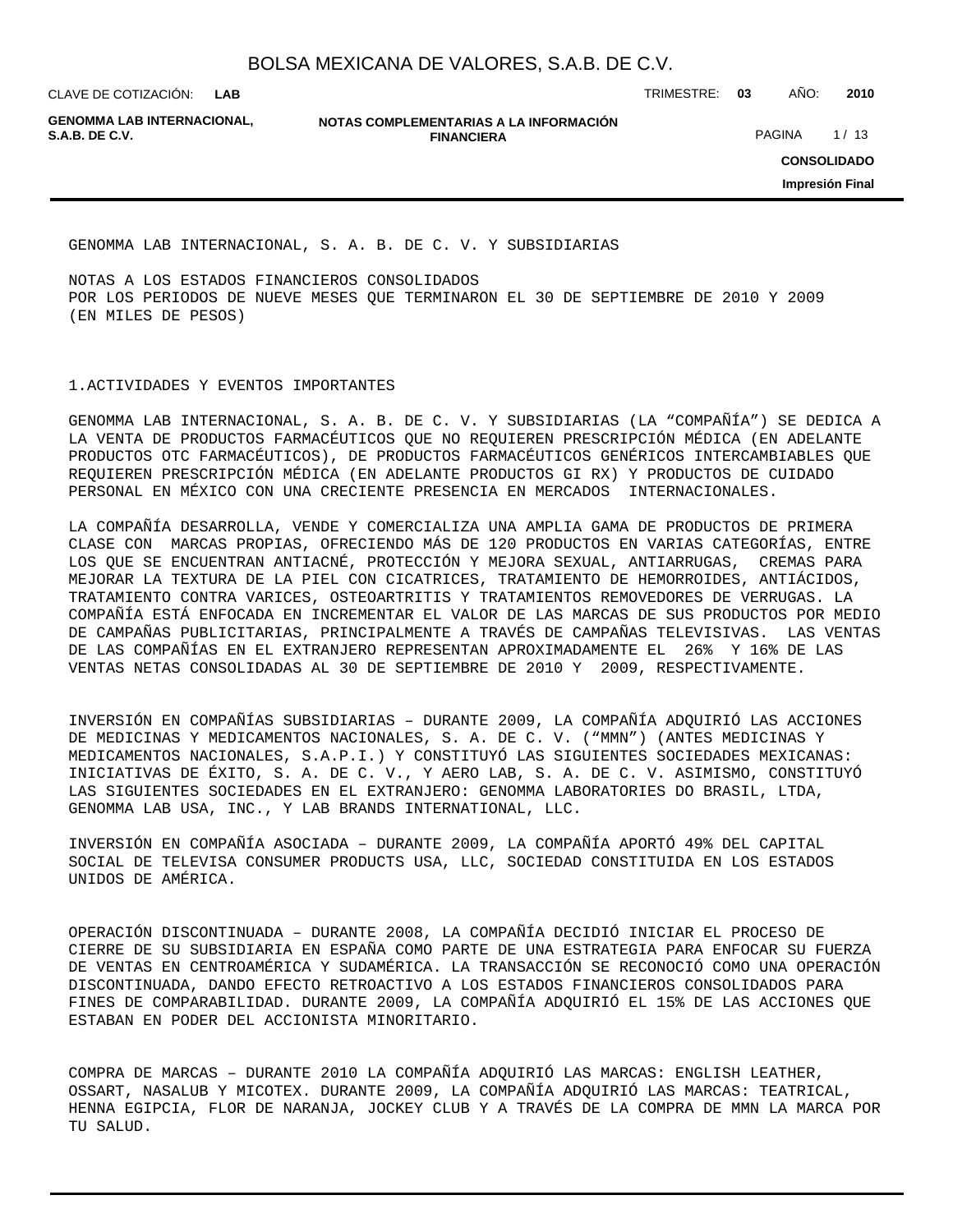GENOMMA LAB INTERNACIONAL, S. A. B. DE C. V. Y SUBSIDIARIAS

NOTAS A LOS ESTADOS FINANCIEROS CONSOLIDADOS
POR LOS PERIODOS DE NUEVE MESES QUE TERMINARON EL 30 DE SEPTIEMBRE DE 2010 Y 2009
(EN MILES DE PESOS)

1.ACTIVIDADES Y EVENTOS IMPORTANTES

GENOMMA LAB INTERNACIONAL, S. A. B. DE C. V. Y SUBSIDIARIAS (LA "COMPAÑÍA") SE DEDICA A LA VENTA DE PRODUCTOS FARMACÉUTICOS QUE NO REQUIEREN PRESCRIPCIÓN MÉDICA (EN ADELANTE PRODUCTOS OTC FARMACÉUTICOS), DE PRODUCTOS FARMACÉUTICOS GENÉRICOS INTERCAMBIABLES QUE REQUIEREN PRESCRIPCIÓN MÉDICA (EN ADELANTE PRODUCTOS GI RX) Y PRODUCTOS DE CUIDADO PERSONAL EN MÉXICO CON UNA CRECIENTE PRESENCIA EN MERCADOS INTERNACIONALES.

LA COMPAÑÍA DESARROLLA, VENDE Y COMERCIALIZA UNA AMPLIA GAMA DE PRODUCTOS DE PRIMERA CLASE CON MARCAS PROPIAS, OFRECIENDO MÁS DE 120 PRODUCTOS EN VARIAS CATEGORÍAS, ENTRE LOS QUE SE ENCUENTRAN ANTIACNÉ, PROTECCIÓN Y MEJORA SEXUAL, ANTIARRUGAS, CREMAS PARA MEJORAR LA TEXTURA DE LA PIEL CON CICATRICES, TRATAMIENTO DE HEMORROIDES, ANTIÁCIDOS, TRATAMIENTO CONTRA VARICES, OSTEOARTRITIS Y TRATAMIENTOS REMOVEDORES DE VERRUGAS. LA COMPAÑÍA ESTÁ ENFOCADA EN INCREMENTAR EL VALOR DE LAS MARCAS DE SUS PRODUCTOS POR MEDIO DE CAMPAÑAS PUBLICITARIAS, PRINCIPALMENTE A TRAVÉS DE CAMPAÑAS TELEVISIVAS. LAS VENTAS DE LAS COMPAÑÍAS EN EL EXTRANJERO REPRESENTAN APROXIMADAMENTE EL 26% Y 16% DE LAS VENTAS NETAS CONSOLIDADAS AL 30 DE SEPTIEMBRE DE 2010 Y 2009, RESPECTIVAMENTE.

INVERSIÓN EN COMPAÑÍAS SUBSIDIARIAS – DURANTE 2009, LA COMPAÑÍA ADQUIRIÓ LAS ACCIONES DE MEDICINAS Y MEDICAMENTOS NACIONALES, S. A. DE C. V. ("MMN") (ANTES MEDICINAS Y MEDICAMENTOS NACIONALES, S.A.P.I.) Y CONSTITUYÓ LAS SIGUIENTES SOCIEDADES MEXICANAS: INICIATIVAS DE ÉXITO, S. A. DE C. V., Y AERO LAB, S. A. DE C. V. ASIMISMO, CONSTITUYÓ LAS SIGUIENTES SOCIEDADES EN EL EXTRANJERO: GENOMMA LABORATORIES DO BRASIL, LTDA, GENOMMA LAB USA, INC., Y LAB BRANDS INTERNATIONAL, LLC.

INVERSIÓN EN COMPAÑÍA ASOCIADA – DURANTE 2009, LA COMPAÑÍA APORTÓ 49% DEL CAPITAL SOCIAL DE TELEVISA CONSUMER PRODUCTS USA, LLC, SOCIEDAD CONSTITUIDA EN LOS ESTADOS UNIDOS DE AMÉRICA.

OPERACIÓN DISCONTINUADA – DURANTE 2008, LA COMPAÑÍA DECIDIÓ INICIAR EL PROCESO DE CIERRE DE SU SUBSIDIARIA EN ESPAÑA COMO PARTE DE UNA ESTRATEGIA PARA ENFOCAR SU FUERZA DE VENTAS EN CENTROAMÉRICA Y SUDAMÉRICA. LA TRANSACCIÓN SE RECONOCIÓ COMO UNA OPERACIÓN DISCONTINUADA, DANDO EFECTO RETROACTIVO A LOS ESTADOS FINANCIEROS CONSOLIDADOS PARA FINES DE COMPARABILIDAD. DURANTE 2009, LA COMPAÑÍA ADQUIRIÓ EL 15% DE LAS ACCIONES QUE ESTABAN EN PODER DEL ACCIONISTA MINORITARIO.

COMPRA DE MARCAS – DURANTE 2010 LA COMPAÑÍA ADQUIRIÓ LAS MARCAS: ENGLISH LEATHER, OSSART, NASALUB Y MICOTEX. DURANTE 2009, LA COMPAÑÍA ADQUIRIÓ LAS MARCAS: TEATRICAL, HENNA EGIPCIA, FLOR DE NARANJA, JOCKEY CLUB Y A TRAVÉS DE LA COMPRA DE MMN LA MARCA POR TU SALUD.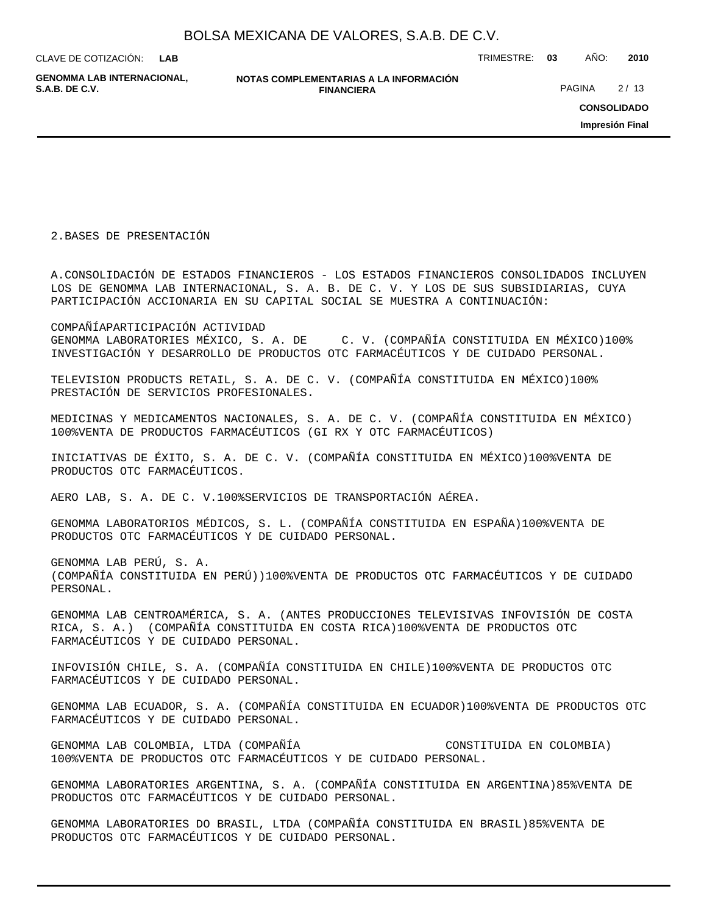2.BASES DE PRESENTACIÓN

A.CONSOLIDACIÓN DE ESTADOS FINANCIEROS - LOS ESTADOS FINANCIEROS CONSOLIDADOS INCLUYEN LOS DE GENOMMA LAB INTERNACIONAL, S. A. B. DE C. V. Y LOS DE SUS SUBSIDIARIAS, CUYA PARTICIPACIÓN ACCIONARIA EN SU CAPITAL SOCIAL SE MUESTRA A CONTINUACIÓN:

COMPAÑÍAPARTICIPACIÓN ACTIVIDAD
GENOMMA LABORATORIES MÉXICO, S. A. DE     C. V. (COMPAÑÍA CONSTITUIDA EN MÉXICO)100% INVESTIGACIÓN Y DESARROLLO DE PRODUCTOS OTC FARMACÉUTICOS Y DE CUIDADO PERSONAL.

TELEVISION PRODUCTS RETAIL, S. A. DE C. V. (COMPAÑÍA CONSTITUIDA EN MÉXICO)100% PRESTACIÓN DE SERVICIOS PROFESIONALES.

MEDICINAS Y MEDICAMENTOS NACIONALES, S. A. DE C. V. (COMPAÑÍA CONSTITUIDA EN MÉXICO) 100%VENTA DE PRODUCTOS FARMACÉUTICOS (GI RX Y OTC FARMACÉUTICOS)

INICIATIVAS DE ÉXITO, S. A. DE C. V. (COMPAÑÍA CONSTITUIDA EN MÉXICO)100%VENTA DE PRODUCTOS OTC FARMACÉUTICOS.

AERO LAB, S. A. DE C. V.100%SERVICIOS DE TRANSPORTACIÓN AÉREA.

GENOMMA LABORATORIOS MÉDICOS, S. L. (COMPAÑÍA CONSTITUIDA EN ESPAÑA)100%VENTA DE PRODUCTOS OTC FARMACÉUTICOS Y DE CUIDADO PERSONAL.

GENOMMA LAB PERÚ, S. A.
(COMPAÑÍA CONSTITUIDA EN PERÚ))100%VENTA DE PRODUCTOS OTC FARMACÉUTICOS Y DE CUIDADO PERSONAL.

GENOMMA LAB CENTROAMÉRICA, S. A. (ANTES PRODUCCIONES TELEVISIVAS INFOVISIÓN DE COSTA RICA, S. A.)  (COMPAÑÍA CONSTITUIDA EN COSTA RICA)100%VENTA DE PRODUCTOS OTC FARMACÉUTICOS Y DE CUIDADO PERSONAL.

INFOVISIÓN CHILE, S. A. (COMPAÑÍA CONSTITUIDA EN CHILE)100%VENTA DE PRODUCTOS OTC FARMACÉUTICOS Y DE CUIDADO PERSONAL.

GENOMMA LAB ECUADOR, S. A. (COMPAÑÍA CONSTITUIDA EN ECUADOR)100%VENTA DE PRODUCTOS OTC FARMACÉUTICOS Y DE CUIDADO PERSONAL.

GENOMMA LAB COLOMBIA, LTDA (COMPAÑÍA                    CONSTITUIDA EN COLOMBIA) 100%VENTA DE PRODUCTOS OTC FARMACÉUTICOS Y DE CUIDADO PERSONAL.

GENOMMA LABORATORIES ARGENTINA, S. A. (COMPAÑÍA CONSTITUIDA EN ARGENTINA)85%VENTA DE PRODUCTOS OTC FARMACÉUTICOS Y DE CUIDADO PERSONAL.

GENOMMA LABORATORIES DO BRASIL, LTDA (COMPAÑÍA CONSTITUIDA EN BRASIL)85%VENTA DE PRODUCTOS OTC FARMACÉUTICOS Y DE CUIDADO PERSONAL.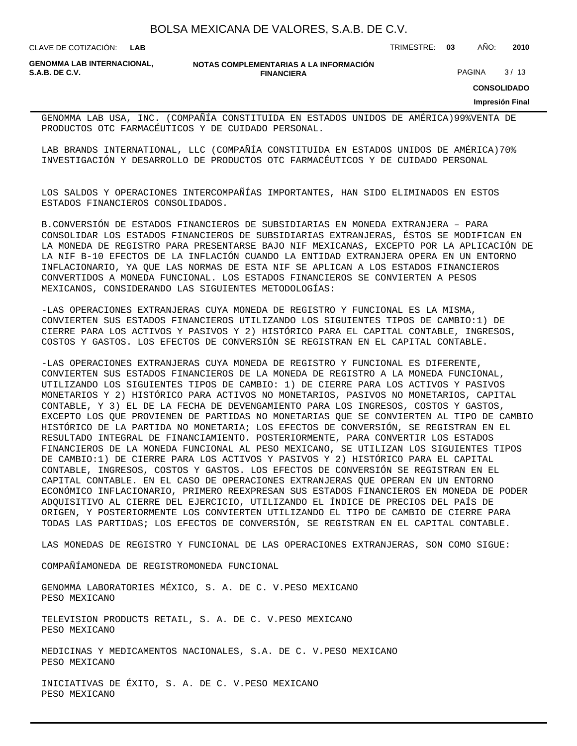GENOMMA LAB USA, INC. (COMPAÑÍA CONSTITUIDA EN ESTADOS UNIDOS DE AMÉRICA)99%VENTA DE PRODUCTOS OTC FARMACÉUTICOS Y DE CUIDADO PERSONAL.

LAB BRANDS INTERNATIONAL, LLC (COMPAÑÍA CONSTITUIDA EN ESTADOS UNIDOS DE AMÉRICA)70% INVESTIGACIÓN Y DESARROLLO DE PRODUCTOS OTC FARMACÉUTICOS Y DE CUIDADO PERSONAL

LOS SALDOS Y OPERACIONES INTERCOMPAÑÍAS IMPORTANTES, HAN SIDO ELIMINADOS EN ESTOS ESTADOS FINANCIEROS CONSOLIDADOS.

B.CONVERSIÓN DE ESTADOS FINANCIEROS DE SUBSIDIARIAS EN MONEDA EXTRANJERA – PARA CONSOLIDAR LOS ESTADOS FINANCIEROS DE SUBSIDIARIAS EXTRANJERAS, ÉSTOS SE MODIFICAN EN LA MONEDA DE REGISTRO PARA PRESENTARSE BAJO NIF MEXICANAS, EXCEPTO POR LA APLICACIÓN DE LA NIF B-10 EFECTOS DE LA INFLACIÓN CUANDO LA ENTIDAD EXTRANJERA OPERA EN UN ENTORNO INFLACIONARIO, YA QUE LAS NORMAS DE ESTA NIF SE APLICAN A LOS ESTADOS FINANCIEROS CONVERTIDOS A MONEDA FUNCIONAL. LOS ESTADOS FINANCIEROS SE CONVIERTEN A PESOS MEXICANOS, CONSIDERANDO LAS SIGUIENTES METODOLOGÍAS:

-LAS OPERACIONES EXTRANJERAS CUYA MONEDA DE REGISTRO Y FUNCIONAL ES LA MISMA, CONVIERTEN SUS ESTADOS FINANCIEROS UTILIZANDO LOS SIGUIENTES TIPOS DE CAMBIO:1) DE CIERRE PARA LOS ACTIVOS Y PASIVOS Y 2) HISTÓRICO PARA EL CAPITAL CONTABLE, INGRESOS, COSTOS Y GASTOS. LOS EFECTOS DE CONVERSIÓN SE REGISTRAN EN EL CAPITAL CONTABLE.

-LAS OPERACIONES EXTRANJERAS CUYA MONEDA DE REGISTRO Y FUNCIONAL ES DIFERENTE, CONVIERTEN SUS ESTADOS FINANCIEROS DE LA MONEDA DE REGISTRO A LA MONEDA FUNCIONAL, UTILIZANDO LOS SIGUIENTES TIPOS DE CAMBIO: 1) DE CIERRE PARA LOS ACTIVOS Y PASIVOS MONETARIOS Y 2) HISTÓRICO PARA ACTIVOS NO MONETARIOS, PASIVOS NO MONETARIOS, CAPITAL CONTABLE, Y 3) EL DE LA FECHA DE DEVENGAMIENTO PARA LOS INGRESOS, COSTOS Y GASTOS, EXCEPTO LOS QUE PROVIENEN DE PARTIDAS NO MONETARIAS QUE SE CONVIERTEN AL TIPO DE CAMBIO HISTÓRICO DE LA PARTIDA NO MONETARIA; LOS EFECTOS DE CONVERSIÓN, SE REGISTRAN EN EL RESULTADO INTEGRAL DE FINANCIAMIENTO. POSTERIORMENTE, PARA CONVERTIR LOS ESTADOS FINANCIEROS DE LA MONEDA FUNCIONAL AL PESO MEXICANO, SE UTILIZAN LOS SIGUIENTES TIPOS DE CAMBIO:1) DE CIERRE PARA LOS ACTIVOS Y PASIVOS Y 2) HISTÓRICO PARA EL CAPITAL CONTABLE, INGRESOS, COSTOS Y GASTOS. LOS EFECTOS DE CONVERSIÓN SE REGISTRAN EN EL CAPITAL CONTABLE. EN EL CASO DE OPERACIONES EXTRANJERAS QUE OPERAN EN UN ENTORNO ECONÓMICO INFLACIONARIO, PRIMERO REEXPRESAN SUS ESTADOS FINANCIEROS EN MONEDA DE PODER ADQUISITIVO AL CIERRE DEL EJERCICIO, UTILIZANDO EL ÍNDICE DE PRECIOS DEL PAÍS DE ORIGEN, Y POSTERIORMENTE LOS CONVIERTEN UTILIZANDO EL TIPO DE CAMBIO DE CIERRE PARA TODAS LAS PARTIDAS; LOS EFECTOS DE CONVERSIÓN, SE REGISTRAN EN EL CAPITAL CONTABLE.

LAS MONEDAS DE REGISTRO Y FUNCIONAL DE LAS OPERACIONES EXTRANJERAS, SON COMO SIGUE:

| COMPAÑÍA | MONEDA DE REGISTRO | MONEDA FUNCIONAL |
|---|---|---|
| GENOMMA LABORATORIES MÉXICO, S. A. DE C. V. | PESO MEXICANO | PESO MEXICANO |
| TELEVISION PRODUCTS RETAIL, S. A. DE C. V. | PESO MEXICANO | PESO MEXICANO |
| MEDICINAS Y MEDICAMENTOS NACIONALES, S.A. DE C. V. | PESO MEXICANO | PESO MEXICANO |
| INICIATIVAS DE ÉXITO, S. A. DE C. V. | PESO MEXICANO | PESO MEXICANO |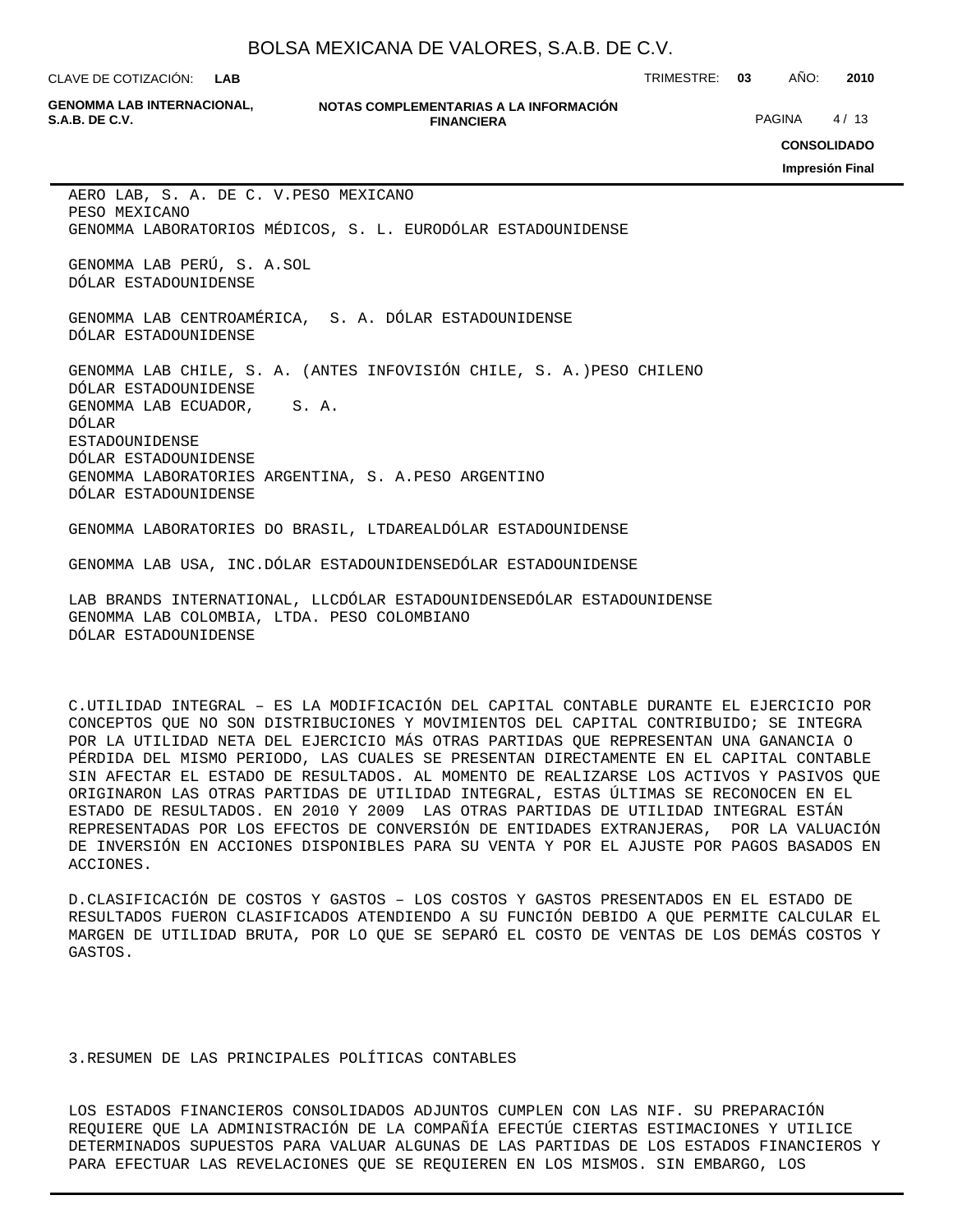AERO LAB, S. A. DE C. V.PESO MEXICANO
PESO MEXICANO
GENOMMA LABORATORIOS MÉDICOS, S. L. EURODÓLAR ESTADOUNIDENSE

GENOMMA LAB PERÚ, S. A.SOL
DÓLAR ESTADOUNIDENSE

GENOMMA LAB CENTROAMÉRICA, S. A. DÓLAR ESTADOUNIDENSE
DÓLAR ESTADOUNIDENSE

GENOMMA LAB CHILE, S. A. (ANTES INFOVISIÓN CHILE, S. A.)PESO CHILENO
DÓLAR ESTADOUNIDENSE
GENOMMA LAB ECUADOR, S. A.
DÓLAR
ESTADOUNIDENSE
DÓLAR ESTADOUNIDENSE
GENOMMA LABORATORIES ARGENTINA, S. A.PESO ARGENTINO
DÓLAR ESTADOUNIDENSE

GENOMMA LABORATORIES DO BRASIL, LTDAREALDÓLAR ESTADOUNIDENSE

GENOMMA LAB USA, INC.DÓLAR ESTADOUNIDENSEDÓLAR ESTADOUNIDENSE

LAB BRANDS INTERNATIONAL, LLCDÓLAR ESTADOUNIDENSEDÓLAR ESTADOUNIDENSE
GENOMMA LAB COLOMBIA, LTDA. PESO COLOMBIANO
DÓLAR ESTADOUNIDENSE

C.UTILIDAD INTEGRAL – ES LA MODIFICACIÓN DEL CAPITAL CONTABLE DURANTE EL EJERCICIO POR CONCEPTOS QUE NO SON DISTRIBUCIONES Y MOVIMIENTOS DEL CAPITAL CONTRIBUIDO; SE INTEGRA POR LA UTILIDAD NETA DEL EJERCICIO MÁS OTRAS PARTIDAS QUE REPRESENTAN UNA GANANCIA O PÉRDIDA DEL MISMO PERIODO, LAS CUALES SE PRESENTAN DIRECTAMENTE EN EL CAPITAL CONTABLE SIN AFECTAR EL ESTADO DE RESULTADOS. AL MOMENTO DE REALIZARSE LOS ACTIVOS Y PASIVOS QUE ORIGINARON LAS OTRAS PARTIDAS DE UTILIDAD INTEGRAL, ESTAS ÚLTIMAS SE RECONOCEN EN EL ESTADO DE RESULTADOS. EN 2010 Y 2009 LAS OTRAS PARTIDAS DE UTILIDAD INTEGRAL ESTÁN REPRESENTADAS POR LOS EFECTOS DE CONVERSIÓN DE ENTIDADES EXTRANJERAS, POR LA VALUACIÓN DE INVERSIÓN EN ACCIONES DISPONIBLES PARA SU VENTA Y POR EL AJUSTE POR PAGOS BASADOS EN ACCIONES.

D.CLASIFICACIÓN DE COSTOS Y GASTOS – LOS COSTOS Y GASTOS PRESENTADOS EN EL ESTADO DE RESULTADOS FUERON CLASIFICADOS ATENDIENDO A SU FUNCIÓN DEBIDO A QUE PERMITE CALCULAR EL MARGEN DE UTILIDAD BRUTA, POR LO QUE SE SEPARÓ EL COSTO DE VENTAS DE LOS DEMÁS COSTOS Y GASTOS.

3.RESUMEN DE LAS PRINCIPALES POLÍTICAS CONTABLES

LOS ESTADOS FINANCIEROS CONSOLIDADOS ADJUNTOS CUMPLEN CON LAS NIF. SU PREPARACIÓN REQUIERE QUE LA ADMINISTRACIÓN DE LA COMPAÑÍA EFECTÚE CIERTAS ESTIMACIONES Y UTILICE DETERMINADOS SUPUESTOS PARA VALUAR ALGUNAS DE LAS PARTIDAS DE LOS ESTADOS FINANCIEROS Y PARA EFECTUAR LAS REVELACIONES QUE SE REQUIEREN EN LOS MISMOS. SIN EMBARGO, LOS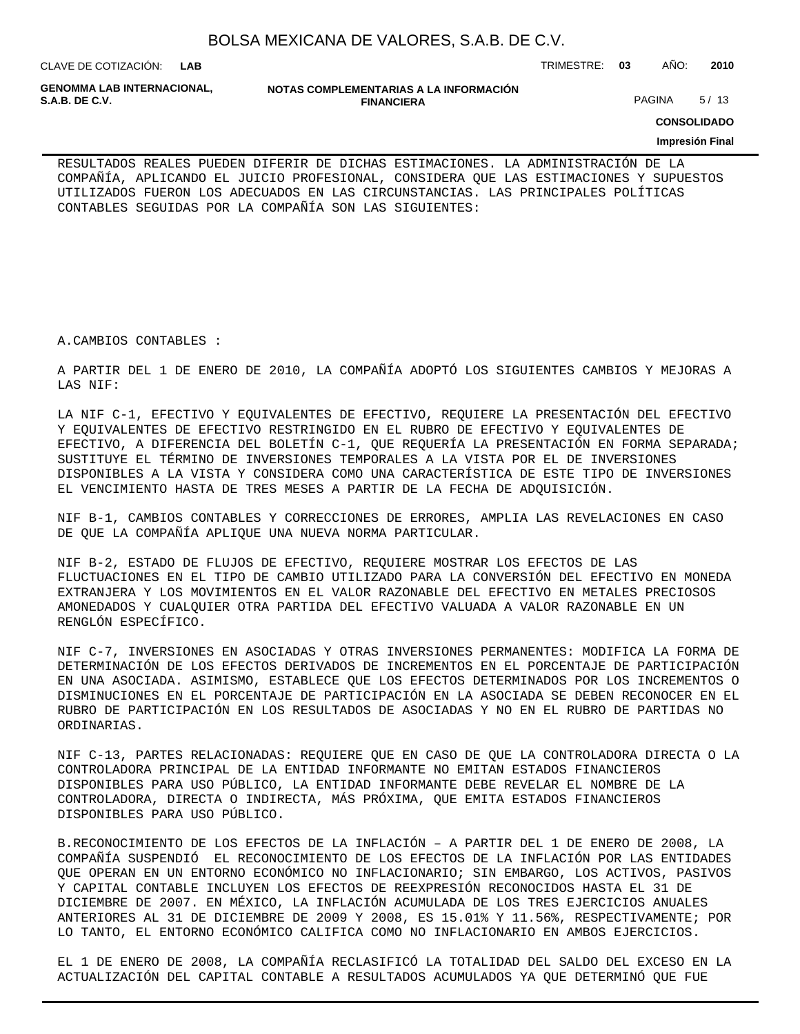RESULTADOS REALES PUEDEN DIFERIR DE DICHAS ESTIMACIONES. LA ADMINISTRACIÓN DE LA COMPAÑÍA, APLICANDO EL JUICIO PROFESIONAL, CONSIDERA QUE LAS ESTIMACIONES Y SUPUESTOS UTILIZADOS FUERON LOS ADECUADOS EN LAS CIRCUNSTANCIAS. LAS PRINCIPALES POLÍTICAS CONTABLES SEGUIDAS POR LA COMPAÑÍA SON LAS SIGUIENTES:

A.CAMBIOS CONTABLES :

A PARTIR DEL 1 DE ENERO DE 2010, LA COMPAÑÍA ADOPTÓ LOS SIGUIENTES CAMBIOS Y MEJORAS A LAS NIF:

LA NIF C-1, EFECTIVO Y EQUIVALENTES DE EFECTIVO, REQUIERE LA PRESENTACIÓN DEL EFECTIVO Y EQUIVALENTES DE EFECTIVO RESTRINGIDO EN EL RUBRO DE EFECTIVO Y EQUIVALENTES DE EFECTIVO, A DIFERENCIA DEL BOLETÍN C-1, QUE REQUERÍA LA PRESENTACIÓN EN FORMA SEPARADA; SUSTITUYE EL TÉRMINO DE INVERSIONES TEMPORALES A LA VISTA POR EL DE INVERSIONES DISPONIBLES A LA VISTA Y CONSIDERA COMO UNA CARACTERÍSTICA DE ESTE TIPO DE INVERSIONES EL VENCIMIENTO HASTA DE TRES MESES A PARTIR DE LA FECHA DE ADQUISICIÓN.

NIF B-1, CAMBIOS CONTABLES Y CORRECCIONES DE ERRORES, AMPLIA LAS REVELACIONES EN CASO DE QUE LA COMPAÑÍA APLIQUE UNA NUEVA NORMA PARTICULAR.

NIF B-2, ESTADO DE FLUJOS DE EFECTIVO, REQUIERE MOSTRAR LOS EFECTOS DE LAS FLUCTUACIONES EN EL TIPO DE CAMBIO UTILIZADO PARA LA CONVERSIÓN DEL EFECTIVO EN MONEDA EXTRANJERA Y LOS MOVIMIENTOS EN EL VALOR RAZONABLE DEL EFECTIVO EN METALES PRECIOSOS AMONEDADOS Y CUALQUIER OTRA PARTIDA DEL EFECTIVO VALUADA A VALOR RAZONABLE EN UN RENGLÓN ESPECÍFICO.

NIF C-7, INVERSIONES EN ASOCIADAS Y OTRAS INVERSIONES PERMANENTES: MODIFICA LA FORMA DE DETERMINACIÓN DE LOS EFECTOS DERIVADOS DE INCREMENTOS EN EL PORCENTAJE DE PARTICIPACIÓN EN UNA ASOCIADA. ASIMISMO, ESTABLECE QUE LOS EFECTOS DETERMINADOS POR LOS INCREMENTOS O DISMINUCIONES EN EL PORCENTAJE DE PARTICIPACIÓN EN LA ASOCIADA SE DEBEN RECONOCER EN EL RUBRO DE PARTICIPACIÓN EN LOS RESULTADOS DE ASOCIADAS Y NO EN EL RUBRO DE PARTIDAS NO ORDINARIAS.

NIF C-13, PARTES RELACIONADAS: REQUIERE QUE EN CASO DE QUE LA CONTROLADORA DIRECTA O LA CONTROLADORA PRINCIPAL DE LA ENTIDAD INFORMANTE NO EMITAN ESTADOS FINANCIEROS DISPONIBLES PARA USO PÚBLICO, LA ENTIDAD INFORMANTE DEBE REVELAR EL NOMBRE DE LA CONTROLADORA, DIRECTA O INDIRECTA, MÁS PRÓXIMA, QUE EMITA ESTADOS FINANCIEROS DISPONIBLES PARA USO PÚBLICO.

B.RECONOCIMIENTO DE LOS EFECTOS DE LA INFLACIÓN – A PARTIR DEL 1 DE ENERO DE 2008, LA COMPAÑÍA SUSPENDIÓ EL RECONOCIMIENTO DE LOS EFECTOS DE LA INFLACIÓN POR LAS ENTIDADES QUE OPERAN EN UN ENTORNO ECONÓMICO NO INFLACIONARIO; SIN EMBARGO, LOS ACTIVOS, PASIVOS Y CAPITAL CONTABLE INCLUYEN LOS EFECTOS DE REEXPRESIÓN RECONOCIDOS HASTA EL 31 DE DICIEMBRE DE 2007. EN MÉXICO, LA INFLACIÓN ACUMULADA DE LOS TRES EJERCICIOS ANUALES ANTERIORES AL 31 DE DICIEMBRE DE 2009 Y 2008, ES 15.01% Y 11.56%, RESPECTIVAMENTE; POR LO TANTO, EL ENTORNO ECONÓMICO CALIFICA COMO NO INFLACIONARIO EN AMBOS EJERCICIOS.

EL 1 DE ENERO DE 2008, LA COMPAÑÍA RECLASIFICÓ LA TOTALIDAD DEL SALDO DEL EXCESO EN LA ACTUALIZACIÓN DEL CAPITAL CONTABLE A RESULTADOS ACUMULADOS YA QUE DETERMINÓ QUE FUE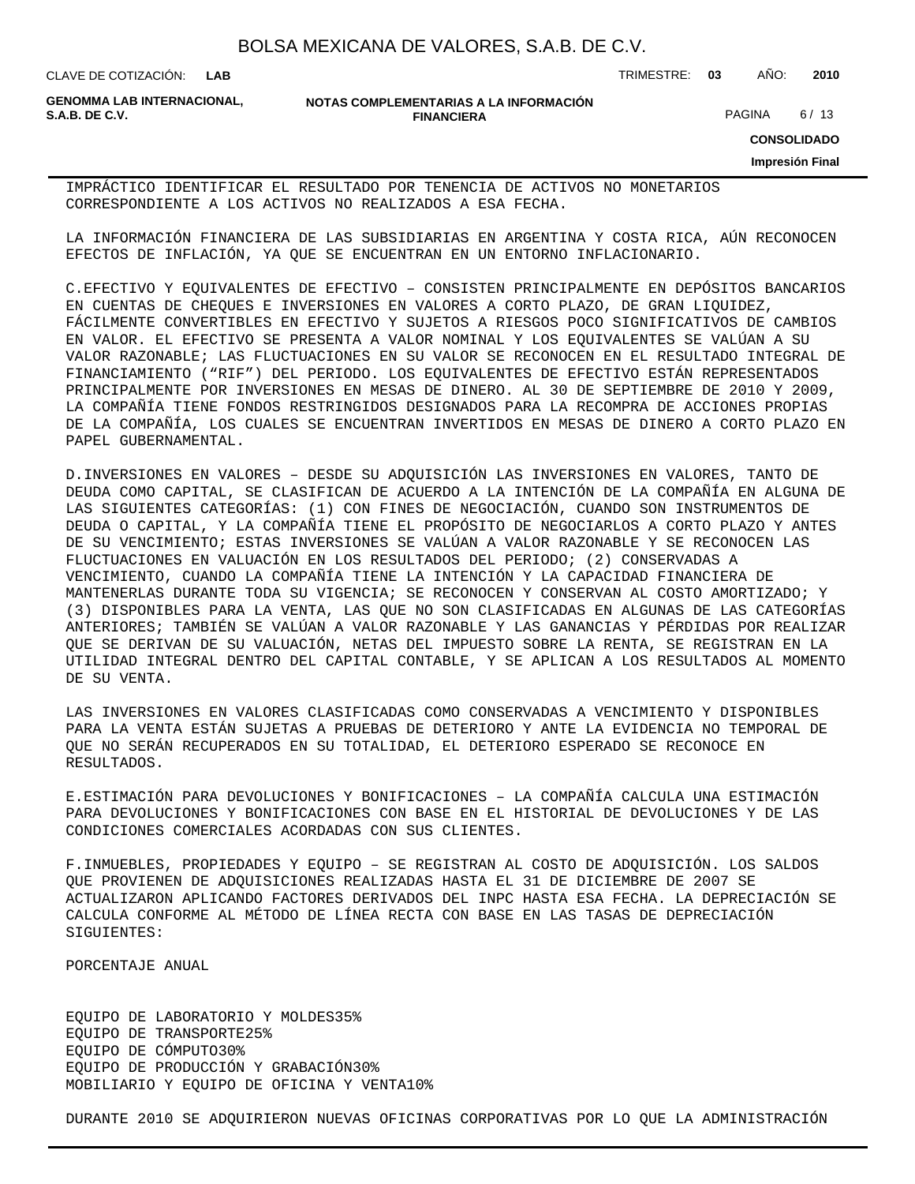IMPRÁCTICO IDENTIFICAR EL RESULTADO POR TENENCIA DE ACTIVOS NO MONETARIOS CORRESPONDIENTE A LOS ACTIVOS NO REALIZADOS A ESA FECHA.

LA INFORMACIÓN FINANCIERA DE LAS SUBSIDIARIAS EN ARGENTINA Y COSTA RICA, AÚN RECONOCEN EFECTOS DE INFLACIÓN, YA QUE SE ENCUENTRAN EN UN ENTORNO INFLACIONARIO.

C.EFECTIVO Y EQUIVALENTES DE EFECTIVO – CONSISTEN PRINCIPALMENTE EN DEPÓSITOS BANCARIOS EN CUENTAS DE CHEQUES E INVERSIONES EN VALORES A CORTO PLAZO, DE GRAN LIQUIDEZ, FÁCILMENTE CONVERTIBLES EN EFECTIVO Y SUJETOS A RIESGOS POCO SIGNIFICATIVOS DE CAMBIOS EN VALOR. EL EFECTIVO SE PRESENTA A VALOR NOMINAL Y LOS EQUIVALENTES SE VALÚAN A SU VALOR RAZONABLE; LAS FLUCTUACIONES EN SU VALOR SE RECONOCEN EN EL RESULTADO INTEGRAL DE FINANCIAMIENTO ("RIF") DEL PERIODO. LOS EQUIVALENTES DE EFECTIVO ESTÁN REPRESENTADOS PRINCIPALMENTE POR INVERSIONES EN MESAS DE DINERO. AL 30 DE SEPTIEMBRE DE 2010 Y 2009, LA COMPAÑÍA TIENE FONDOS RESTRINGIDOS DESIGNADOS PARA LA RECOMPRA DE ACCIONES PROPIAS DE LA COMPAÑÍA, LOS CUALES SE ENCUENTRAN INVERTIDOS EN MESAS DE DINERO A CORTO PLAZO EN PAPEL GUBERNAMENTAL.

D.INVERSIONES EN VALORES – DESDE SU ADQUISICIÓN LAS INVERSIONES EN VALORES, TANTO DE DEUDA COMO CAPITAL, SE CLASIFICAN DE ACUERDO A LA INTENCIÓN DE LA COMPAÑÍA EN ALGUNA DE LAS SIGUIENTES CATEGORÍAS: (1) CON FINES DE NEGOCIACIÓN, CUANDO SON INSTRUMENTOS DE DEUDA O CAPITAL, Y LA COMPAÑÍA TIENE EL PROPÓSITO DE NEGOCIARLOS A CORTO PLAZO Y ANTES DE SU VENCIMIENTO; ESTAS INVERSIONES SE VALÚAN A VALOR RAZONABLE Y SE RECONOCEN LAS FLUCTUACIONES EN VALUACIÓN EN LOS RESULTADOS DEL PERIODO; (2) CONSERVADAS A VENCIMIENTO, CUANDO LA COMPAÑÍA TIENE LA INTENCIÓN Y LA CAPACIDAD FINANCIERA DE MANTENERLAS DURANTE TODA SU VIGENCIA; SE RECONOCEN Y CONSERVAN AL COSTO AMORTIZADO; Y (3) DISPONIBLES PARA LA VENTA, LAS QUE NO SON CLASIFICADAS EN ALGUNAS DE LAS CATEGORÍAS ANTERIORES; TAMBIÉN SE VALÚAN A VALOR RAZONABLE Y LAS GANANCIAS Y PÉRDIDAS POR REALIZAR QUE SE DERIVAN DE SU VALUACIÓN, NETAS DEL IMPUESTO SOBRE LA RENTA, SE REGISTRAN EN LA UTILIDAD INTEGRAL DENTRO DEL CAPITAL CONTABLE, Y SE APLICAN A LOS RESULTADOS AL MOMENTO DE SU VENTA.

LAS INVERSIONES EN VALORES CLASIFICADAS COMO CONSERVADAS A VENCIMIENTO Y DISPONIBLES PARA LA VENTA ESTÁN SUJETAS A PRUEBAS DE DETERIORO Y ANTE LA EVIDENCIA NO TEMPORAL DE QUE NO SERÁN RECUPERADOS EN SU TOTALIDAD, EL DETERIORO ESPERADO SE RECONOCE EN RESULTADOS.

E.ESTIMACIÓN PARA DEVOLUCIONES Y BONIFICACIONES – LA COMPAÑÍA CALCULA UNA ESTIMACIÓN PARA DEVOLUCIONES Y BONIFICACIONES CON BASE EN EL HISTORIAL DE DEVOLUCIONES Y DE LAS CONDICIONES COMERCIALES ACORDADAS CON SUS CLIENTES.

F.INMUEBLES, PROPIEDADES Y EQUIPO – SE REGISTRAN AL COSTO DE ADQUISICIÓN. LOS SALDOS QUE PROVIENEN DE ADQUISICIONES REALIZADAS HASTA EL 31 DE DICIEMBRE DE 2007 SE ACTUALIZARON APLICANDO FACTORES DERIVADOS DEL INPC HASTA ESA FECHA. LA DEPRECIACIÓN SE CALCULA CONFORME AL MÉTODO DE LÍNEA RECTA CON BASE EN LAS TASAS DE DEPRECIACIÓN SIGUIENTES:

| | PORCENTAJE ANUAL |
|---|---|
| EQUIPO DE LABORATORIO Y MOLDES | 35% |
| EQUIPO DE TRANSPORTE | 25% |
| EQUIPO DE CÓMPUTO | 30% |
| EQUIPO DE PRODUCCIÓN Y GRABACIÓN | 30% |
| MOBILIARIO Y EQUIPO DE OFICINA Y VENTA | 10% |

DURANTE 2010 SE ADQUIRIERON NUEVAS OFICINAS CORPORATIVAS POR LO QUE LA ADMINISTRACIÓN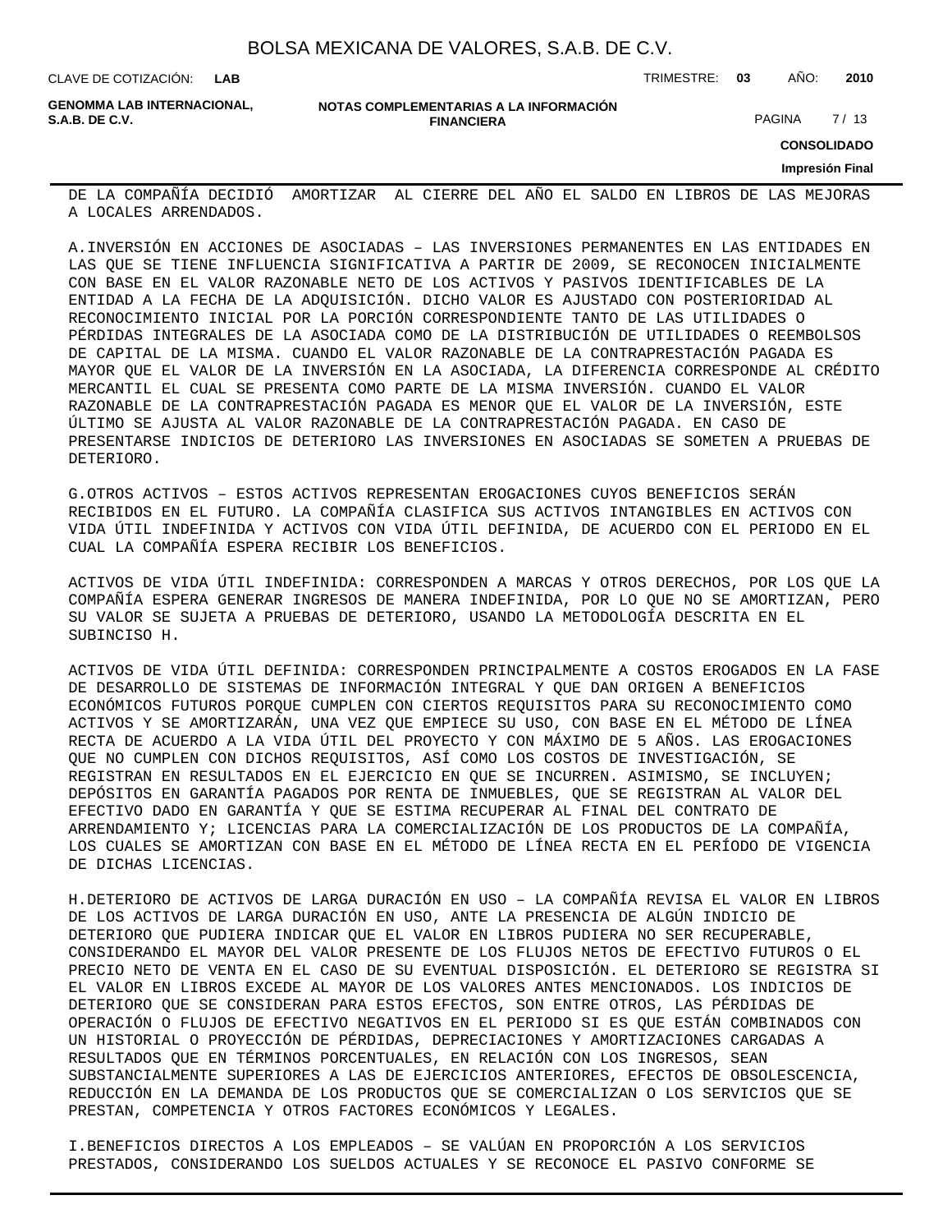DE LA COMPAÑÍA DECIDIÓ AMORTIZAR AL CIERRE DEL AÑO EL SALDO EN LIBROS DE LAS MEJORAS A LOCALES ARRENDADOS.

A.INVERSIÓN EN ACCIONES DE ASOCIADAS – LAS INVERSIONES PERMANENTES EN LAS ENTIDADES EN LAS QUE SE TIENE INFLUENCIA SIGNIFICATIVA A PARTIR DE 2009, SE RECONOCEN INICIALMENTE CON BASE EN EL VALOR RAZONABLE NETO DE LOS ACTIVOS Y PASIVOS IDENTIFICABLES DE LA ENTIDAD A LA FECHA DE LA ADQUISICIÓN. DICHO VALOR ES AJUSTADO CON POSTERIORIDAD AL RECONOCIMIENTO INICIAL POR LA PORCIÓN CORRESPONDIENTE TANTO DE LAS UTILIDADES O PÉRDIDAS INTEGRALES DE LA ASOCIADA COMO DE LA DISTRIBUCIÓN DE UTILIDADES O REEMBOLSOS DE CAPITAL DE LA MISMA. CUANDO EL VALOR RAZONABLE DE LA CONTRAPRESTACIÓN PAGADA ES MAYOR QUE EL VALOR DE LA INVERSIÓN EN LA ASOCIADA, LA DIFERENCIA CORRESPONDE AL CRÉDITO MERCANTIL EL CUAL SE PRESENTA COMO PARTE DE LA MISMA INVERSIÓN. CUANDO EL VALOR RAZONABLE DE LA CONTRAPRESTACIÓN PAGADA ES MENOR QUE EL VALOR DE LA INVERSIÓN, ESTE ÚLTIMO SE AJUSTA AL VALOR RAZONABLE DE LA CONTRAPRESTACIÓN PAGADA. EN CASO DE PRESENTARSE INDICIOS DE DETERIORO LAS INVERSIONES EN ASOCIADAS SE SOMETEN A PRUEBAS DE DETERIORO.

G.OTROS ACTIVOS – ESTOS ACTIVOS REPRESENTAN EROGACIONES CUYOS BENEFICIOS SERÁN RECIBIDOS EN EL FUTURO. LA COMPAÑÍA CLASIFICA SUS ACTIVOS INTANGIBLES EN ACTIVOS CON VIDA ÚTIL INDEFINIDA Y ACTIVOS CON VIDA ÚTIL DEFINIDA, DE ACUERDO CON EL PERIODO EN EL CUAL LA COMPAÑÍA ESPERA RECIBIR LOS BENEFICIOS.

ACTIVOS DE VIDA ÚTIL INDEFINIDA: CORRESPONDEN A MARCAS Y OTROS DERECHOS, POR LOS QUE LA COMPAÑÍA ESPERA GENERAR INGRESOS DE MANERA INDEFINIDA, POR LO QUE NO SE AMORTIZAN, PERO SU VALOR SE SUJETA A PRUEBAS DE DETERIORO, USANDO LA METODOLOGÍA DESCRITA EN EL SUBINCISO H.

ACTIVOS DE VIDA ÚTIL DEFINIDA: CORRESPONDEN PRINCIPALMENTE A COSTOS EROGADOS EN LA FASE DE DESARROLLO DE SISTEMAS DE INFORMACIÓN INTEGRAL Y QUE DAN ORIGEN A BENEFICIOS ECONÓMICOS FUTUROS PORQUE CUMPLEN CON CIERTOS REQUISITOS PARA SU RECONOCIMIENTO COMO ACTIVOS Y SE AMORTIZARÁN, UNA VEZ QUE EMPIECE SU USO, CON BASE EN EL MÉTODO DE LÍNEA RECTA DE ACUERDO A LA VIDA ÚTIL DEL PROYECTO Y CON MÁXIMO DE 5 AÑOS. LAS EROGACIONES QUE NO CUMPLEN CON DICHOS REQUISITOS, ASÍ COMO LOS COSTOS DE INVESTIGACIÓN, SE REGISTRAN EN RESULTADOS EN EL EJERCICIO EN QUE SE INCURREN. ASIMISMO, SE INCLUYEN; DEPÓSITOS EN GARANTÍA PAGADOS POR RENTA DE INMUEBLES, QUE SE REGISTRAN AL VALOR DEL EFECTIVO DADO EN GARANTÍA Y QUE SE ESTIMA RECUPERAR AL FINAL DEL CONTRATO DE ARRENDAMIENTO Y; LICENCIAS PARA LA COMERCIALIZACIÓN DE LOS PRODUCTOS DE LA COMPAÑÍA, LOS CUALES SE AMORTIZAN CON BASE EN EL MÉTODO DE LÍNEA RECTA EN EL PERÍODO DE VIGENCIA DE DICHAS LICENCIAS.

H.DETERIORO DE ACTIVOS DE LARGA DURACIÓN EN USO – LA COMPAÑÍA REVISA EL VALOR EN LIBROS DE LOS ACTIVOS DE LARGA DURACIÓN EN USO, ANTE LA PRESENCIA DE ALGÚN INDICIO DE DETERIORO QUE PUDIERA INDICAR QUE EL VALOR EN LIBROS PUDIERA NO SER RECUPERABLE, CONSIDERANDO EL MAYOR DEL VALOR PRESENTE DE LOS FLUJOS NETOS DE EFECTIVO FUTUROS O EL PRECIO NETO DE VENTA EN EL CASO DE SU EVENTUAL DISPOSICIÓN. EL DETERIORO SE REGISTRA SI EL VALOR EN LIBROS EXCEDE AL MAYOR DE LOS VALORES ANTES MENCIONADOS. LOS INDICIOS DE DETERIORO QUE SE CONSIDERAN PARA ESTOS EFECTOS, SON ENTRE OTROS, LAS PÉRDIDAS DE OPERACIÓN O FLUJOS DE EFECTIVO NEGATIVOS EN EL PERIODO SI ES QUE ESTÁN COMBINADOS CON UN HISTORIAL O PROYECCIÓN DE PÉRDIDAS, DEPRECIACIONES Y AMORTIZACIONES CARGADAS A RESULTADOS QUE EN TÉRMINOS PORCENTUALES, EN RELACIÓN CON LOS INGRESOS, SEAN SUBSTANCIALMENTE SUPERIORES A LAS DE EJERCICIOS ANTERIORES, EFECTOS DE OBSOLESCENCIA, REDUCCIÓN EN LA DEMANDA DE LOS PRODUCTOS QUE SE COMERCIALIZAN O LOS SERVICIOS QUE SE PRESTAN, COMPETENCIA Y OTROS FACTORES ECONÓMICOS Y LEGALES.

I.BENEFICIOS DIRECTOS A LOS EMPLEADOS – SE VALÚAN EN PROPORCIÓN A LOS SERVICIOS PRESTADOS, CONSIDERANDO LOS SUELDOS ACTUALES Y SE RECONOCE EL PASIVO CONFORME SE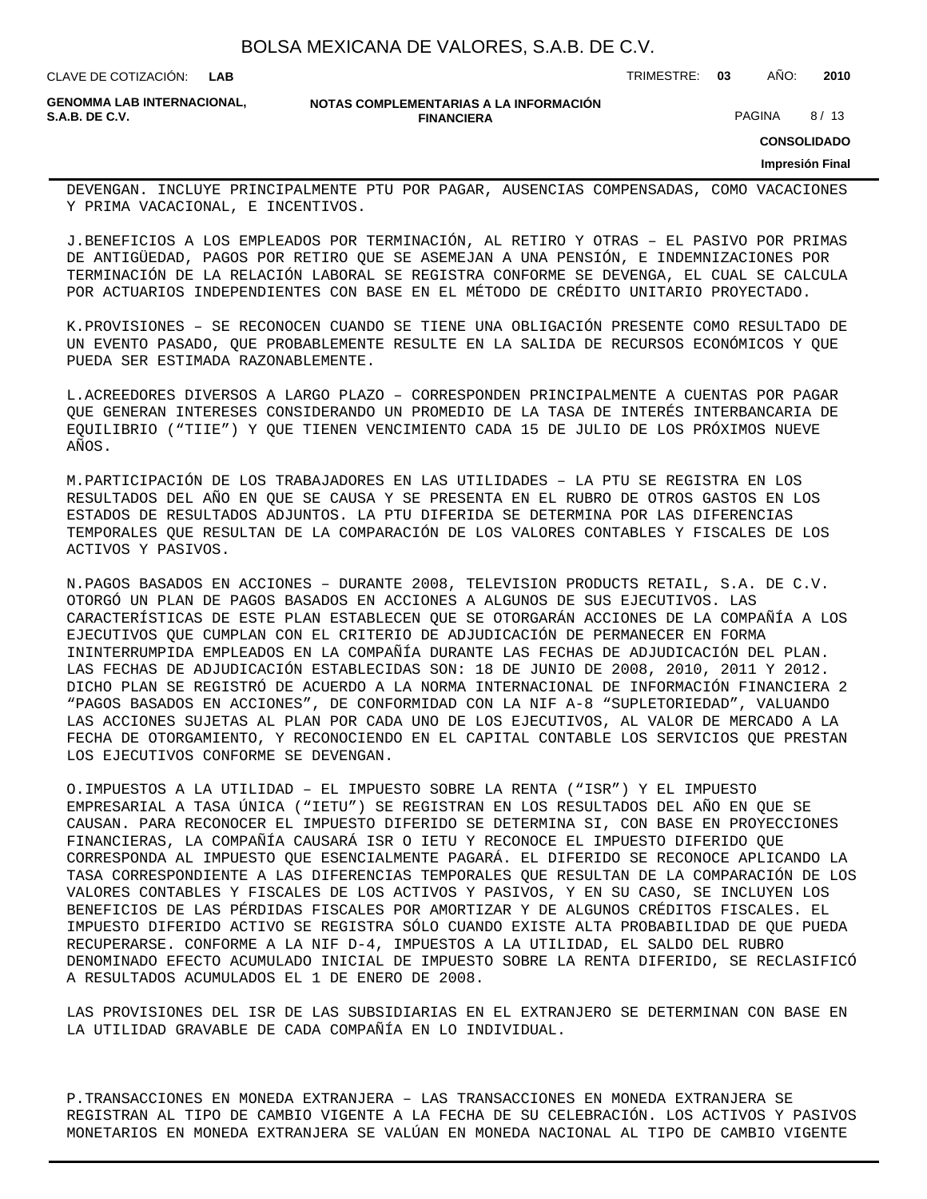DEVENGAN. INCLUYE PRINCIPALMENTE PTU POR PAGAR, AUSENCIAS COMPENSADAS, COMO VACACIONES Y PRIMA VACACIONAL, E INCENTIVOS.

J.BENEFICIOS A LOS EMPLEADOS POR TERMINACIÓN, AL RETIRO Y OTRAS – EL PASIVO POR PRIMAS DE ANTIGÜEDAD, PAGOS POR RETIRO QUE SE ASEMEJAN A UNA PENSIÓN, E INDEMNIZACIONES POR TERMINACIÓN DE LA RELACIÓN LABORAL SE REGISTRA CONFORME SE DEVENGA, EL CUAL SE CALCULA POR ACTUARIOS INDEPENDIENTES CON BASE EN EL MÉTODO DE CRÉDITO UNITARIO PROYECTADO.

K.PROVISIONES – SE RECONOCEN CUANDO SE TIENE UNA OBLIGACIÓN PRESENTE COMO RESULTADO DE UN EVENTO PASADO, QUE PROBABLEMENTE RESULTE EN LA SALIDA DE RECURSOS ECONÓMICOS Y QUE PUEDA SER ESTIMADA RAZONABLEMENTE.

L.ACREEDORES DIVERSOS A LARGO PLAZO – CORRESPONDEN PRINCIPALMENTE A CUENTAS POR PAGAR QUE GENERAN INTERESES CONSIDERANDO UN PROMEDIO DE LA TASA DE INTERÉS INTERBANCARIA DE EQUILIBRIO (“TIIE”) Y QUE TIENEN VENCIMIENTO CADA 15 DE JULIO DE LOS PRÓXIMOS NUEVE AÑOS.

M.PARTICIPACIÓN DE LOS TRABAJADORES EN LAS UTILIDADES – LA PTU SE REGISTRA EN LOS RESULTADOS DEL AÑO EN QUE SE CAUSA Y SE PRESENTA EN EL RUBRO DE OTROS GASTOS EN LOS ESTADOS DE RESULTADOS ADJUNTOS. LA PTU DIFERIDA SE DETERMINA POR LAS DIFERENCIAS TEMPORALES QUE RESULTAN DE LA COMPARACIÓN DE LOS VALORES CONTABLES Y FISCALES DE LOS ACTIVOS Y PASIVOS.

N.PAGOS BASADOS EN ACCIONES – DURANTE 2008, TELEVISION PRODUCTS RETAIL, S.A. DE C.V. OTORGÓ UN PLAN DE PAGOS BASADOS EN ACCIONES A ALGUNOS DE SUS EJECUTIVOS. LAS CARACTERÍSTICAS DE ESTE PLAN ESTABLECEN QUE SE OTORGARÁN ACCIONES DE LA COMPAÑÍA A LOS EJECUTIVOS QUE CUMPLAN CON EL CRITERIO DE ADJUDICACIÓN DE PERMANECER EN FORMA ININTERRUMPIDA EMPLEADOS EN LA COMPAÑÍA DURANTE LAS FECHAS DE ADJUDICACIÓN DEL PLAN. LAS FECHAS DE ADJUDICACIÓN ESTABLECIDAS SON: 18 DE JUNIO DE 2008, 2010, 2011 Y 2012. DICHO PLAN SE REGISTRÓ DE ACUERDO A LA NORMA INTERNACIONAL DE INFORMACIÓN FINANCIERA 2 “PAGOS BASADOS EN ACCIONES”, DE CONFORMIDAD CON LA NIF A-8 “SUPLETORIEDAD”, VALUANDO LAS ACCIONES SUJETAS AL PLAN POR CADA UNO DE LOS EJECUTIVOS, AL VALOR DE MERCADO A LA FECHA DE OTORGAMIENTO, Y RECONOCIENDO EN EL CAPITAL CONTABLE LOS SERVICIOS QUE PRESTAN LOS EJECUTIVOS CONFORME SE DEVENGAN.

O.IMPUESTOS A LA UTILIDAD – EL IMPUESTO SOBRE LA RENTA (“ISR”) Y EL IMPUESTO EMPRESARIAL A TASA ÚNICA (“IETU”) SE REGISTRAN EN LOS RESULTADOS DEL AÑO EN QUE SE CAUSAN. PARA RECONOCER EL IMPUESTO DIFERIDO SE DETERMINA SI, CON BASE EN PROYECCIONES FINANCIERAS, LA COMPAÑÍA CAUSARÁ ISR O IETU Y RECONOCE EL IMPUESTO DIFERIDO QUE CORRESPONDA AL IMPUESTO QUE ESENCIALMENTE PAGARÁ. EL DIFERIDO SE RECONOCE APLICANDO LA TASA CORRESPONDIENTE A LAS DIFERENCIAS TEMPORALES QUE RESULTAN DE LA COMPARACIÓN DE LOS VALORES CONTABLES Y FISCALES DE LOS ACTIVOS Y PASIVOS, Y EN SU CASO, SE INCLUYEN LOS BENEFICIOS DE LAS PÉRDIDAS FISCALES POR AMORTIZAR Y DE ALGUNOS CRÉDITOS FISCALES. EL IMPUESTO DIFERIDO ACTIVO SE REGISTRA SÓLO CUANDO EXISTE ALTA PROBABILIDAD DE QUE PUEDA RECUPERARSE. CONFORME A LA NIF D-4, IMPUESTOS A LA UTILIDAD, EL SALDO DEL RUBRO DENOMINADO EFECTO ACUMULADO INICIAL DE IMPUESTO SOBRE LA RENTA DIFERIDO, SE RECLASIFICÓ A RESULTADOS ACUMULADOS EL 1 DE ENERO DE 2008.

LAS PROVISIONES DEL ISR DE LAS SUBSIDIARIAS EN EL EXTRANJERO SE DETERMINAN CON BASE EN LA UTILIDAD GRAVABLE DE CADA COMPAÑÍA EN LO INDIVIDUAL.

P.TRANSACCIONES EN MONEDA EXTRANJERA – LAS TRANSACCIONES EN MONEDA EXTRANJERA SE REGISTRAN AL TIPO DE CAMBIO VIGENTE A LA FECHA DE SU CELEBRACIÓN. LOS ACTIVOS Y PASIVOS MONETARIOS EN MONEDA EXTRANJERA SE VALÚAN EN MONEDA NACIONAL AL TIPO DE CAMBIO VIGENTE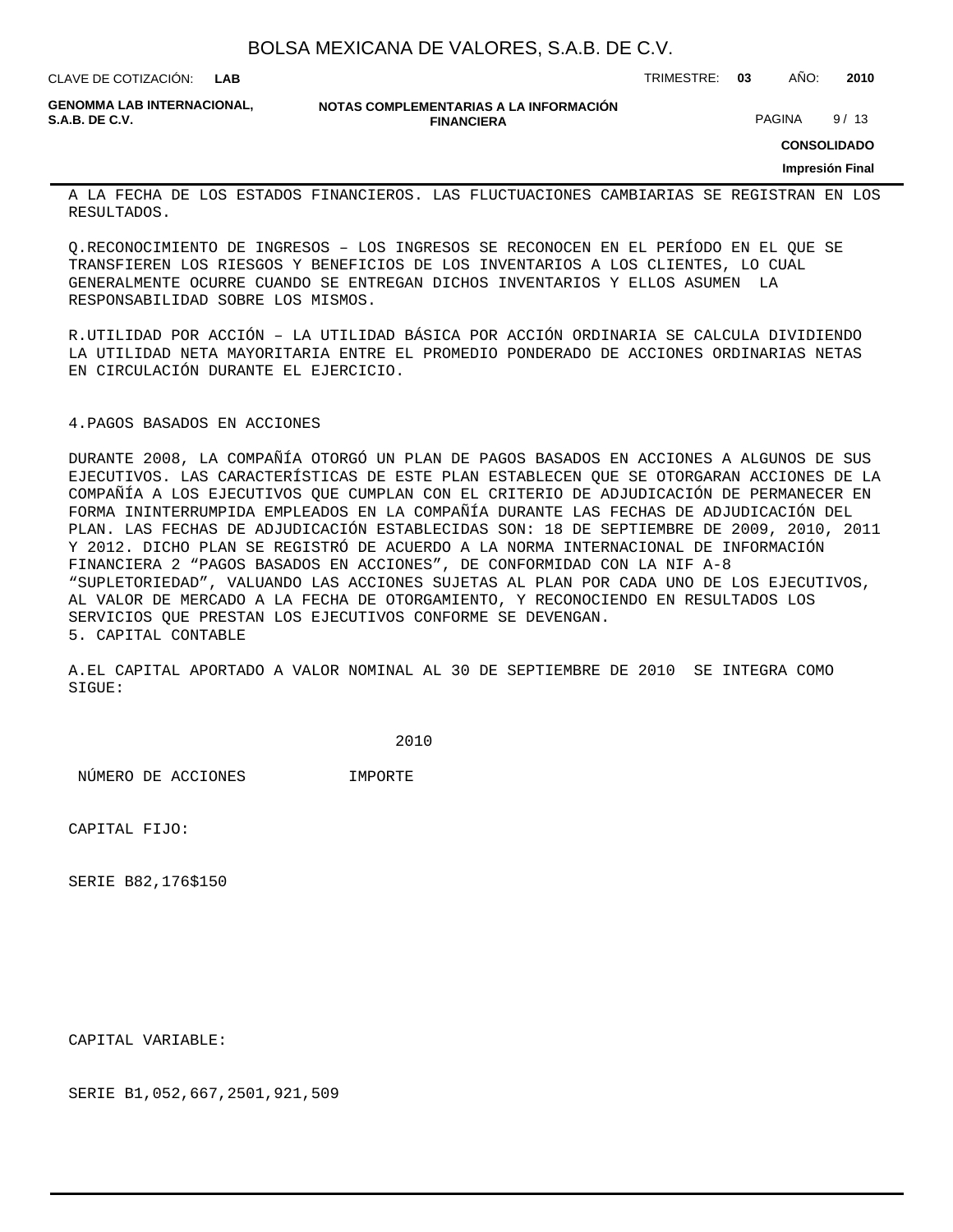A LA FECHA DE LOS ESTADOS FINANCIEROS. LAS FLUCTUACIONES CAMBIARIAS SE REGISTRAN EN LOS RESULTADOS.

Q.RECONOCIMIENTO DE INGRESOS – LOS INGRESOS SE RECONOCEN EN EL PERÍODO EN EL QUE SE TRANSFIEREN LOS RIESGOS Y BENEFICIOS DE LOS INVENTARIOS A LOS CLIENTES, LO CUAL GENERALMENTE OCURRE CUANDO SE ENTREGAN DICHOS INVENTARIOS Y ELLOS ASUMEN LA RESPONSABILIDAD SOBRE LOS MISMOS.

R.UTILIDAD POR ACCIÓN – LA UTILIDAD BÁSICA POR ACCIÓN ORDINARIA SE CALCULA DIVIDIENDO LA UTILIDAD NETA MAYORITARIA ENTRE EL PROMEDIO PONDERADO DE ACCIONES ORDINARIAS NETAS EN CIRCULACIÓN DURANTE EL EJERCICIO.

4.PAGOS BASADOS EN ACCIONES

DURANTE 2008, LA COMPAÑÍA OTORGÓ UN PLAN DE PAGOS BASADOS EN ACCIONES A ALGUNOS DE SUS EJECUTIVOS. LAS CARACTERÍSTICAS DE ESTE PLAN ESTABLECEN QUE SE OTORGARAN ACCIONES DE LA COMPAÑÍA A LOS EJECUTIVOS QUE CUMPLAN CON EL CRITERIO DE ADJUDICACIÓN DE PERMANECER EN FORMA ININTERRUMPIDA EMPLEADOS EN LA COMPAÑÍA DURANTE LAS FECHAS DE ADJUDICACIÓN DEL PLAN. LAS FECHAS DE ADJUDICACIÓN ESTABLECIDAS SON: 18 DE SEPTIEMBRE DE 2009, 2010, 2011 Y 2012. DICHO PLAN SE REGISTRÓ DE ACUERDO A LA NORMA INTERNACIONAL DE INFORMACIÓN FINANCIERA 2 "PAGOS BASADOS EN ACCIONES", DE CONFORMIDAD CON LA NIF A-8 "SUPLETORIEDAD", VALUANDO LAS ACCIONES SUJETAS AL PLAN POR CADA UNO DE LOS EJECUTIVOS, AL VALOR DE MERCADO A LA FECHA DE OTORGAMIENTO, Y RECONOCIENDO EN RESULTADOS LOS SERVICIOS QUE PRESTAN LOS EJECUTIVOS CONFORME SE DEVENGAN.

5. CAPITAL CONTABLE

A.EL CAPITAL APORTADO A VALOR NOMINAL AL 30 DE SEPTIEMBRE DE 2010 SE INTEGRA COMO SIGUE:

| | 2010 | |
|---|---|---|
| | NÚMERO DE ACCIONES | IMPORTE |
| CAPITAL FIJO: | | |
| SERIE B | 82,176 | $150 |
| CAPITAL VARIABLE: | | |
| SERIE B | 1,052,667,250 | 1,921,509 |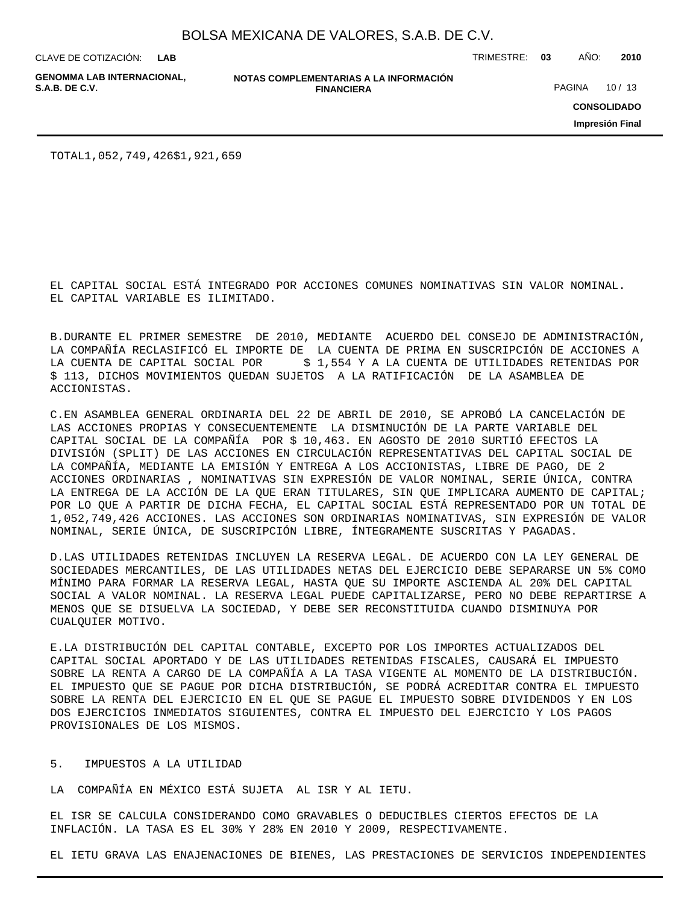TOTAL1,052,749,426$1,921,659

EL CAPITAL SOCIAL ESTÁ INTEGRADO POR ACCIONES COMUNES NOMINATIVAS SIN VALOR NOMINAL. EL CAPITAL VARIABLE ES ILIMITADO.

B.DURANTE EL PRIMER SEMESTRE DE 2010, MEDIANTE ACUERDO DEL CONSEJO DE ADMINISTRACIÓN, LA COMPAÑÍA RECLASIFICÓ EL IMPORTE DE LA CUENTA DE PRIMA EN SUSCRIPCIÓN DE ACCIONES A LA CUENTA DE CAPITAL SOCIAL POR $ 1,554 Y A LA CUENTA DE UTILIDADES RETENIDAS POR $ 113, DICHOS MOVIMIENTOS QUEDAN SUJETOS A LA RATIFICACIÓN DE LA ASAMBLEA DE ACCIONISTAS.

C.EN ASAMBLEA GENERAL ORDINARIA DEL 22 DE ABRIL DE 2010, SE APROBÓ LA CANCELACIÓN DE LAS ACCIONES PROPIAS Y CONSECUENTEMENTE LA DISMINUCIÓN DE LA PARTE VARIABLE DEL CAPITAL SOCIAL DE LA COMPAÑÍA POR $ 10,463. EN AGOSTO DE 2010 SURTIÓ EFECTOS LA DIVISIÓN (SPLIT) DE LAS ACCIONES EN CIRCULACIÓN REPRESENTATIVAS DEL CAPITAL SOCIAL DE LA COMPAÑÍA, MEDIANTE LA EMISIÓN Y ENTREGA A LOS ACCIONISTAS, LIBRE DE PAGO, DE 2 ACCIONES ORDINARIAS , NOMINATIVAS SIN EXPRESIÓN DE VALOR NOMINAL, SERIE ÚNICA, CONTRA LA ENTREGA DE LA ACCIÓN DE LA QUE ERAN TITULARES, SIN QUE IMPLICARA AUMENTO DE CAPITAL; POR LO QUE A PARTIR DE DICHA FECHA, EL CAPITAL SOCIAL ESTÁ REPRESENTADO POR UN TOTAL DE 1,052,749,426 ACCIONES. LAS ACCIONES SON ORDINARIAS NOMINATIVAS, SIN EXPRESIÓN DE VALOR NOMINAL, SERIE ÚNICA, DE SUSCRIPCIÓN LIBRE, ÍNTEGRAMENTE SUSCRITAS Y PAGADAS.

D.LAS UTILIDADES RETENIDAS INCLUYEN LA RESERVA LEGAL. DE ACUERDO CON LA LEY GENERAL DE SOCIEDADES MERCANTILES, DE LAS UTILIDADES NETAS DEL EJERCICIO DEBE SEPARARSE UN 5% COMO MÍNIMO PARA FORMAR LA RESERVA LEGAL, HASTA QUE SU IMPORTE ASCIENDA AL 20% DEL CAPITAL SOCIAL A VALOR NOMINAL. LA RESERVA LEGAL PUEDE CAPITALIZARSE, PERO NO DEBE REPARTIRSE A MENOS QUE SE DISUELVA LA SOCIEDAD, Y DEBE SER RECONSTITUIDA CUANDO DISMINUYA POR CUALQUIER MOTIVO.

E.LA DISTRIBUCIÓN DEL CAPITAL CONTABLE, EXCEPTO POR LOS IMPORTES ACTUALIZADOS DEL CAPITAL SOCIAL APORTADO Y DE LAS UTILIDADES RETENIDAS FISCALES, CAUSARÁ EL IMPUESTO SOBRE LA RENTA A CARGO DE LA COMPAÑÍA A LA TASA VIGENTE AL MOMENTO DE LA DISTRIBUCIÓN. EL IMPUESTO QUE SE PAGUE POR DICHA DISTRIBUCIÓN, SE PODRÁ ACREDITAR CONTRA EL IMPUESTO SOBRE LA RENTA DEL EJERCICIO EN EL QUE SE PAGUE EL IMPUESTO SOBRE DIVIDENDOS Y EN LOS DOS EJERCICIOS INMEDIATOS SIGUIENTES, CONTRA EL IMPUESTO DEL EJERCICIO Y LOS PAGOS PROVISIONALES DE LOS MISMOS.

## 5. IMPUESTOS A LA UTILIDAD

LA COMPAÑÍA EN MÉXICO ESTÁ SUJETA AL ISR Y AL IETU.

EL ISR SE CALCULA CONSIDERANDO COMO GRAVABLES O DEDUCIBLES CIERTOS EFECTOS DE LA INFLACIÓN. LA TASA ES EL 30% Y 28% EN 2010 Y 2009, RESPECTIVAMENTE.

EL IETU GRAVA LAS ENAJENACIONES DE BIENES, LAS PRESTACIONES DE SERVICIOS INDEPENDIENTES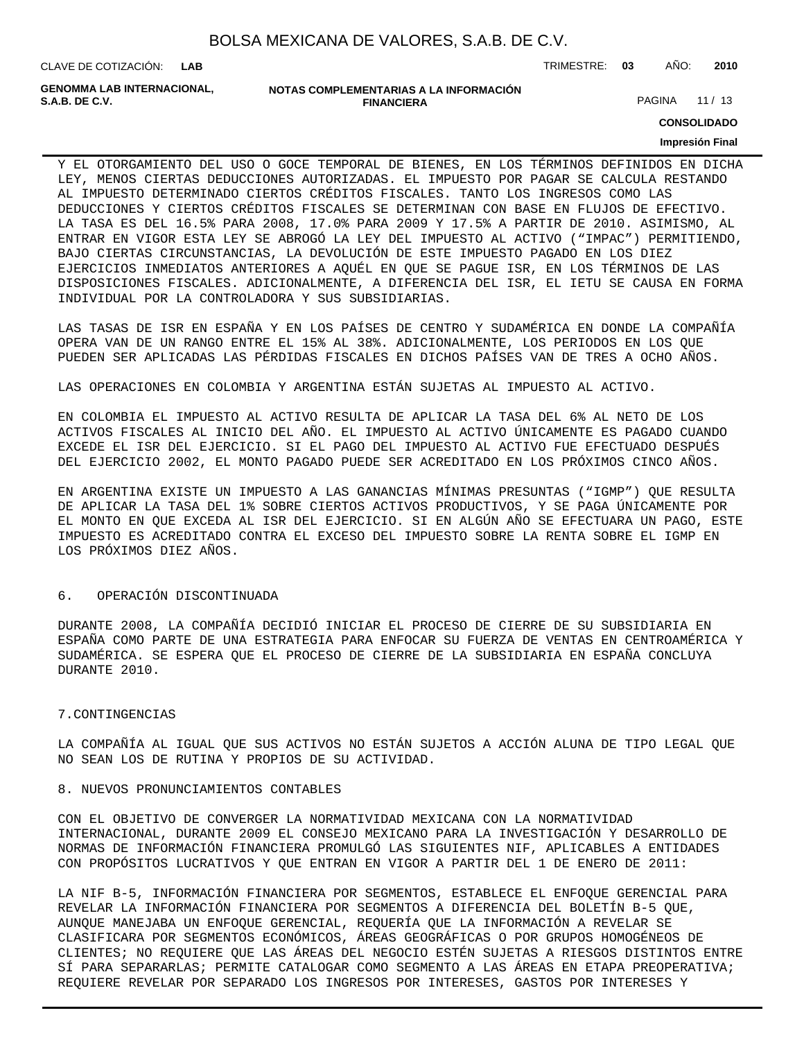Y EL OTORGAMIENTO DEL USO O GOCE TEMPORAL DE BIENES, EN LOS TÉRMINOS DEFINIDOS EN DICHA LEY, MENOS CIERTAS DEDUCCIONES AUTORIZADAS. EL IMPUESTO POR PAGAR SE CALCULA RESTANDO AL IMPUESTO DETERMINADO CIERTOS CRÉDITOS FISCALES. TANTO LOS INGRESOS COMO LAS DEDUCCIONES Y CIERTOS CRÉDITOS FISCALES SE DETERMINAN CON BASE EN FLUJOS DE EFECTIVO. LA TASA ES DEL 16.5% PARA 2008, 17.0% PARA 2009 Y 17.5% A PARTIR DE 2010. ASIMISMO, AL ENTRAR EN VIGOR ESTA LEY SE ABROGÓ LA LEY DEL IMPUESTO AL ACTIVO (“IMPAC”) PERMITIENDO, BAJO CIERTAS CIRCUNSTANCIAS, LA DEVOLUCIÓN DE ESTE IMPUESTO PAGADO EN LOS DIEZ EJERCICIOS INMEDIATOS ANTERIORES A AQUÉL EN QUE SE PAGUE ISR, EN LOS TÉRMINOS DE LAS DISPOSICIONES FISCALES. ADICIONALMENTE, A DIFERENCIA DEL ISR, EL IETU SE CAUSA EN FORMA INDIVIDUAL POR LA CONTROLADORA Y SUS SUBSIDIARIAS.

LAS TASAS DE ISR EN ESPAÑA Y EN LOS PAÍSES DE CENTRO Y SUDAMÉRICA EN DONDE LA COMPAÑÍA OPERA VAN DE UN RANGO ENTRE EL 15% AL 38%. ADICIONALMENTE, LOS PERIODOS EN LOS QUE PUEDEN SER APLICADAS LAS PÉRDIDAS FISCALES EN DICHOS PAÍSES VAN DE TRES A OCHO AÑOS.

LAS OPERACIONES EN COLOMBIA Y ARGENTINA ESTÁN SUJETAS AL IMPUESTO AL ACTIVO.

EN COLOMBIA EL IMPUESTO AL ACTIVO RESULTA DE APLICAR LA TASA DEL 6% AL NETO DE LOS ACTIVOS FISCALES AL INICIO DEL AÑO. EL IMPUESTO AL ACTIVO ÚNICAMENTE ES PAGADO CUANDO EXCEDE EL ISR DEL EJERCICIO. SI EL PAGO DEL IMPUESTO AL ACTIVO FUE EFECTUADO DESPUÉS DEL EJERCICIO 2002, EL MONTO PAGADO PUEDE SER ACREDITADO EN LOS PRÓXIMOS CINCO AÑOS.

EN ARGENTINA EXISTE UN IMPUESTO A LAS GANANCIAS MÍNIMAS PRESUNTAS (“IGMP”) QUE RESULTA DE APLICAR LA TASA DEL 1% SOBRE CIERTOS ACTIVOS PRODUCTIVOS, Y SE PAGA ÚNICAMENTE POR EL MONTO EN QUE EXCEDA AL ISR DEL EJERCICIO. SI EN ALGÚN AÑO SE EFECTUARA UN PAGO, ESTE IMPUESTO ES ACREDITADO CONTRA EL EXCESO DEL IMPUESTO SOBRE LA RENTA SOBRE EL IGMP EN LOS PRÓXIMOS DIEZ AÑOS.

## 6. OPERACIÓN DISCONTINUADA

DURANTE 2008, LA COMPAÑÍA DECIDIÓ INICIAR EL PROCESO DE CIERRE DE SU SUBSIDIARIA EN ESPAÑA COMO PARTE DE UNA ESTRATEGIA PARA ENFOCAR SU FUERZA DE VENTAS EN CENTROAMÉRICA Y SUDAMÉRICA. SE ESPERA QUE EL PROCESO DE CIERRE DE LA SUBSIDIARIA EN ESPAÑA CONCLUYA DURANTE 2010.

## 7.CONTINGENCIAS

LA COMPAÑÍA AL IGUAL QUE SUS ACTIVOS NO ESTÁN SUJETOS A ACCIÓN ALUNA DE TIPO LEGAL QUE NO SEAN LOS DE RUTINA Y PROPIOS DE SU ACTIVIDAD.

## 8. NUEVOS PRONUNCIAMIENTOS CONTABLES

CON EL OBJETIVO DE CONVERGER LA NORMATIVIDAD MEXICANA CON LA NORMATIVIDAD INTERNACIONAL, DURANTE 2009 EL CONSEJO MEXICANO PARA LA INVESTIGACIÓN Y DESARROLLO DE NORMAS DE INFORMACIÓN FINANCIERA PROMULGÓ LAS SIGUIENTES NIF, APLICABLES A ENTIDADES CON PROPÓSITOS LUCRATIVOS Y QUE ENTRAN EN VIGOR A PARTIR DEL 1 DE ENERO DE 2011:

LA NIF B-5, INFORMACIÓN FINANCIERA POR SEGMENTOS, ESTABLECE EL ENFOQUE GERENCIAL PARA REVELAR LA INFORMACIÓN FINANCIERA POR SEGMENTOS A DIFERENCIA DEL BOLETÍN B-5 QUE, AUNQUE MANEJABA UN ENFOQUE GERENCIAL, REQUERÍA QUE LA INFORMACIÓN A REVELAR SE CLASIFICARA POR SEGMENTOS ECONÓMICOS, ÁREAS GEOGRÁFICAS O POR GRUPOS HOMOGÉNEOS DE CLIENTES; NO REQUIERE QUE LAS ÁREAS DEL NEGOCIO ESTÉN SUJETAS A RIESGOS DISTINTOS ENTRE SÍ PARA SEPARARLAS; PERMITE CATALOGAR COMO SEGMENTO A LAS ÁREAS EN ETAPA PREOPERATIVA; REQUIERE REVELAR POR SEPARADO LOS INGRESOS POR INTERESES, GASTOS POR INTERESES Y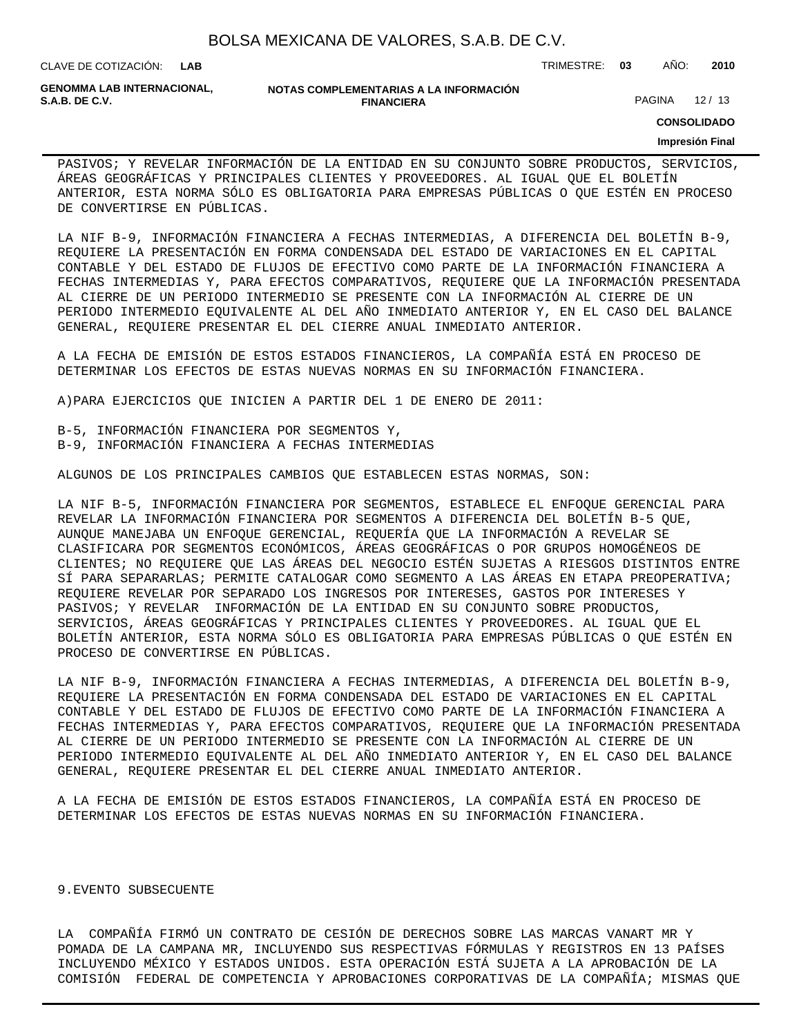PASIVOS; Y REVELAR INFORMACIÓN DE LA ENTIDAD EN SU CONJUNTO SOBRE PRODUCTOS, SERVICIOS, ÁREAS GEOGRÁFICAS Y PRINCIPALES CLIENTES Y PROVEEDORES. AL IGUAL QUE EL BOLETÍN ANTERIOR, ESTA NORMA SÓLO ES OBLIGATORIA PARA EMPRESAS PÚBLICAS O QUE ESTÉN EN PROCESO DE CONVERTIRSE EN PÚBLICAS.

LA NIF B-9, INFORMACIÓN FINANCIERA A FECHAS INTERMEDIAS, A DIFERENCIA DEL BOLETÍN B-9, REQUIERE LA PRESENTACIÓN EN FORMA CONDENSADA DEL ESTADO DE VARIACIONES EN EL CAPITAL CONTABLE Y DEL ESTADO DE FLUJOS DE EFECTIVO COMO PARTE DE LA INFORMACIÓN FINANCIERA A FECHAS INTERMEDIAS Y, PARA EFECTOS COMPARATIVOS, REQUIERE QUE LA INFORMACIÓN PRESENTADA AL CIERRE DE UN PERIODO INTERMEDIO SE PRESENTE CON LA INFORMACIÓN AL CIERRE DE UN PERIODO INTERMEDIO EQUIVALENTE AL DEL AÑO INMEDIATO ANTERIOR Y, EN EL CASO DEL BALANCE GENERAL, REQUIERE PRESENTAR EL DEL CIERRE ANUAL INMEDIATO ANTERIOR.

A LA FECHA DE EMISIÓN DE ESTOS ESTADOS FINANCIEROS, LA COMPAÑÍA ESTÁ EN PROCESO DE DETERMINAR LOS EFECTOS DE ESTAS NUEVAS NORMAS EN SU INFORMACIÓN FINANCIERA.

A)PARA EJERCICIOS QUE INICIEN A PARTIR DEL 1 DE ENERO DE 2011:

B-5, INFORMACIÓN FINANCIERA POR SEGMENTOS Y,
B-9, INFORMACIÓN FINANCIERA A FECHAS INTERMEDIAS

ALGUNOS DE LOS PRINCIPALES CAMBIOS QUE ESTABLECEN ESTAS NORMAS, SON:

LA NIF B-5, INFORMACIÓN FINANCIERA POR SEGMENTOS, ESTABLECE EL ENFOQUE GERENCIAL PARA REVELAR LA INFORMACIÓN FINANCIERA POR SEGMENTOS A DIFERENCIA DEL BOLETÍN B-5 QUE, AUNQUE MANEJABA UN ENFOQUE GERENCIAL, REQUERÍA QUE LA INFORMACIÓN A REVELAR SE CLASIFICARA POR SEGMENTOS ECONÓMICOS, ÁREAS GEOGRÁFICAS O POR GRUPOS HOMOGÉNEOS DE CLIENTES; NO REQUIERE QUE LAS ÁREAS DEL NEGOCIO ESTÉN SUJETAS A RIESGOS DISTINTOS ENTRE SÍ PARA SEPARARLAS; PERMITE CATALOGAR COMO SEGMENTO A LAS ÁREAS EN ETAPA PREOPERATIVA; REQUIERE REVELAR POR SEPARADO LOS INGRESOS POR INTERESES, GASTOS POR INTERESES Y PASIVOS; Y REVELAR INFORMACIÓN DE LA ENTIDAD EN SU CONJUNTO SOBRE PRODUCTOS, SERVICIOS, ÁREAS GEOGRÁFICAS Y PRINCIPALES CLIENTES Y PROVEEDORES. AL IGUAL QUE EL BOLETÍN ANTERIOR, ESTA NORMA SÓLO ES OBLIGATORIA PARA EMPRESAS PÚBLICAS O QUE ESTÉN EN PROCESO DE CONVERTIRSE EN PÚBLICAS.

LA NIF B-9, INFORMACIÓN FINANCIERA A FECHAS INTERMEDIAS, A DIFERENCIA DEL BOLETÍN B-9, REQUIERE LA PRESENTACIÓN EN FORMA CONDENSADA DEL ESTADO DE VARIACIONES EN EL CAPITAL CONTABLE Y DEL ESTADO DE FLUJOS DE EFECTIVO COMO PARTE DE LA INFORMACIÓN FINANCIERA A FECHAS INTERMEDIAS Y, PARA EFECTOS COMPARATIVOS, REQUIERE QUE LA INFORMACIÓN PRESENTADA AL CIERRE DE UN PERIODO INTERMEDIO SE PRESENTE CON LA INFORMACIÓN AL CIERRE DE UN PERIODO INTERMEDIO EQUIVALENTE AL DEL AÑO INMEDIATO ANTERIOR Y, EN EL CASO DEL BALANCE GENERAL, REQUIERE PRESENTAR EL DEL CIERRE ANUAL INMEDIATO ANTERIOR.

A LA FECHA DE EMISIÓN DE ESTOS ESTADOS FINANCIEROS, LA COMPAÑÍA ESTÁ EN PROCESO DE DETERMINAR LOS EFECTOS DE ESTAS NUEVAS NORMAS EN SU INFORMACIÓN FINANCIERA.

9.EVENTO SUBSECUENTE

LA COMPAÑÍA FIRMÓ UN CONTRATO DE CESIÓN DE DERECHOS SOBRE LAS MARCAS VANART MR Y POMADA DE LA CAMPANA MR, INCLUYENDO SUS RESPECTIVAS FÓRMULAS Y REGISTROS EN 13 PAÍSES INCLUYENDO MÉXICO Y ESTADOS UNIDOS. ESTA OPERACIÓN ESTÁ SUJETA A LA APROBACIÓN DE LA COMISIÓN FEDERAL DE COMPETENCIA Y APROBACIONES CORPORATIVAS DE LA COMPAÑÍA; MISMAS QUE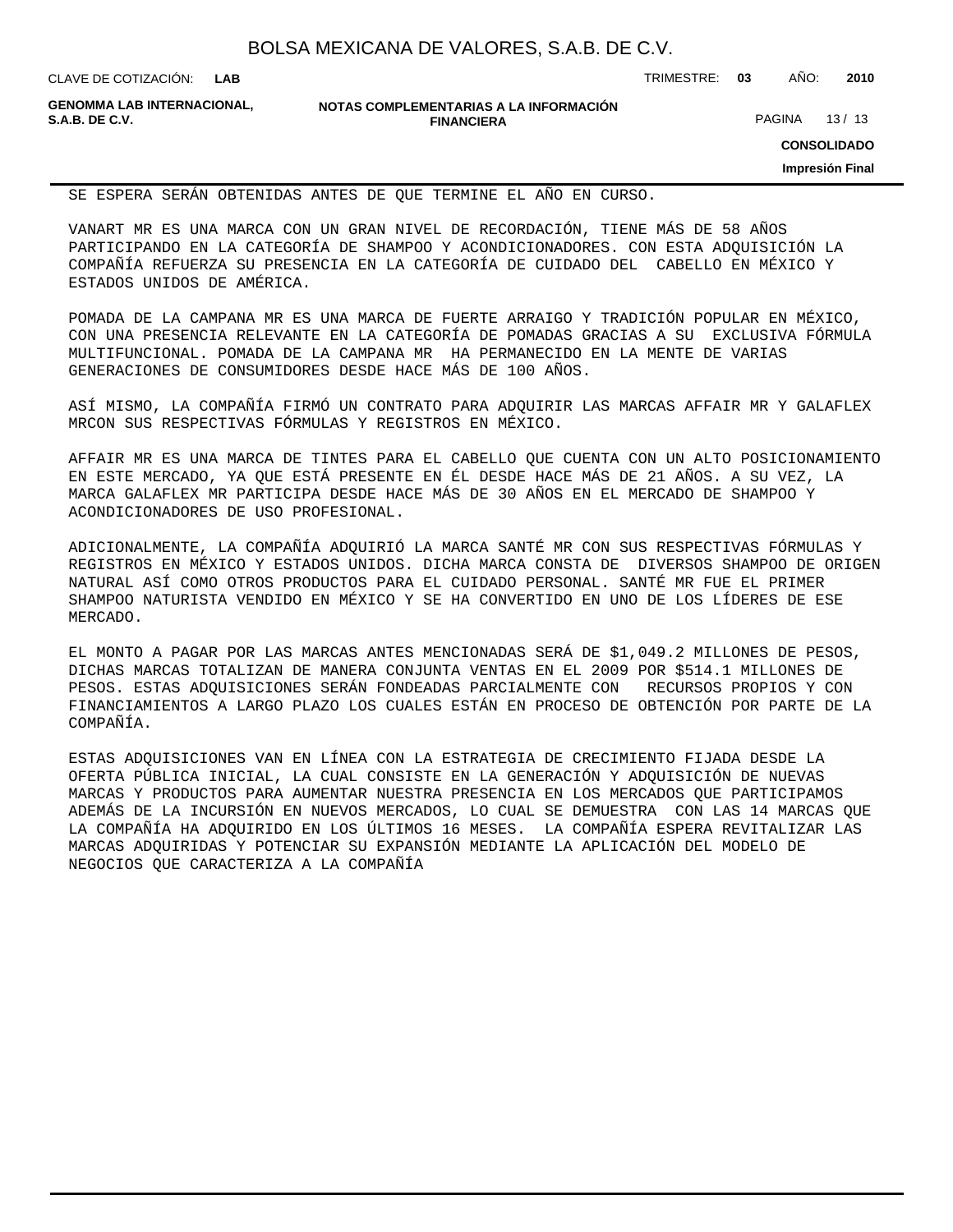SE ESPERA SERÁN OBTENIDAS ANTES DE QUE TERMINE EL AÑO EN CURSO.

VANART MR ES UNA MARCA CON UN GRAN NIVEL DE RECORDACIÓN, TIENE MÁS DE 58 AÑOS PARTICIPANDO EN LA CATEGORÍA DE SHAMPOO Y ACONDICIONADORES. CON ESTA ADQUISICIÓN LA COMPAÑÍA REFUERZA SU PRESENCIA EN LA CATEGORÍA DE CUIDADO DEL CABELLO EN MÉXICO Y ESTADOS UNIDOS DE AMÉRICA.

POMADA DE LA CAMPANA MR ES UNA MARCA DE FUERTE ARRAIGO Y TRADICIÓN POPULAR EN MÉXICO, CON UNA PRESENCIA RELEVANTE EN LA CATEGORÍA DE POMADAS GRACIAS A SU EXCLUSIVA FÓRMULA MULTIFUNCIONAL. POMADA DE LA CAMPANA MR HA PERMANECIDO EN LA MENTE DE VARIAS GENERACIONES DE CONSUMIDORES DESDE HACE MÁS DE 100 AÑOS.

ASÍ MISMO, LA COMPAÑÍA FIRMÓ UN CONTRATO PARA ADQUIRIR LAS MARCAS AFFAIR MR Y GALAFLEX MRCON SUS RESPECTIVAS FÓRMULAS Y REGISTROS EN MÉXICO.

AFFAIR MR ES UNA MARCA DE TINTES PARA EL CABELLO QUE CUENTA CON UN ALTO POSICIONAMIENTO EN ESTE MERCADO, YA QUE ESTÁ PRESENTE EN ÉL DESDE HACE MÁS DE 21 AÑOS. A SU VEZ, LA MARCA GALAFLEX MR PARTICIPA DESDE HACE MÁS DE 30 AÑOS EN EL MERCADO DE SHAMPOO Y ACONDICIONADORES DE USO PROFESIONAL.

ADICIONALMENTE, LA COMPAÑÍA ADQUIRIÓ LA MARCA SANTÉ MR CON SUS RESPECTIVAS FÓRMULAS Y REGISTROS EN MÉXICO Y ESTADOS UNIDOS. DICHA MARCA CONSTA DE DIVERSOS SHAMPOO DE ORIGEN NATURAL ASÍ COMO OTROS PRODUCTOS PARA EL CUIDADO PERSONAL. SANTÉ MR FUE EL PRIMER SHAMPOO NATURISTA VENDIDO EN MÉXICO Y SE HA CONVERTIDO EN UNO DE LOS LÍDERES DE ESE MERCADO.

EL MONTO A PAGAR POR LAS MARCAS ANTES MENCIONADAS SERÁ DE $1,049.2 MILLONES DE PESOS, DICHAS MARCAS TOTALIZAN DE MANERA CONJUNTA VENTAS EN EL 2009 POR $514.1 MILLONES DE PESOS. ESTAS ADQUISICIONES SERÁN FONDEADAS PARCIALMENTE CON RECURSOS PROPIOS Y CON FINANCIAMIENTOS A LARGO PLAZO LOS CUALES ESTÁN EN PROCESO DE OBTENCIÓN POR PARTE DE LA COMPAÑÍA.

ESTAS ADQUISICIONES VAN EN LÍNEA CON LA ESTRATEGIA DE CRECIMIENTO FIJADA DESDE LA OFERTA PÚBLICA INICIAL, LA CUAL CONSISTE EN LA GENERACIÓN Y ADQUISICIÓN DE NUEVAS MARCAS Y PRODUCTOS PARA AUMENTAR NUESTRA PRESENCIA EN LOS MERCADOS QUE PARTICIPAMOS ADEMÁS DE LA INCURSIÓN EN NUEVOS MERCADOS, LO CUAL SE DEMUESTRA CON LAS 14 MARCAS QUE LA COMPAÑÍA HA ADQUIRIDO EN LOS ÚLTIMOS 16 MESES. LA COMPAÑÍA ESPERA REVITALIZAR LAS MARCAS ADQUIRIDAS Y POTENCIAR SU EXPANSIÓN MEDIANTE LA APLICACIÓN DEL MODELO DE NEGOCIOS QUE CARACTERIZA A LA COMPAÑÍA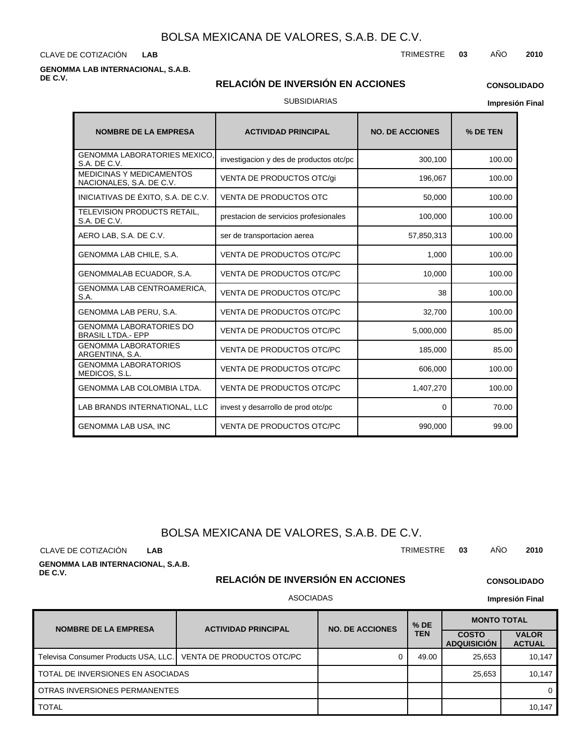# BOLSA MEXICANA DE VALORES, S.A.B. DE C.V.

CLAVE DE COTIZACIÓN **LAB**

TRIMESTRE **03** AÑO **2010**

**GENOMMA LAB INTERNACIONAL, S.A.B. DE C.V.**

## RELACIÓN DE INVERSIÓN EN ACCIONES

**CONSOLIDADO**

SUBSIDIARIAS

**Impresión Final**

| NOMBRE DE LA EMPRESA | ACTIVIDAD PRINCIPAL | NO. DE ACCIONES | % DE TEN |
|---|---|---|---|
| GENOMMA LABORATORIES MEXICO, S.A. DE C.V. | investigacion y des de productos otc/pc | 300,100 | 100.00 |
| MEDICINAS Y MEDICAMENTOS NACIONALES, S.A. DE C.V. | VENTA DE PRODUCTOS OTC/gi | 196,067 | 100.00 |
| INICIATIVAS DE ÉXITO, S.A. DE C.V. | VENTA DE PRODUCTOS OTC | 50,000 | 100.00 |
| TELEVISION PRODUCTS RETAIL, S.A. DE C.V. | prestacion de servicios profesionales | 100,000 | 100.00 |
| AERO LAB, S.A. DE C.V. | ser de transportacion aerea | 57,850,313 | 100.00 |
| GENOMMA LAB CHILE, S.A. | VENTA DE PRODUCTOS OTC/PC | 1,000 | 100.00 |
| GENOMMALAB ECUADOR, S.A. | VENTA DE PRODUCTOS OTC/PC | 10,000 | 100.00 |
| GENOMMA LAB CENTROAMERICA, S.A. | VENTA DE PRODUCTOS OTC/PC | 38 | 100.00 |
| GENOMMA LAB PERU, S.A. | VENTA DE PRODUCTOS OTC/PC | 32,700 | 100.00 |
| GENOMMA LABORATORIES DO BRASIL LTDA.- EPP | VENTA DE PRODUCTOS OTC/PC | 5,000,000 | 85.00 |
| GENOMMA LABORATORIES ARGENTINA, S.A. | VENTA DE PRODUCTOS OTC/PC | 185,000 | 85.00 |
| GENOMMA LABORATORIOS MEDICOS, S.L. | VENTA DE PRODUCTOS OTC/PC | 606,000 | 100.00 |
| GENOMMA LAB COLOMBIA LTDA. | VENTA DE PRODUCTOS OTC/PC | 1,407,270 | 100.00 |
| LAB BRANDS INTERNATIONAL, LLC | invest y desarrollo de prod otc/pc | 0 | 70.00 |
| GENOMMA LAB USA, INC | VENTA DE PRODUCTOS OTC/PC | 990,000 | 99.00 |

# BOLSA MEXICANA DE VALORES, S.A.B. DE C.V.

CLAVE DE COTIZACIÓN **LAB**

TRIMESTRE **03** AÑO **2010**

**GENOMMA LAB INTERNACIONAL, S.A.B. DE C.V.**

## RELACIÓN DE INVERSIÓN EN ACCIONES

**CONSOLIDADO**

ASOCIADAS

**Impresión Final**

| NOMBRE DE LA EMPRESA | ACTIVIDAD PRINCIPAL | NO. DE ACCIONES | % DE TEN | MONTO TOTAL | |
|---|---|---|---|---|---|
| | | | | COSTO ADQUISICIÓN | VALOR ACTUAL |
| Televisa Consumer Products USA, LLC. | VENTA DE PRODUCTOS OTC/PC | 0 | 49.00 | 25,653 | 10,147 |
| TOTAL DE INVERSIONES EN ASOCIADAS | | | | 25,653 | 10,147 |
| OTRAS INVERSIONES PERMANENTES | | | | | 0 |
| TOTAL | | | | | 10,147 |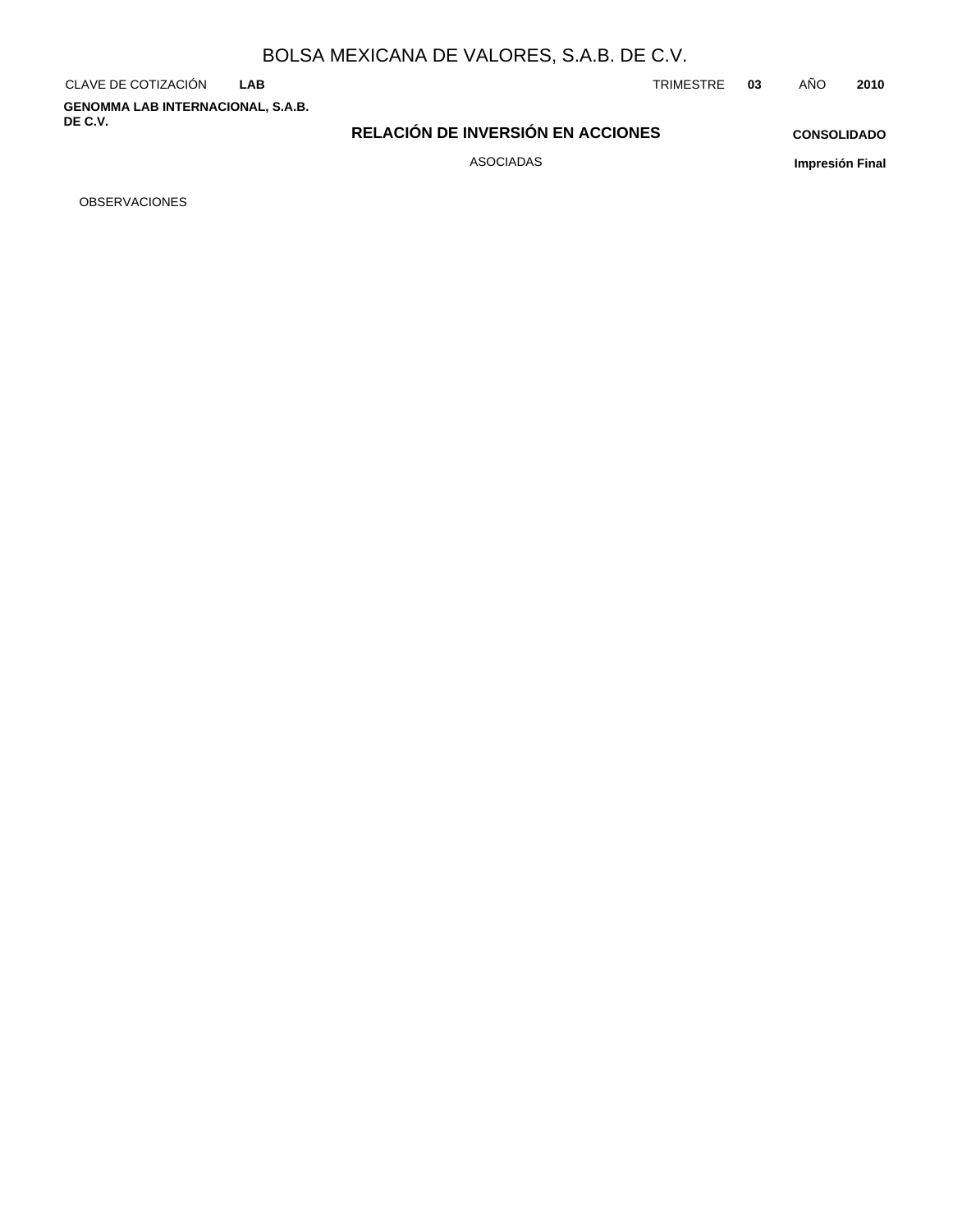# BOLSA MEXICANA DE VALORES, S.A.B. DE C.V.

CLAVE DE COTIZACIÓN **LAB** TRIMESTRE **03** AÑO **2010**

**GENOMMA LAB INTERNACIONAL, S.A.B. DE C.V.**

## RELACIÓN DE INVERSIÓN EN ACCIONES

**CONSOLIDADO**

ASOCIADAS

**Impresión Final**

OBSERVACIONES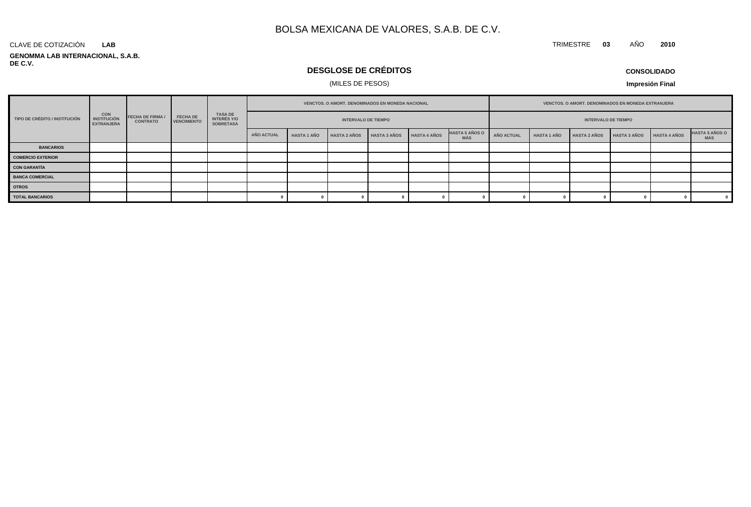# BOLSA MEXICANA DE VALORES, S.A.B. DE C.V.

CLAVE DE COTIZACIÓN **LAB**

TRIMESTRE **03** AÑO **2010**

**GENOMMA LAB INTERNACIONAL, S.A.B. DE C.V.**

## DESGLOSE DE CRÉDITOS

(MILES DE PESOS)

**CONSOLIDADO**

**Impresión Final**

| TIPO DE CRÉDITO / INSTITUCIÓN | CON INSTITUCIÓN EXTRANJERA | FECHA DE FIRMA / CONTRATO | FECHA DE VENCIMIENTO | TASA DE INTERÉS Y/O SOBRETASA | VENCTOS. O AMORT. DENOMINADOS EN MONEDA NACIONAL | | | | | | VENCTOS. O AMORT. DENOMINADOS EN MONEDA EXTRANJERA | | | | | |
|---|---|---|---|---|---|---|---|---|---|---|---|---|---|---|---|---|
| | | | | | INTERVALO DE TIEMPO | | | | | | INTERVALO DE TIEMPO | | | | | |
| | | | | | AÑO ACTUAL | HASTA 1 AÑO | HASTA 2 AÑOS | HASTA 3 AÑOS | HASTA 4 AÑOS | HASTA 5 AÑOS O MÁS | AÑO ACTUAL | HASTA 1 AÑO | HASTA 2 AÑOS | HASTA 3 AÑOS | HASTA 4 AÑOS | HASTA 5 AÑOS O MÁS |
| **BANCARIOS** | | | | | | | | | | | | | | | | |
| **COMERCIO EXTERIOR** | | | | | | | | | | | | | | | | |
| **CON GARANTÍA** | | | | | | | | | | | | | | | | |
| **BANCA COMERCIAL** | | | | | | | | | | | | | | | | |
| **OTROS** | | | | | | | | | | | | | | | | |
| **TOTAL BANCARIOS** | | | | | 0 | 0 | 0 | 0 | 0 | 0 | 0 | 0 | 0 | 0 | 0 | 0 |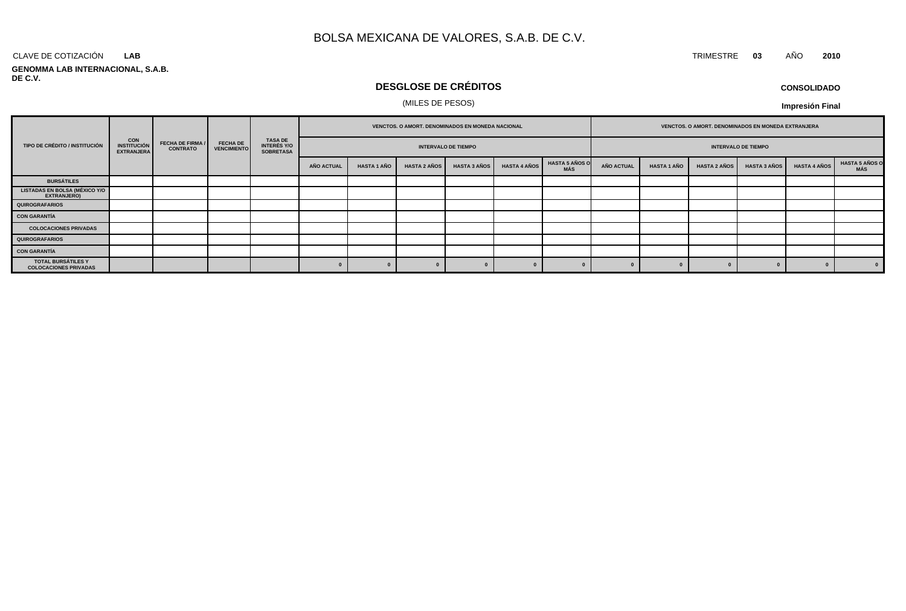# BOLSA MEXICANA DE VALORES, S.A.B. DE C.V.

CLAVE DE COTIZACIÓN **LAB**

TRIMESTRE **03** AÑO **2010**

**GENOMMA LAB INTERNACIONAL, S.A.B. DE C.V.**

## DESGLOSE DE CRÉDITOS

(MILES DE PESOS)

**CONSOLIDADO**

**Impresión Final**

| TIPO DE CRÉDITO / INSTITUCIÓN | CON INSTITUCIÓN EXTRANJERA | FECHA DE FIRMA / CONTRATO | FECHA DE VENCIMIENTO | TASA DE INTERÉS Y/O SOBRETASA | VENCTOS. O AMORT. DENOMINADOS EN MONEDA NACIONAL | | | | | | VENCTOS. O AMORT. DENOMINADOS EN MONEDA EXTRANJERA | | | | | |
|---|---|---|---|---|---|---|---|---|---|---|---|---|---|---|---|---|
| | | | | | INTERVALO DE TIEMPO | | | | | | INTERVALO DE TIEMPO | | | | | |
| | | | | | AÑO ACTUAL | HASTA 1 AÑO | HASTA 2 AÑOS | HASTA 3 AÑOS | HASTA 4 AÑOS | HASTA 5 AÑOS O MÁS | AÑO ACTUAL | HASTA 1 AÑO | HASTA 2 AÑOS | HASTA 3 AÑOS | HASTA 4 AÑOS | HASTA 5 AÑOS O MÁS |
| BURSÁTILES | | | | | | | | | | | | | | | | |
| LISTADAS EN BOLSA (MÉXICO Y/O EXTRANJERO) | | | | | | | | | | | | | | | | |
| QUIROGRAFARIOS | | | | | | | | | | | | | | | | |
| CON GARANTÍA | | | | | | | | | | | | | | | | |
| COLOCACIONES PRIVADAS | | | | | | | | | | | | | | | | |
| QUIROGRAFARIOS | | | | | | | | | | | | | | | | |
| CON GARANTÍA | | | | | | | | | | | | | | | | |
| TOTAL BURSÁTILES Y COLOCACIONES PRIVADAS | | | | | 0 | 0 | 0 | 0 | 0 | 0 | 0 | 0 | 0 | 0 | 0 | 0 |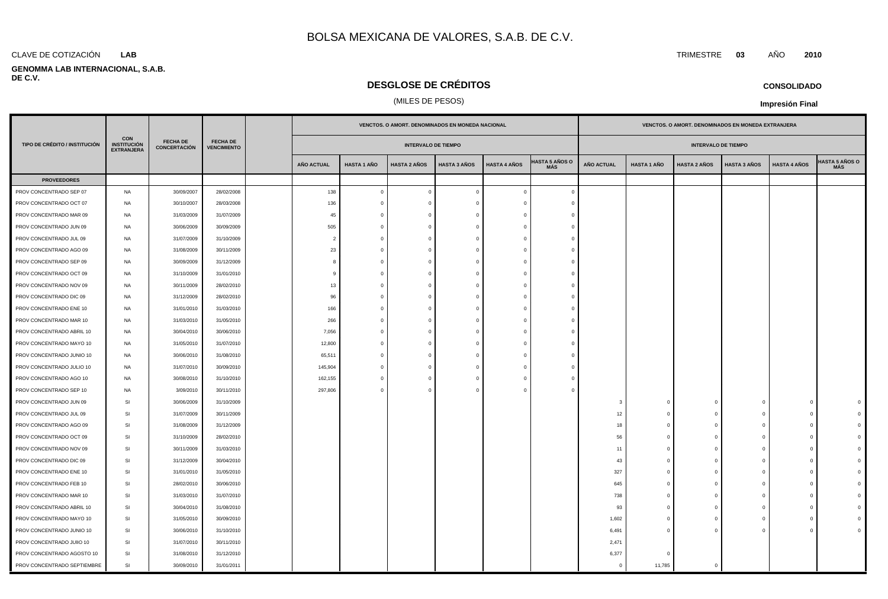# BOLSA MEXICANA DE VALORES, S.A.B. DE C.V.

CLAVE DE COTIZACIÓN **LAB**

TRIMESTRE **03** AÑO **2010**

**GENOMMA LAB INTERNACIONAL, S.A.B. DE C.V.**

## DESGLOSE DE CRÉDITOS

(MILES DE PESOS)

**CONSOLIDADO**

**Impresión Final**

| TIPO DE CRÉDITO / INSTITUCIÓN | CON INSTITUCIÓN EXTRANJERA | FECHA DE CONCERTACIÓN | FECHA DE VENCIMIENTO | | VENCTOS. O AMORT. DENOMINADOS EN MONEDA NACIONAL | | | | | | VENCTOS. O AMORT. DENOMINADOS EN MONEDA EXTRANJERA | | | | | |
|---|---|---|---|---|---|---|---|---|---|---|---|---|---|---|---|---|
| | | | | | INTERVALO DE TIEMPO | | | | | | INTERVALO DE TIEMPO | | | | | |
| | | | | | AÑO ACTUAL | HASTA 1 AÑO | HASTA 2 AÑOS | HASTA 3 AÑOS | HASTA 4 AÑOS | HASTA 5 AÑOS O MÁS | AÑO ACTUAL | HASTA 1 AÑO | HASTA 2 AÑOS | HASTA 3 AÑOS | HASTA 4 AÑOS | HASTA 5 AÑOS O MÁS |
| **PROVEEDORES** | | | | | | | | | | | | | | | | |
| PROV CONCENTRADO SEP 07 | NA | 30/09/2007 | 28/02/2008 | | 138 | 0 | 0 | 0 | 0 | 0 | | | | | | |
| PROV CONCENTRADO OCT 07 | NA | 30/10/2007 | 28/03/2008 | | 136 | 0 | 0 | 0 | 0 | 0 | | | | | | |
| PROV CONCENTRADO MAR 09 | NA | 31/03/2009 | 31/07/2009 | | 45 | 0 | 0 | 0 | 0 | 0 | | | | | | |
| PROV CONCENTRADO JUN 09 | NA | 30/06/2009 | 30/09/2009 | | 505 | 0 | 0 | 0 | 0 | 0 | | | | | | |
| PROV CONCENTRADO JUL 09 | NA | 31/07/2009 | 31/10/2009 | | 2 | 0 | 0 | 0 | 0 | 0 | | | | | | |
| PROV CONCENTRADO AGO 09 | NA | 31/08/2009 | 30/11/2009 | | 23 | 0 | 0 | 0 | 0 | 0 | | | | | | |
| PROV CONCENTRADO SEP 09 | NA | 30/09/2009 | 31/12/2009 | | 8 | 0 | 0 | 0 | 0 | 0 | | | | | | |
| PROV CONCENTRADO OCT 09 | NA | 31/10/2009 | 31/01/2010 | | 9 | 0 | 0 | 0 | 0 | 0 | | | | | | |
| PROV CONCENTRADO NOV 09 | NA | 30/11/2009 | 28/02/2010 | | 13 | 0 | 0 | 0 | 0 | 0 | | | | | | |
| PROV CONCENTRADO DIC 09 | NA | 31/12/2009 | 28/02/2010 | | 96 | 0 | 0 | 0 | 0 | 0 | | | | | | |
| PROV CONCENTRADO ENE 10 | NA | 31/01/2010 | 31/03/2010 | | 166 | 0 | 0 | 0 | 0 | 0 | | | | | | |
| PROV CONCENTRADO MAR 10 | NA | 31/03/2010 | 31/05/2010 | | 266 | 0 | 0 | 0 | 0 | 0 | | | | | | |
| PROV CONCENTRADO ABRIL 10 | NA | 30/04/2010 | 30/06/2010 | | 7,056 | 0 | 0 | 0 | 0 | 0 | | | | | | |
| PROV CONCENTRADO MAYO 10 | NA | 31/05/2010 | 31/07/2010 | | 12,800 | 0 | 0 | 0 | 0 | 0 | | | | | | |
| PROV CONCENTRADO JUNIO 10 | NA | 30/06/2010 | 31/08/2010 | | 65,511 | 0 | 0 | 0 | 0 | 0 | | | | | | |
| PROV CONCENTRADO JULIO 10 | NA | 31/07/2010 | 30/09/2010 | | 145,904 | 0 | 0 | 0 | 0 | 0 | | | | | | |
| PROV CONCENTRADO AGO 10 | NA | 30/08/2010 | 31/10/2010 | | 162,155 | 0 | 0 | 0 | 0 | 0 | | | | | | |
| PROV CONCENTRADO SEP 10 | NA | 3/09/2010 | 30/11/2010 | | 297,806 | 0 | 0 | 0 | 0 | 0 | | | | | | |
| PROV CONCENTRADO JUN 09 | SI | 30/06/2009 | 31/10/2009 | | | | | | | | 3 | 0 | 0 | 0 | 0 | 0 |
| PROV CONCENTRADO JUL 09 | SI | 31/07/2009 | 30/11/2009 | | | | | | | | 12 | 0 | 0 | 0 | 0 | 0 |
| PROV CONCENTRADO AGO 09 | SI | 31/08/2009 | 31/12/2009 | | | | | | | | 18 | 0 | 0 | 0 | 0 | 0 |
| PROV CONCENTRADO OCT 09 | SI | 31/10/2009 | 28/02/2010 | | | | | | | | 56 | 0 | 0 | 0 | 0 | 0 |
| PROV CONCENTRADO NOV 09 | SI | 30/11/2009 | 31/03/2010 | | | | | | | | 11 | 0 | 0 | 0 | 0 | 0 |
| PROV CONCENTRADO DIC 09 | SI | 31/12/2009 | 30/04/2010 | | | | | | | | 43 | 0 | 0 | 0 | 0 | 0 |
| PROV CONCENTRADO ENE 10 | SI | 31/01/2010 | 31/05/2010 | | | | | | | | 327 | 0 | 0 | 0 | 0 | 0 |
| PROV CONCENTRADO FEB 10 | SI | 28/02/2010 | 30/06/2010 | | | | | | | | 645 | 0 | 0 | 0 | 0 | 0 |
| PROV CONCENTRADO MAR 10 | SI | 31/03/2010 | 31/07/2010 | | | | | | | | 738 | 0 | 0 | 0 | 0 | 0 |
| PROV CONCENTRADO ABRIL 10 | SI | 30/04/2010 | 31/08/2010 | | | | | | | | 93 | 0 | 0 | 0 | 0 | 0 |
| PROV CONCENTRADO MAYO 10 | SI | 31/05/2010 | 30/09/2010 | | | | | | | | 1,602 | 0 | 0 | 0 | 0 | 0 |
| PROV CONCENTRADO JUNIO 10 | SI | 30/06/2010 | 31/10/2010 | | | | | | | | 6,491 | 0 | 0 | 0 | 0 | 0 |
| PROV CONCENTRADO JUlIO 10 | SI | 31/07/2010 | 30/11/2010 | | | | | | | | 2,471 | | | | | |
| PROV CONCENTRADO AGOSTO 10 | SI | 31/08/2010 | 31/12/2010 | | | | | | | | 6,377 | 0 | | | | |
| PROV CONCENTRADO SEPTIEMBRE | SI | 30/09/2010 | 31/01/2011 | | | | | | | | 0 | 11,785 | 0 | | | |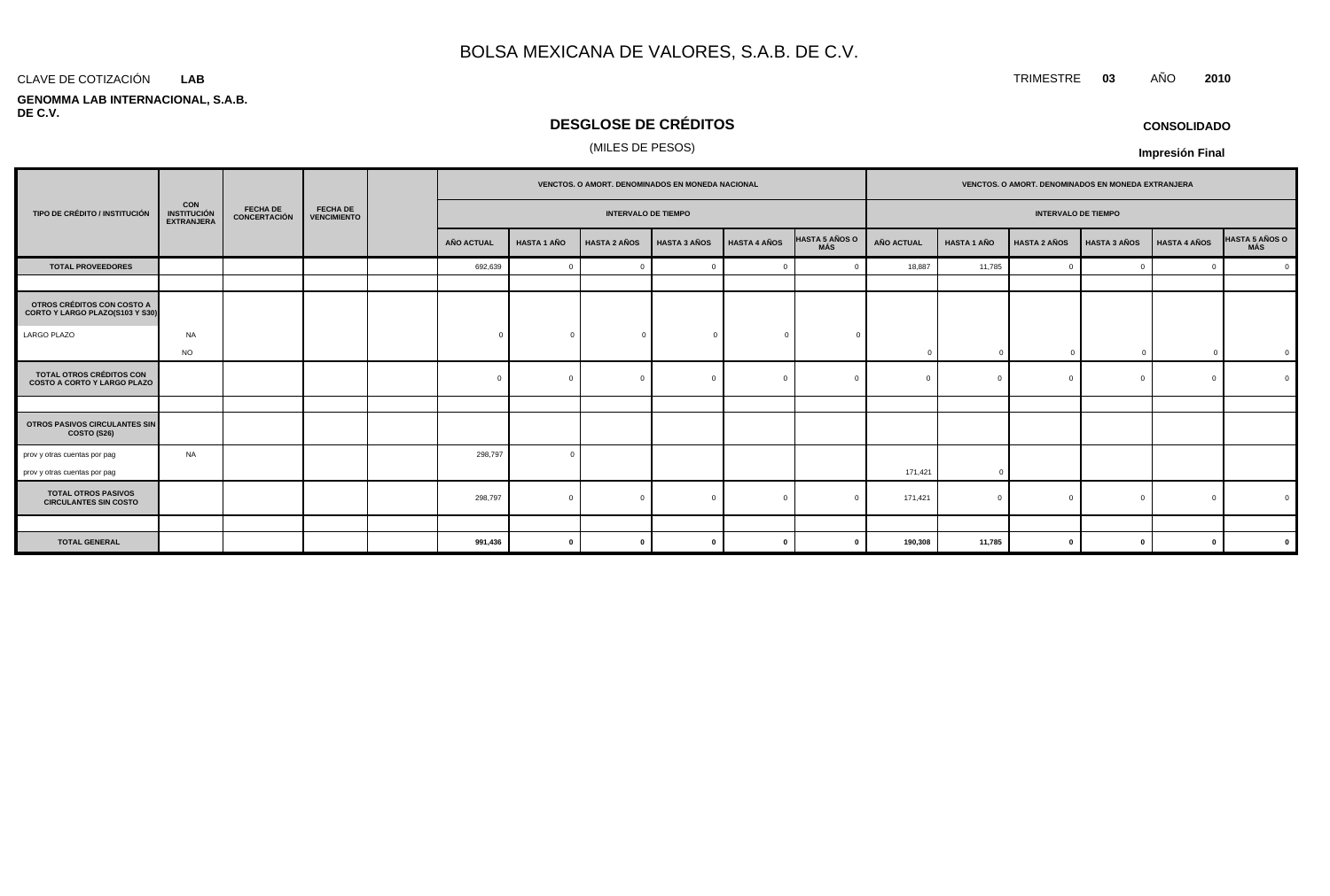# BOLSA MEXICANA DE VALORES, S.A.B. DE C.V.

CLAVE DE COTIZACIÓN **LAB**

TRIMESTRE **03** AÑO **2010**

**GENOMMA LAB INTERNACIONAL, S.A.B. DE C.V.**

## DESGLOSE DE CRÉDITOS

(MILES DE PESOS)

**CONSOLIDADO**

**Impresión Final**

| TIPO DE CRÉDITO / INSTITUCIÓN | CON INSTITUCIÓN EXTRANJERA | FECHA DE CONCERTACIÓN | FECHA DE VENCIMIENTO | | VENCTOS. O AMORT. DENOMINADOS EN MONEDA NACIONAL | | | | | | VENCTOS. O AMORT. DENOMINADOS EN MONEDA EXTRANJERA | | | | | |
|---|---|---|---|---|---|---|---|---|---|---|---|---|---|---|---|---|
| | | | | | INTERVALO DE TIEMPO | | | | | | INTERVALO DE TIEMPO | | | | | |
| | | | | | AÑO ACTUAL | HASTA 1 AÑO | HASTA 2 AÑOS | HASTA 3 AÑOS | HASTA 4 AÑOS | HASTA 5 AÑOS O MÁS | AÑO ACTUAL | HASTA 1 AÑO | HASTA 2 AÑOS | HASTA 3 AÑOS | HASTA 4 AÑOS | HASTA 5 AÑOS O MÁS |
| **TOTAL PROVEEDORES** | | | | | 692,639 | 0 | 0 | 0 | 0 | 0 | 18,887 | 11,785 | 0 | 0 | 0 | 0 |
| | | | | | | | | | | | | | | | | |
| **OTROS CRÉDITOS CON COSTO A CORTO Y LARGO PLAZO(S103 Y S30)** | | | | | | | | | | | | | | | | |
| LARGO PLAZO | NA | | | | 0 | 0 | 0 | 0 | 0 | 0 | | | | | | |
| | NO | | | | | | | | | | 0 | 0 | 0 | 0 | 0 | 0 |
| **TOTAL OTROS CRÉDITOS CON COSTO A CORTO Y LARGO PLAZO** | | | | | 0 | 0 | 0 | 0 | 0 | 0 | 0 | 0 | 0 | 0 | 0 | 0 |
| | | | | | | | | | | | | | | | | |
| **OTROS PASIVOS CIRCULANTES SIN COSTO (S26)** | | | | | | | | | | | | | | | | |
| prov y otras cuentas por pag | NA | | | | 298,797 | 0 | | | | | | | | | | |
| prov y otras cuentas por pag | | | | | | | | | | | 171,421 | 0 | | | | |
| **TOTAL OTROS PASIVOS CIRCULANTES SIN COSTO** | | | | | 298,797 | 0 | 0 | 0 | 0 | 0 | 171,421 | 0 | 0 | 0 | 0 | 0 |
| | | | | | | | | | | | | | | | | |
| **TOTAL GENERAL** | | | | | **991,436** | **0** | **0** | **0** | **0** | **0** | **190,308** | **11,785** | **0** | **0** | **0** | **0** |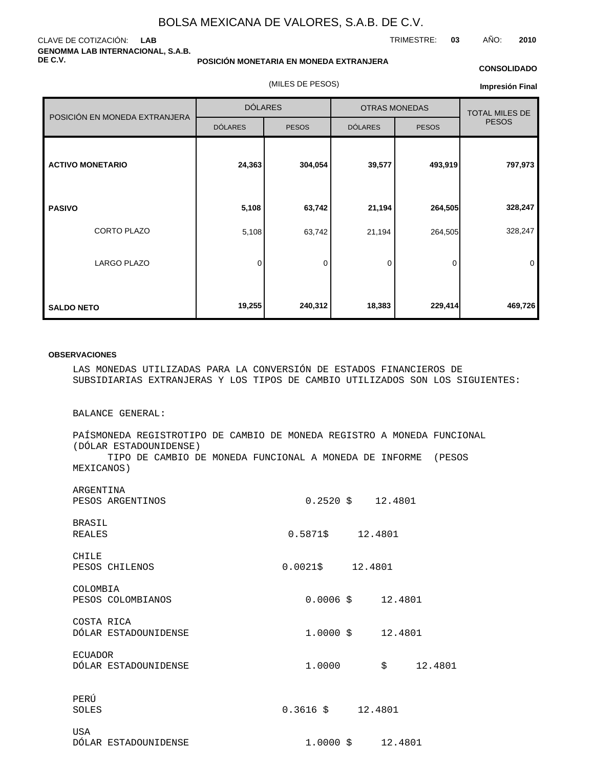BOLSA MEXICANA DE VALORES, S.A.B. DE C.V.

CLAVE DE COTIZACIÓN: **LAB**

TRIMESTRE: **03** AÑO: **2010**

**GENOMMA LAB INTERNACIONAL, S.A.B. DE C.V.**

**POSICIÓN MONETARIA EN MONEDA EXTRANJERA**

**CONSOLIDADO**

(MILES DE PESOS)

**Impresión Final**

| POSICIÓN EN MONEDA EXTRANJERA | DÓLARES | | OTRAS MONEDAS | | TOTAL MILES DE PESOS |
|---|---|---|---|---|---|
| | DÓLARES | PESOS | DÓLARES | PESOS | |
| **ACTIVO MONETARIO** | **24,363** | **304,054** | **39,577** | **493,919** | **797,973** |
| **PASIVO** | **5,108** | **63,742** | **21,194** | **264,505** | **328,247** |
| CORTO PLAZO | 5,108 | 63,742 | 21,194 | 264,505 | 328,247 |
| LARGO PLAZO | 0 | 0 | 0 | 0 | 0 |
| **SALDO NETO** | **19,255** | **240,312** | **18,383** | **229,414** | **469,726** |

**OBSERVACIONES**

LAS MONEDAS UTILIZADAS PARA LA CONVERSIÓN DE ESTADOS FINANCIEROS DE SUBSIDIARIAS EXTRANJERAS Y LOS TIPOS DE CAMBIO UTILIZADOS SON LOS SIGUIENTES:

BALANCE GENERAL:

PAÍSMONEDA REGISTROTIPO DE CAMBIO DE MONEDA REGISTRO A MONEDA FUNCIONAL (DÓLAR ESTADOUNIDENSE)
TIPO DE CAMBIO DE MONEDA FUNCIONAL A MONEDA DE INFORME (PESOS MEXICANOS)

ARGENTINA
PESOS ARGENTINOS 0.2520 $ 12.4801

BRASIL
REALES 0.5871$ 12.4801

CHILE
PESOS CHILENOS 0.0021$ 12.4801

COLOMBIA
PESOS COLOMBIANOS 0.0006 $ 12.4801

COSTA RICA
DÓLAR ESTADOUNIDENSE 1.0000 $ 12.4801

ECUADOR
DÓLAR ESTADOUNIDENSE 1.0000 $ 12.4801

PERÚ
SOLES 0.3616 $ 12.4801

USA
DÓLAR ESTADOUNIDENSE 1.0000 $ 12.4801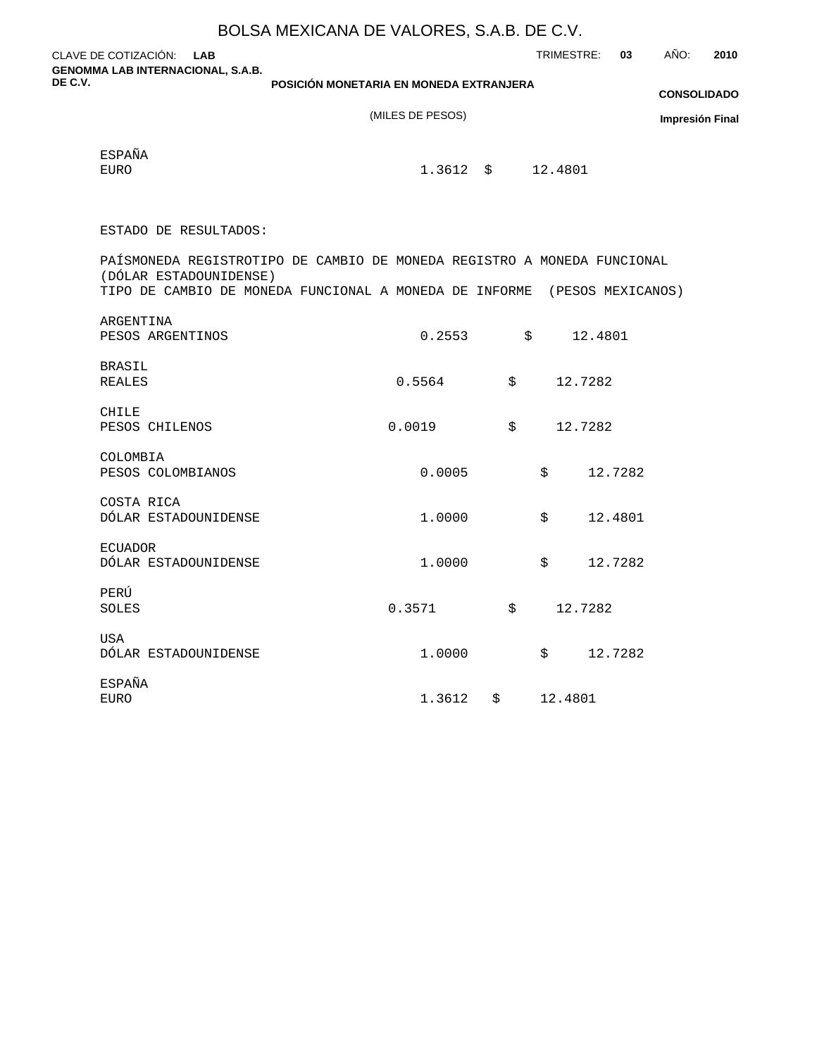ESPAÑA
EURO 1.3612 $ 12.4801

ESTADO DE RESULTADOS:

PAÍSMONEDA REGISTROTIPO DE CAMBIO DE MONEDA REGISTRO A MONEDA FUNCIONAL (DÓLAR ESTADOUNIDENSE)
TIPO DE CAMBIO DE MONEDA FUNCIONAL A MONEDA DE INFORME (PESOS MEXICANOS)

| País / Moneda | Tipo de cambio a moneda funcional | Tipo de cambio a moneda de informe |
|---|---|---|
| ARGENTINA<br>PESOS ARGENTINOS | 0.2553 | $ 12.4801 |
| BRASIL<br>REALES | 0.5564 | $ 12.7282 |
| CHILE<br>PESOS CHILENOS | 0.0019 | $ 12.7282 |
| COLOMBIA<br>PESOS COLOMBIANOS | 0.0005 | $ 12.7282 |
| COSTA RICA<br>DÓLAR ESTADOUNIDENSE | 1.0000 | $ 12.4801 |
| ECUADOR<br>DÓLAR ESTADOUNIDENSE | 1.0000 | $ 12.7282 |
| PERÚ<br>SOLES | 0.3571 | $ 12.7282 |
| USA<br>DÓLAR ESTADOUNIDENSE | 1.0000 | $ 12.7282 |
| ESPAÑA<br>EURO | 1.3612 | $ 12.4801 |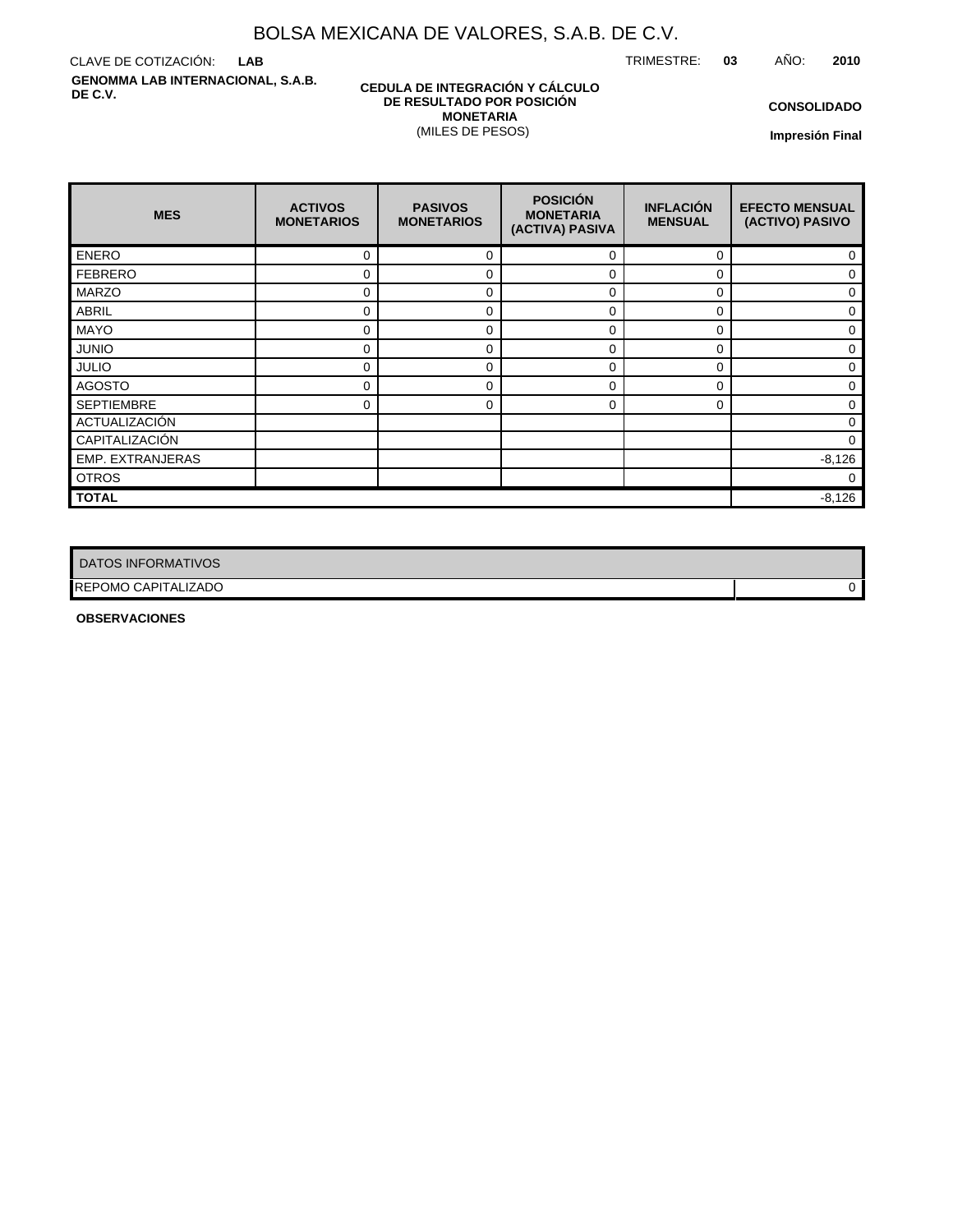# BOLSA MEXICANA DE VALORES, S.A.B. DE C.V.

CLAVE DE COTIZACIÓN: **LAB**

TRIMESTRE: **03** AÑO: **2010**

**GENOMMA LAB INTERNACIONAL, S.A.B. DE C.V.**

**CEDULA DE INTEGRACIÓN Y CÁLCULO DE RESULTADO POR POSICIÓN MONETARIA**
(MILES DE PESOS)

**CONSOLIDADO**

**Impresión Final**

| MES | ACTIVOS MONETARIOS | PASIVOS MONETARIOS | POSICIÓN MONETARIA (ACTIVA) PASIVA | INFLACIÓN MENSUAL | EFECTO MENSUAL (ACTIVO) PASIVO |
|---|---|---|---|---|---|
| ENERO | 0 | 0 | 0 | 0 | 0 |
| FEBRERO | 0 | 0 | 0 | 0 | 0 |
| MARZO | 0 | 0 | 0 | 0 | 0 |
| ABRIL | 0 | 0 | 0 | 0 | 0 |
| MAYO | 0 | 0 | 0 | 0 | 0 |
| JUNIO | 0 | 0 | 0 | 0 | 0 |
| JULIO | 0 | 0 | 0 | 0 | 0 |
| AGOSTO | 0 | 0 | 0 | 0 | 0 |
| SEPTIEMBRE | 0 | 0 | 0 | 0 | 0 |
| ACTUALIZACIÓN | | | | | 0 |
| CAPITALIZACIÓN | | | | | 0 |
| EMP. EXTRANJERAS | | | | | -8,126 |
| OTROS | | | | | 0 |
| **TOTAL** | | | | | -8,126 |

| DATOS INFORMATIVOS | |
|---|---|
| REPOMO CAPITALIZADO | 0 |

**OBSERVACIONES**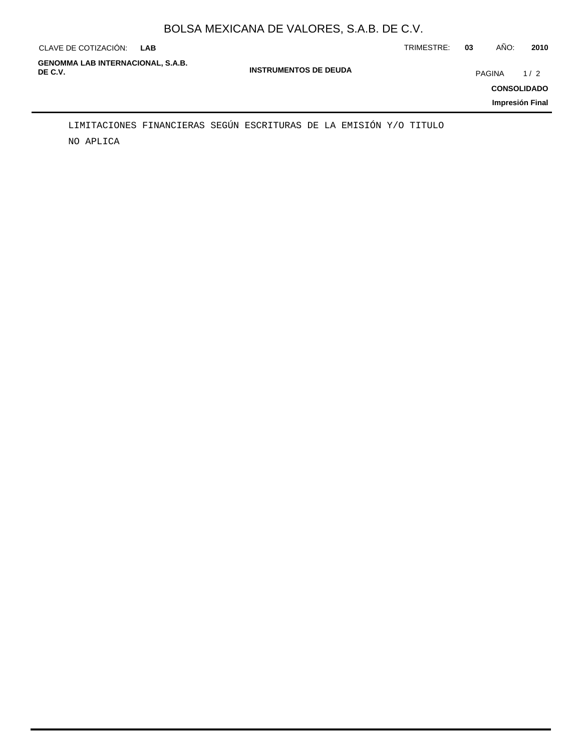## INSTRUMENTOS DE DEUDA

LIMITACIONES FINANCIERAS SEGÚN ESCRITURAS DE LA EMISIÓN Y/O TITULO

NO APLICA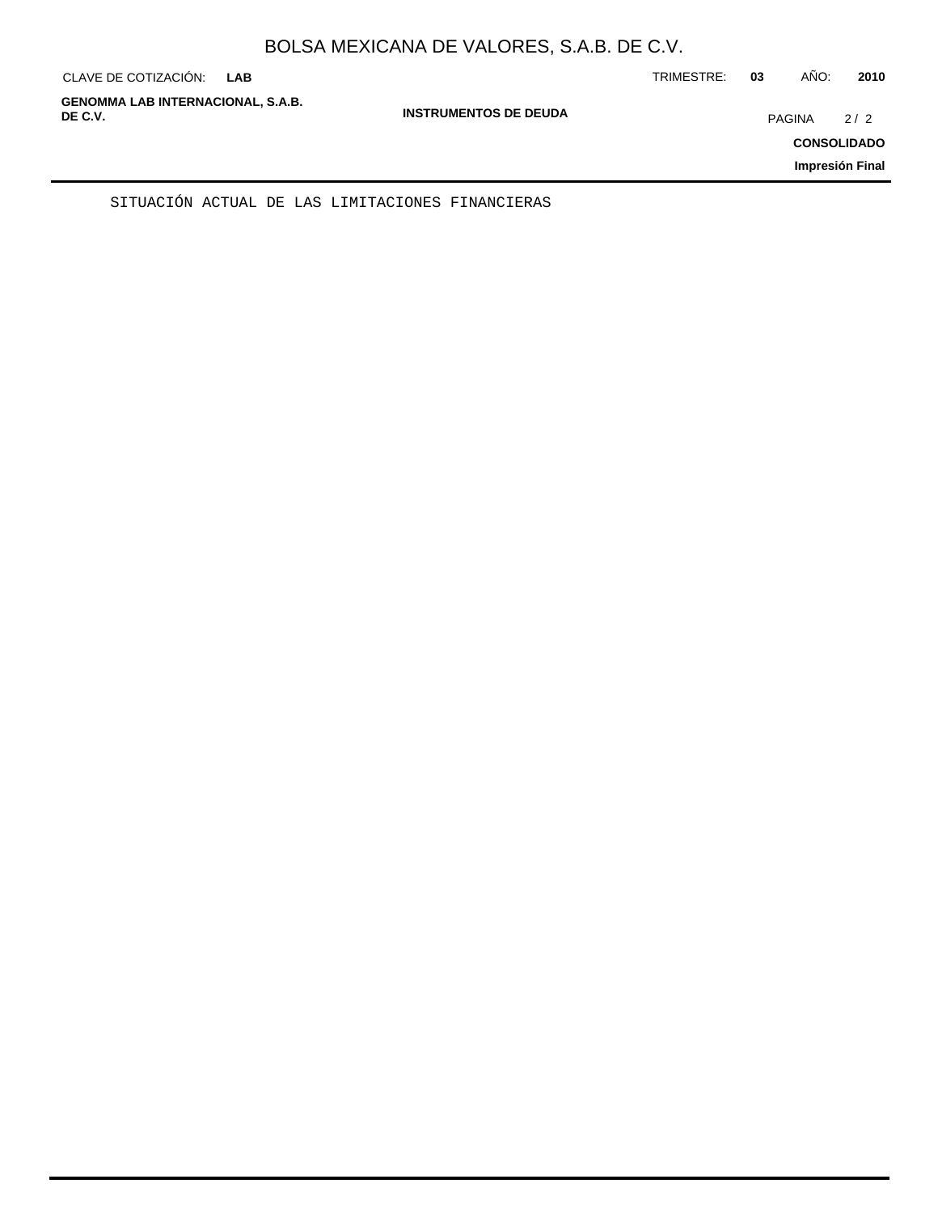SITUACIÓN ACTUAL DE LAS LIMITACIONES FINANCIERAS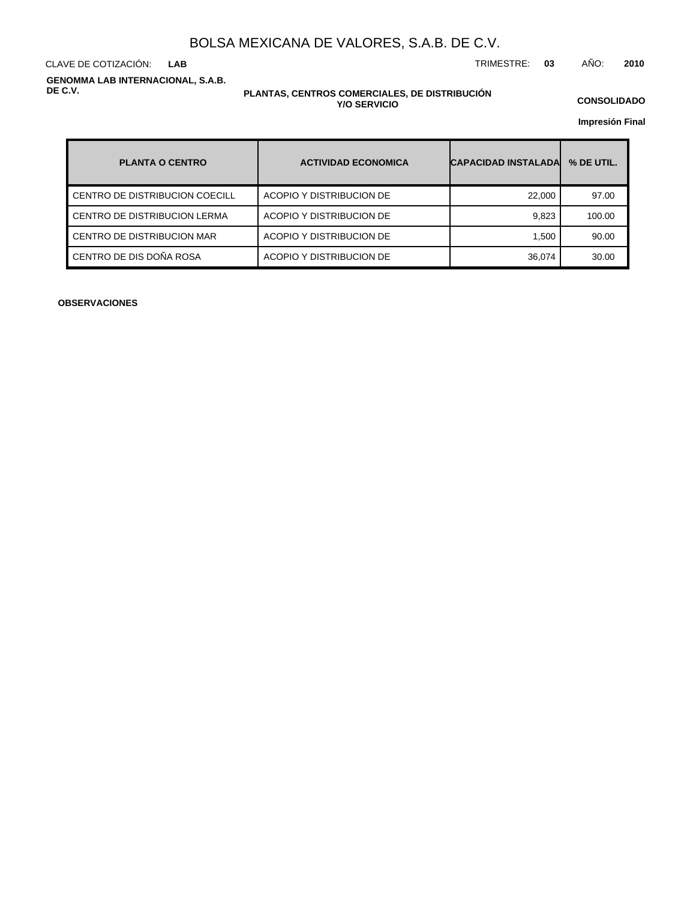# BOLSA MEXICANA DE VALORES, S.A.B. DE C.V.

CLAVE DE COTIZACIÓN: **LAB** TRIMESTRE: **03** AÑO: **2010**

**GENOMMA LAB INTERNACIONAL, S.A.B. DE C.V.**

**PLANTAS, CENTROS COMERCIALES, DE DISTRIBUCIÓN Y/O SERVICIO**

**CONSOLIDADO**

**Impresión Final**

| PLANTA O CENTRO | ACTIVIDAD ECONOMICA | CAPACIDAD INSTALADA | % DE UTIL. |
|---|---|---|---|
| CENTRO DE DISTRIBUCION COECILL | ACOPIO Y DISTRIBUCION DE | 22,000 | 97.00 |
| CENTRO DE DISTRIBUCION LERMA | ACOPIO Y DISTRIBUCION DE | 9,823 | 100.00 |
| CENTRO DE DISTRIBUCION MAR | ACOPIO Y DISTRIBUCION DE | 1,500 | 90.00 |
| CENTRO DE DIS DOÑA ROSA | ACOPIO Y DISTRIBUCION DE | 36,074 | 30.00 |

**OBSERVACIONES**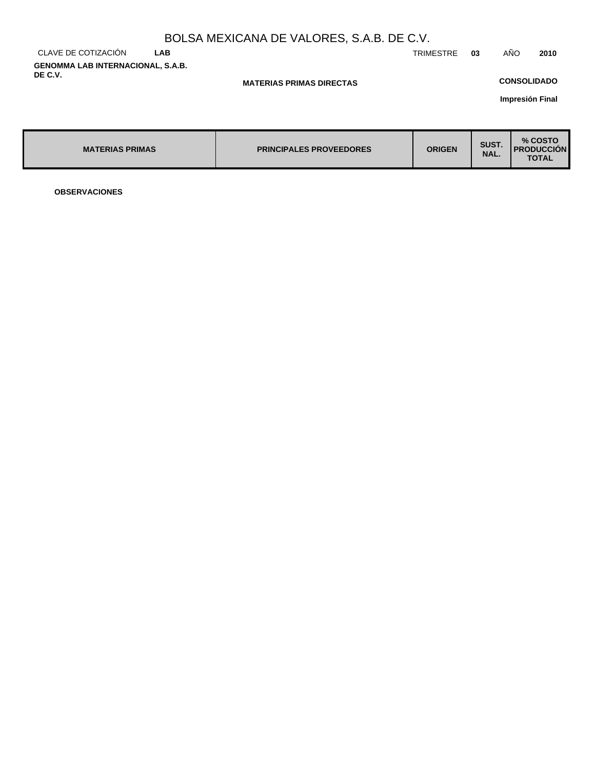# BOLSA MEXICANA DE VALORES, S.A.B. DE C.V.

CLAVE DE COTIZACIÓN **LAB** TRIMESTRE **03** AÑO **2010**

**GENOMMA LAB INTERNACIONAL, S.A.B. DE C.V.**

**MATERIAS PRIMAS DIRECTAS**

**CONSOLIDADO**

**Impresión Final**

| MATERIAS PRIMAS | PRINCIPALES PROVEEDORES | ORIGEN | SUST. NAL. | % COSTO PRODUCCIÓN TOTAL |
|---|---|---|---|---|

**OBSERVACIONES**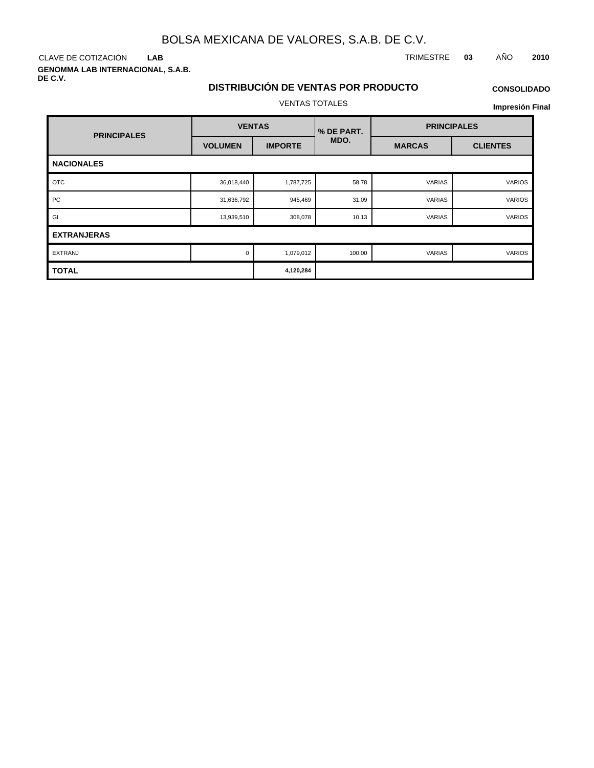# BOLSA MEXICANA DE VALORES, S.A.B. DE C.V.

CLAVE DE COTIZACIÓN **LAB**

TRIMESTRE **03** AÑO **2010**

**GENOMMA LAB INTERNACIONAL, S.A.B. DE C.V.**

## DISTRIBUCIÓN DE VENTAS POR PRODUCTO

**CONSOLIDADO**

VENTAS TOTALES

**Impresión Final**

| PRINCIPALES | VENTAS | | % DE PART. MDO. | PRINCIPALES | |
|---|---|---|---|---|---|
| | VOLUMEN | IMPORTE | | MARCAS | CLIENTES |
| **NACIONALES** | | | | | |
| OTC | 36,018,440 | 1,787,725 | 58.78 | VARIAS | VARIOS |
| PC | 31,636,792 | 945,469 | 31.09 | VARIAS | VARIOS |
| GI | 13,939,510 | 308,078 | 10.13 | VARIAS | VARIOS |
| **EXTRANJERAS** | | | | | |
| EXTRANJ | 0 | 1,079,012 | 100.00 | VARIAS | VARIOS |
| **TOTAL** | | **4,120,284** | | | |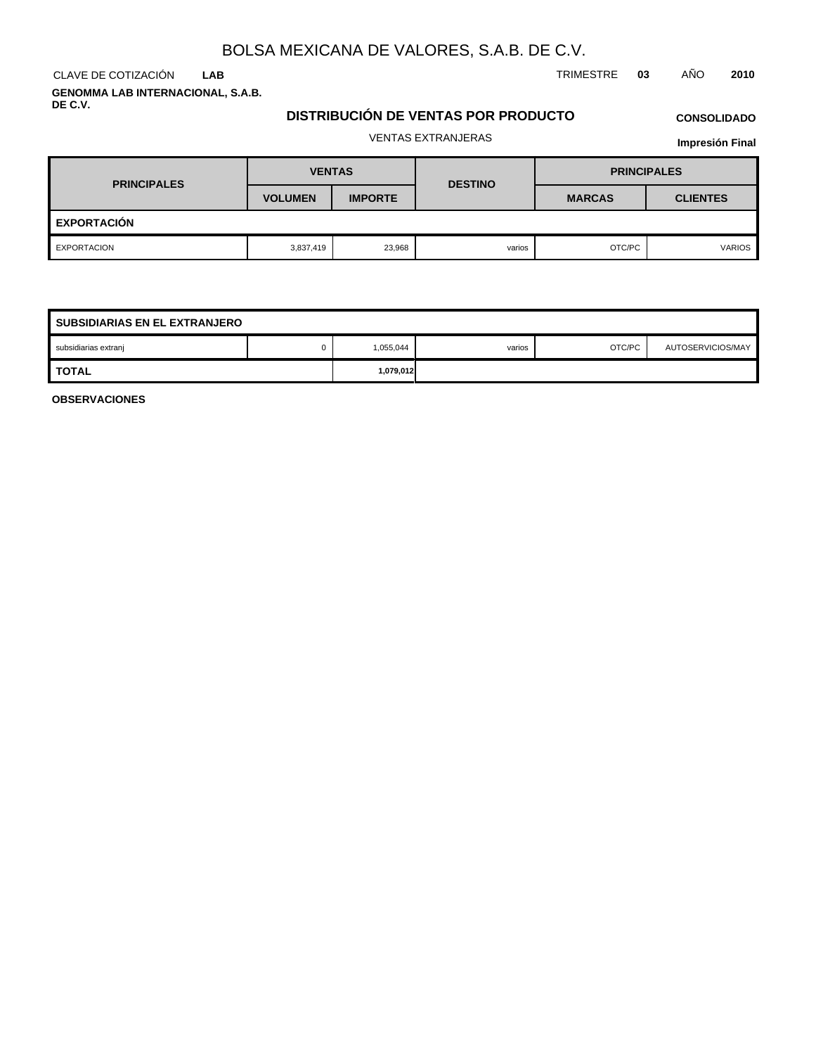# BOLSA MEXICANA DE VALORES, S.A.B. DE C.V.

CLAVE DE COTIZACIÓN **LAB**

TRIMESTRE **03** AÑO **2010**

**GENOMMA LAB INTERNACIONAL, S.A.B. DE C.V.**

## DISTRIBUCIÓN DE VENTAS POR PRODUCTO

**CONSOLIDADO**

VENTAS EXTRANJERAS

**Impresión Final**

| PRINCIPALES | VENTAS | | DESTINO | PRINCIPALES | |
|---|---|---|---|---|---|
| | VOLUMEN | IMPORTE | | MARCAS | CLIENTES |
| **EXPORTACIÓN** | | | | | |
| EXPORTACION | 3,837,419 | 23,968 | varios | OTC/PC | VARIOS |
| **SUBSIDIARIAS EN EL EXTRANJERO** | | | | | |
| subsidiarias extranj | 0 | 1,055,044 | varios | OTC/PC | AUTOSERVICIOS/MAY |
| **TOTAL** | | **1,079,012** | | | |

**OBSERVACIONES**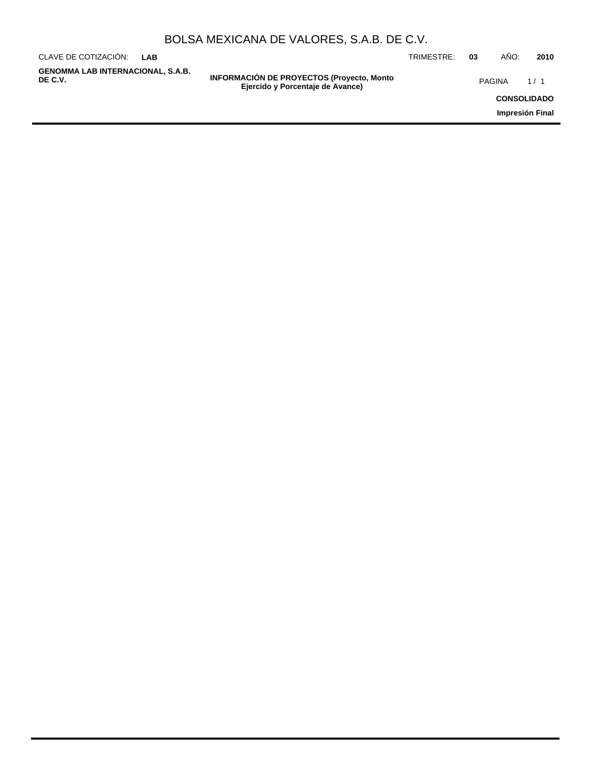## INFORMACIÓN DE PROYECTOS (Proyecto, Monto Ejercido y Porcentaje de Avance)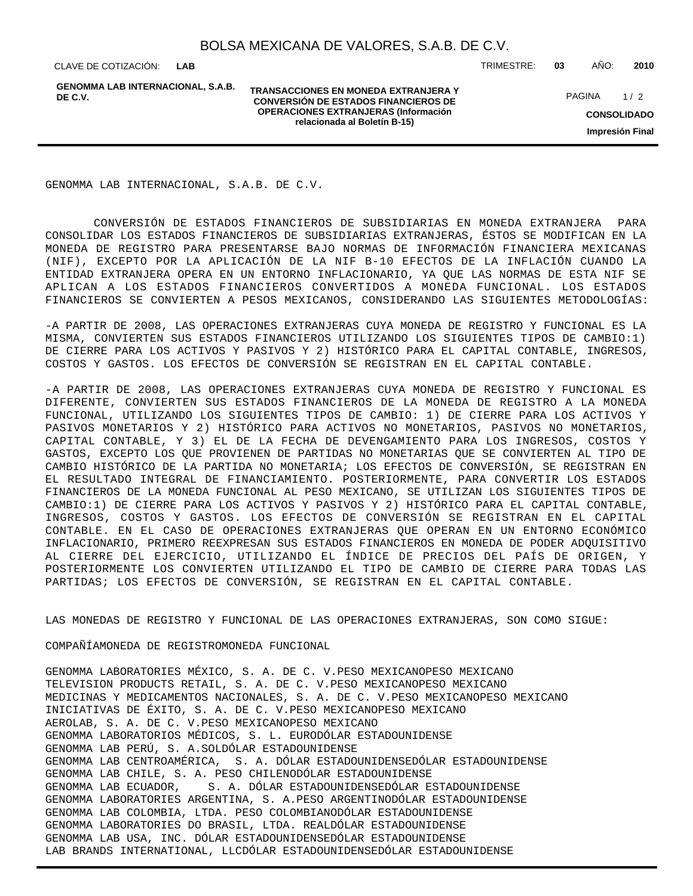GENOMMA LAB INTERNACIONAL, S.A.B. DE C.V.

CONVERSIÓN DE ESTADOS FINANCIEROS DE SUBSIDIARIAS EN MONEDA EXTRANJERA PARA CONSOLIDAR LOS ESTADOS FINANCIEROS DE SUBSIDIARIAS EXTRANJERAS, ÉSTOS SE MODIFICAN EN LA MONEDA DE REGISTRO PARA PRESENTARSE BAJO NORMAS DE INFORMACIÓN FINANCIERA MEXICANAS (NIF), EXCEPTO POR LA APLICACIÓN DE LA NIF B-10 EFECTOS DE LA INFLACIÓN CUANDO LA ENTIDAD EXTRANJERA OPERA EN UN ENTORNO INFLACIONARIO, YA QUE LAS NORMAS DE ESTA NIF SE APLICAN A LOS ESTADOS FINANCIEROS CONVERTIDOS A MONEDA FUNCIONAL. LOS ESTADOS FINANCIEROS SE CONVIERTEN A PESOS MEXICANOS, CONSIDERANDO LAS SIGUIENTES METODOLOGÍAS:

-A PARTIR DE 2008, LAS OPERACIONES EXTRANJERAS CUYA MONEDA DE REGISTRO Y FUNCIONAL ES LA MISMA, CONVIERTEN SUS ESTADOS FINANCIEROS UTILIZANDO LOS SIGUIENTES TIPOS DE CAMBIO:1) DE CIERRE PARA LOS ACTIVOS Y PASIVOS Y 2) HISTÓRICO PARA EL CAPITAL CONTABLE, INGRESOS, COSTOS Y GASTOS. LOS EFECTOS DE CONVERSIÓN SE REGISTRAN EN EL CAPITAL CONTABLE.

-A PARTIR DE 2008, LAS OPERACIONES EXTRANJERAS CUYA MONEDA DE REGISTRO Y FUNCIONAL ES DIFERENTE, CONVIERTEN SUS ESTADOS FINANCIEROS DE LA MONEDA DE REGISTRO A LA MONEDA FUNCIONAL, UTILIZANDO LOS SIGUIENTES TIPOS DE CAMBIO: 1) DE CIERRE PARA LOS ACTIVOS Y PASIVOS MONETARIOS Y 2) HISTÓRICO PARA ACTIVOS NO MONETARIOS, PASIVOS NO MONETARIOS, CAPITAL CONTABLE, Y 3) EL DE LA FECHA DE DEVENGAMIENTO PARA LOS INGRESOS, COSTOS Y GASTOS, EXCEPTO LOS QUE PROVIENEN DE PARTIDAS NO MONETARIAS QUE SE CONVIERTEN AL TIPO DE CAMBIO HISTÓRICO DE LA PARTIDA NO MONETARIA; LOS EFECTOS DE CONVERSIÓN, SE REGISTRAN EN EL RESULTADO INTEGRAL DE FINANCIAMIENTO. POSTERIORMENTE, PARA CONVERTIR LOS ESTADOS FINANCIEROS DE LA MONEDA FUNCIONAL AL PESO MEXICANO, SE UTILIZAN LOS SIGUIENTES TIPOS DE CAMBIO:1) DE CIERRE PARA LOS ACTIVOS Y PASIVOS Y 2) HISTÓRICO PARA EL CAPITAL CONTABLE, INGRESOS, COSTOS Y GASTOS. LOS EFECTOS DE CONVERSIÓN SE REGISTRAN EN EL CAPITAL CONTABLE. EN EL CASO DE OPERACIONES EXTRANJERAS QUE OPERAN EN UN ENTORNO ECONÓMICO INFLACIONARIO, PRIMERO REEXPRESAN SUS ESTADOS FINANCIEROS EN MONEDA DE PODER ADQUISITIVO AL CIERRE DEL EJERCICIO, UTILIZANDO EL ÍNDICE DE PRECIOS DEL PAÍS DE ORIGEN, Y POSTERIORMENTE LOS CONVIERTEN UTILIZANDO EL TIPO DE CAMBIO DE CIERRE PARA TODAS LAS PARTIDAS; LOS EFECTOS DE CONVERSIÓN, SE REGISTRAN EN EL CAPITAL CONTABLE.

LAS MONEDAS DE REGISTRO Y FUNCIONAL DE LAS OPERACIONES EXTRANJERAS, SON COMO SIGUE:

| COMPAÑÍA | MONEDA DE REGISTRO | MONEDA FUNCIONAL |
|---|---|---|
| GENOMMA LABORATORIES MÉXICO, S. A. DE C. V. | PESO MEXICANO | PESO MEXICANO |
| TELEVISION PRODUCTS RETAIL, S. A. DE C. V. | PESO MEXICANO | PESO MEXICANO |
| MEDICINAS Y MEDICAMENTOS NACIONALES, S. A. DE C. V. | PESO MEXICANO | PESO MEXICANO |
| INICIATIVAS DE ÉXITO, S. A. DE C. V. | PESO MEXICANO | PESO MEXICANO |
| AEROLAB, S. A. DE C. V. | PESO MEXICANO | PESO MEXICANO |
| GENOMMA LABORATORIOS MÉDICOS, S. L. | EURO | DÓLAR ESTADOUNIDENSE |
| GENOMMA LAB PERÚ, S. A. | SOL | DÓLAR ESTADOUNIDENSE |
| GENOMMA LAB CENTROAMÉRICA, S. A. | DÓLAR ESTADOUNIDENSE | DÓLAR ESTADOUNIDENSE |
| GENOMMA LAB CHILE, S. A. | PESO CHILENO | DÓLAR ESTADOUNIDENSE |
| GENOMMA LAB ECUADOR, S. A. | DÓLAR ESTADOUNIDENSE | DÓLAR ESTADOUNIDENSE |
| GENOMMA LABORATORIES ARGENTINA, S. A. | PESO ARGENTINO | DÓLAR ESTADOUNIDENSE |
| GENOMMA LAB COLOMBIA, LTDA. | PESO COLOMBIANO | DÓLAR ESTADOUNIDENSE |
| GENOMMA LABORATORIES DO BRASIL, LTDA. | REAL | DÓLAR ESTADOUNIDENSE |
| GENOMMA LAB USA, INC. | DÓLAR ESTADOUNIDENSE | DÓLAR ESTADOUNIDENSE |
| LAB BRANDS INTERNATIONAL, LLC | DÓLAR ESTADOUNIDENSE | DÓLAR ESTADOUNIDENSE |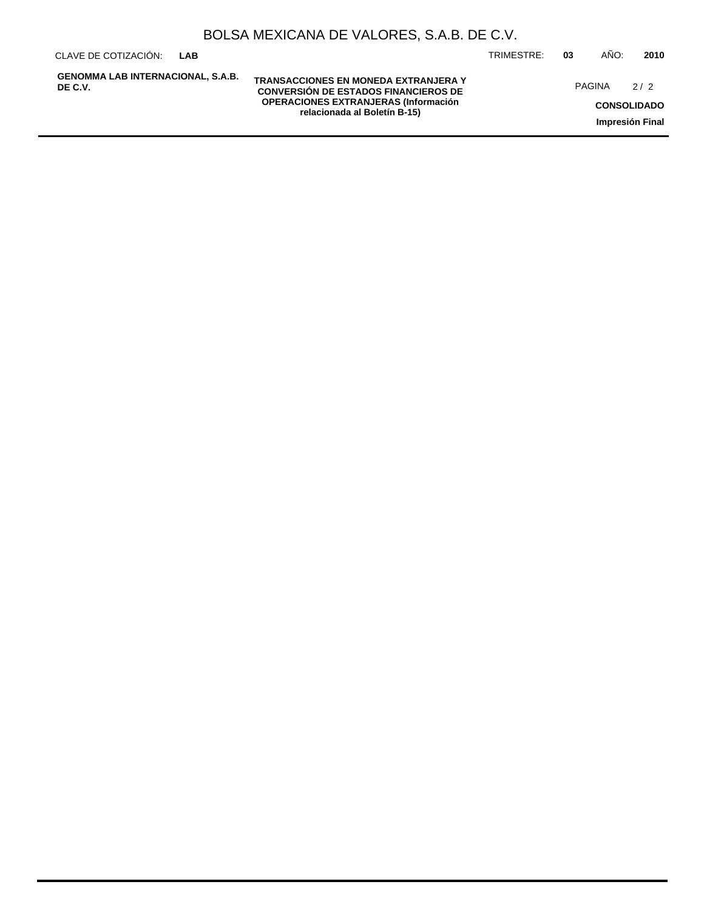## TRANSACCIONES EN MONEDA EXTRANJERA Y CONVERSIÓN DE ESTADOS FINANCIEROS DE OPERACIONES EXTRANJERAS (Información relacionada al Boletín B-15)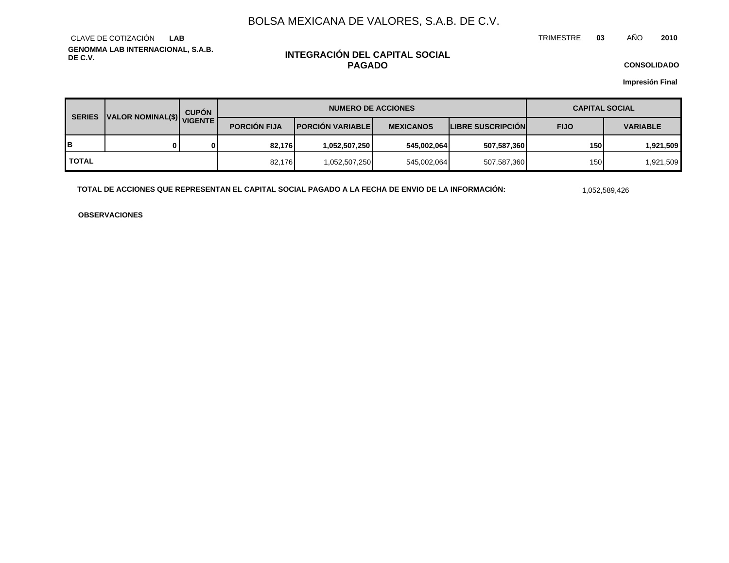# BOLSA MEXICANA DE VALORES, S.A.B. DE C.V.

CLAVE DE COTIZACIÓN **LAB**

TRIMESTRE **03** AÑO **2010**

**GENOMMA LAB INTERNACIONAL, S.A.B. DE C.V.**

## INTEGRACIÓN DEL CAPITAL SOCIAL PAGADO

**CONSOLIDADO**

**Impresión Final**

| SERIES | VALOR NOMINAL($) | CUPÓN VIGENTE | NUMERO DE ACCIONES | | | | CAPITAL SOCIAL | |
|---|---|---|---|---|---|---|---|---|
| | | | PORCIÓN FIJA | PORCIÓN VARIABLE | MEXICANOS | LIBRE SUSCRIPCIÓN | FIJO | VARIABLE |
| **B** | **0** | **0** | **82,176** | **1,052,507,250** | **545,002,064** | **507,587,360** | **150** | **1,921,509** |
| **TOTAL** | | | 82,176 | 1,052,507,250 | 545,002,064 | 507,587,360 | 150 | 1,921,509 |

**TOTAL DE ACCIONES QUE REPRESENTAN EL CAPITAL SOCIAL PAGADO A LA FECHA DE ENVIO DE LA INFORMACIÓN:** 1,052,589,426

**OBSERVACIONES**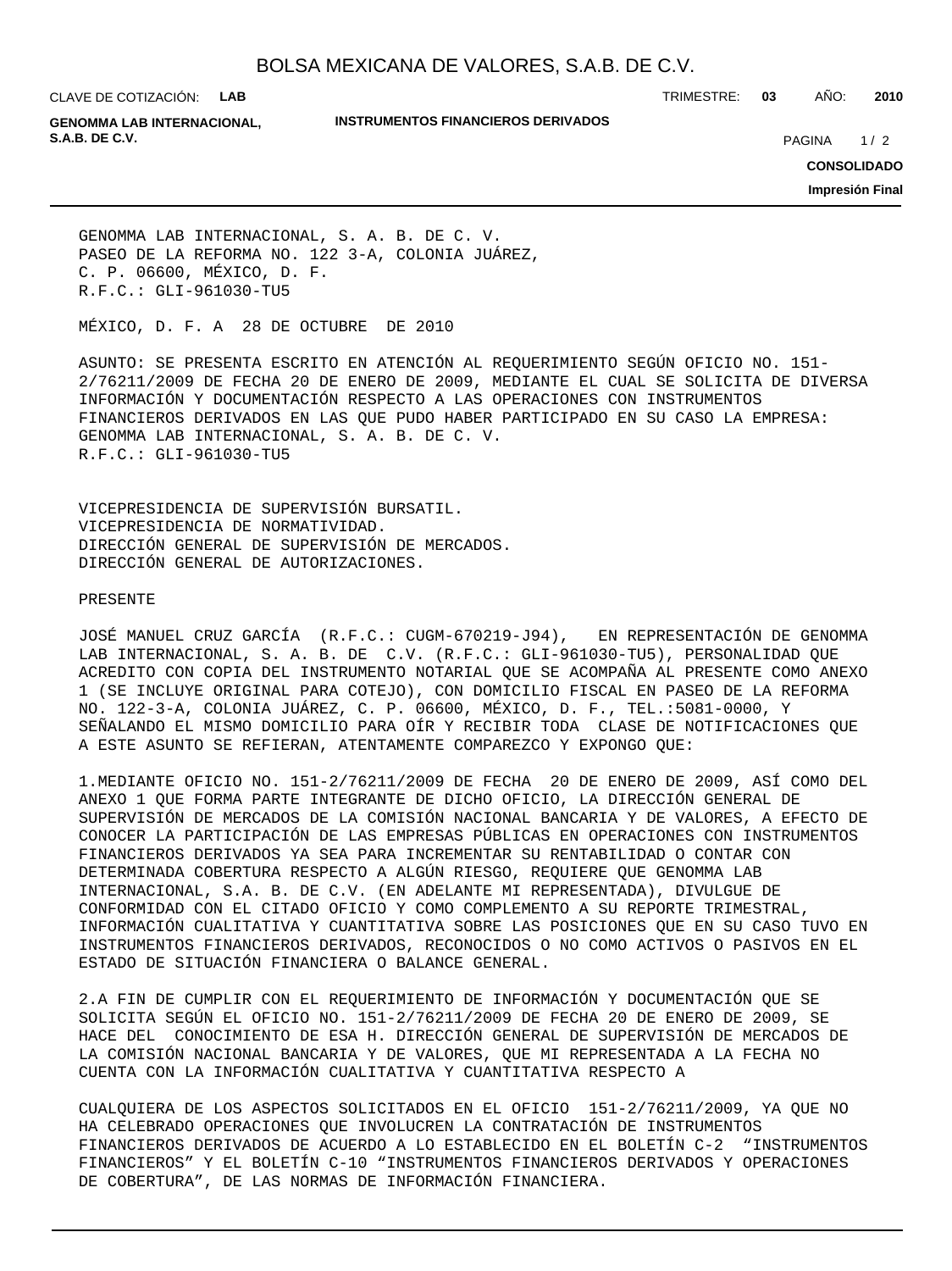GENOMMA LAB INTERNACIONAL, S. A. B. DE C. V.
PASEO DE LA REFORMA NO. 122 3-A, COLONIA JUÁREZ,
C. P. 06600, MÉXICO, D. F.
R.F.C.: GLI-961030-TU5

MÉXICO, D. F. A 28 DE OCTUBRE DE 2010

ASUNTO: SE PRESENTA ESCRITO EN ATENCIÓN AL REQUERIMIENTO SEGÚN OFICIO NO. 151-2/76211/2009 DE FECHA 20 DE ENERO DE 2009, MEDIANTE EL CUAL SE SOLICITA DE DIVERSA INFORMACIÓN Y DOCUMENTACIÓN RESPECTO A LAS OPERACIONES CON INSTRUMENTOS FINANCIEROS DERIVADOS EN LAS QUE PUDO HABER PARTICIPADO EN SU CASO LA EMPRESA: GENOMMA LAB INTERNACIONAL, S. A. B. DE C. V.
R.F.C.: GLI-961030-TU5

VICEPRESIDENCIA DE SUPERVISIÓN BURSATIL.
VICEPRESIDENCIA DE NORMATIVIDAD.
DIRECCIÓN GENERAL DE SUPERVISIÓN DE MERCADOS.
DIRECCIÓN GENERAL DE AUTORIZACIONES.

PRESENTE

JOSÉ MANUEL CRUZ GARCÍA (R.F.C.: CUGM-670219-J94), EN REPRESENTACIÓN DE GENOMMA LAB INTERNACIONAL, S. A. B. DE C.V. (R.F.C.: GLI-961030-TU5), PERSONALIDAD QUE ACREDITO CON COPIA DEL INSTRUMENTO NOTARIAL QUE SE ACOMPAÑA AL PRESENTE COMO ANEXO 1 (SE INCLUYE ORIGINAL PARA COTEJO), CON DOMICILIO FISCAL EN PASEO DE LA REFORMA NO. 122-3-A, COLONIA JUÁREZ, C. P. 06600, MÉXICO, D. F., TEL.:5081-0000, Y SEÑALANDO EL MISMO DOMICILIO PARA OÍR Y RECIBIR TODA CLASE DE NOTIFICACIONES QUE A ESTE ASUNTO SE REFIERAN, ATENTAMENTE COMPAREZCO Y EXPONGO QUE:

1.MEDIANTE OFICIO NO. 151-2/76211/2009 DE FECHA 20 DE ENERO DE 2009, ASÍ COMO DEL ANEXO 1 QUE FORMA PARTE INTEGRANTE DE DICHO OFICIO, LA DIRECCIÓN GENERAL DE SUPERVISIÓN DE MERCADOS DE LA COMISIÓN NACIONAL BANCARIA Y DE VALORES, A EFECTO DE CONOCER LA PARTICIPACIÓN DE LAS EMPRESAS PÚBLICAS EN OPERACIONES CON INSTRUMENTOS FINANCIEROS DERIVADOS YA SEA PARA INCREMENTAR SU RENTABILIDAD O CONTAR CON DETERMINADA COBERTURA RESPECTO A ALGÚN RIESGO, REQUIERE QUE GENOMMA LAB INTERNACIONAL, S.A. B. DE C.V. (EN ADELANTE MI REPRESENTADA), DIVULGUE DE CONFORMIDAD CON EL CITADO OFICIO Y COMO COMPLEMENTO A SU REPORTE TRIMESTRAL, INFORMACIÓN CUALITATIVA Y CUANTITATIVA SOBRE LAS POSICIONES QUE EN SU CASO TUVO EN INSTRUMENTOS FINANCIEROS DERIVADOS, RECONOCIDOS O NO COMO ACTIVOS O PASIVOS EN EL ESTADO DE SITUACIÓN FINANCIERA O BALANCE GENERAL.

2.A FIN DE CUMPLIR CON EL REQUERIMIENTO DE INFORMACIÓN Y DOCUMENTACIÓN QUE SE SOLICITA SEGÚN EL OFICIO NO. 151-2/76211/2009 DE FECHA 20 DE ENERO DE 2009, SE HACE DEL CONOCIMIENTO DE ESA H. DIRECCIÓN GENERAL DE SUPERVISIÓN DE MERCADOS DE LA COMISIÓN NACIONAL BANCARIA Y DE VALORES, QUE MI REPRESENTADA A LA FECHA NO CUENTA CON LA INFORMACIÓN CUALITATIVA Y CUANTITATIVA RESPECTO A

CUALQUIERA DE LOS ASPECTOS SOLICITADOS EN EL OFICIO 151-2/76211/2009, YA QUE NO HA CELEBRADO OPERACIONES QUE INVOLUCREN LA CONTRATACIÓN DE INSTRUMENTOS FINANCIEROS DERIVADOS DE ACUERDO A LO ESTABLECIDO EN EL BOLETÍN C-2 "INSTRUMENTOS FINANCIEROS" Y EL BOLETÍN C-10 "INSTRUMENTOS FINANCIEROS DERIVADOS Y OPERACIONES DE COBERTURA", DE LAS NORMAS DE INFORMACIÓN FINANCIERA.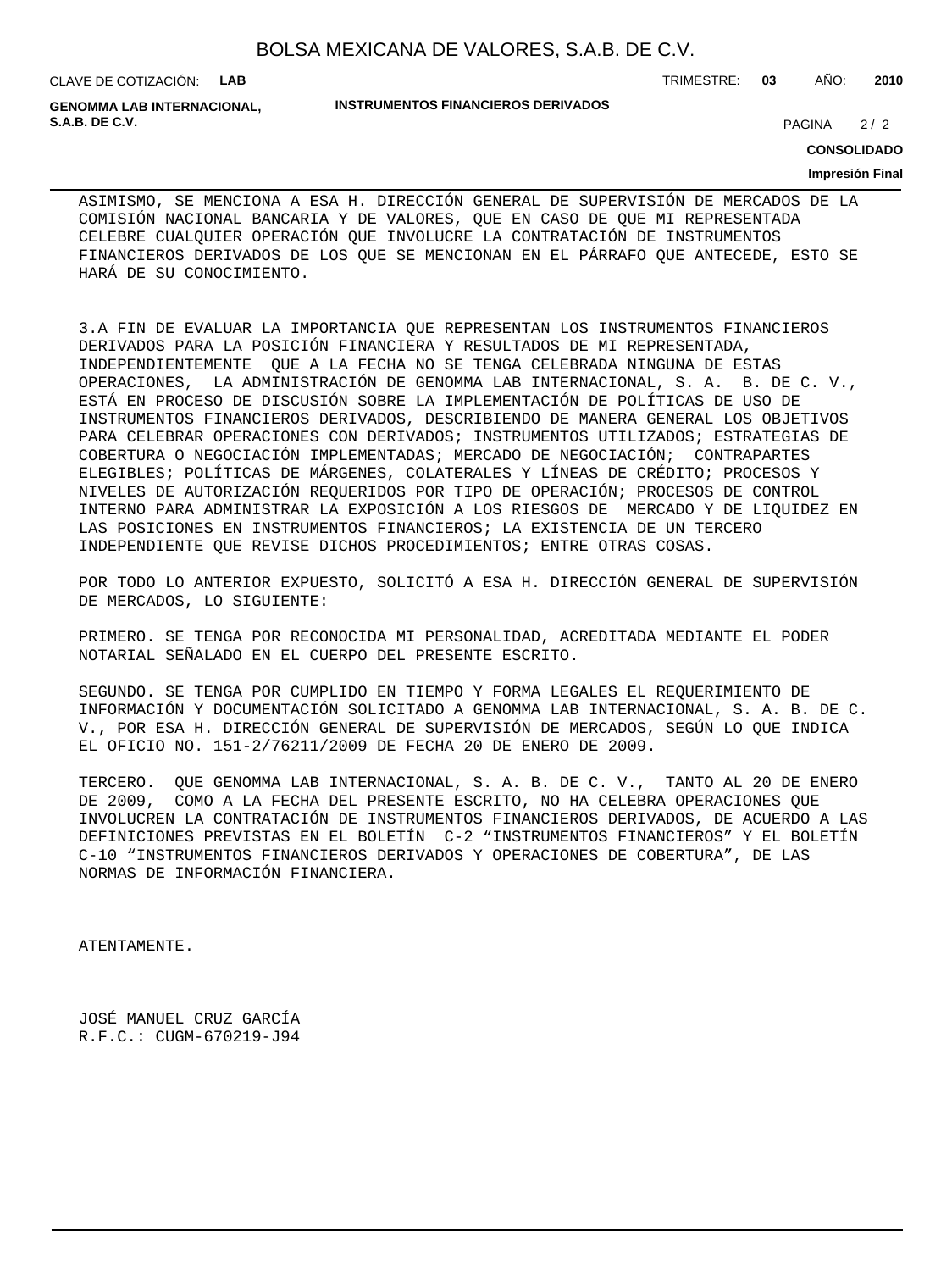ASIMISMO, SE MENCIONA A ESA H. DIRECCIÓN GENERAL DE SUPERVISIÓN DE MERCADOS DE LA COMISIÓN NACIONAL BANCARIA Y DE VALORES, QUE EN CASO DE QUE MI REPRESENTADA CELEBRE CUALQUIER OPERACIÓN QUE INVOLUCRE LA CONTRATACIÓN DE INSTRUMENTOS FINANCIEROS DERIVADOS DE LOS QUE SE MENCIONAN EN EL PÁRRAFO QUE ANTECEDE, ESTO SE HARÁ DE SU CONOCIMIENTO.

3.A FIN DE EVALUAR LA IMPORTANCIA QUE REPRESENTAN LOS INSTRUMENTOS FINANCIEROS DERIVADOS PARA LA POSICIÓN FINANCIERA Y RESULTADOS DE MI REPRESENTADA, INDEPENDIENTEMENTE QUE A LA FECHA NO SE TENGA CELEBRADA NINGUNA DE ESTAS OPERACIONES, LA ADMINISTRACIÓN DE GENOMMA LAB INTERNACIONAL, S. A. B. DE C. V., ESTÁ EN PROCESO DE DISCUSIÓN SOBRE LA IMPLEMENTACIÓN DE POLÍTICAS DE USO DE INSTRUMENTOS FINANCIEROS DERIVADOS, DESCRIBIENDO DE MANERA GENERAL LOS OBJETIVOS PARA CELEBRAR OPERACIONES CON DERIVADOS; INSTRUMENTOS UTILIZADOS; ESTRATEGIAS DE COBERTURA O NEGOCIACIÓN IMPLEMENTADAS; MERCADO DE NEGOCIACIÓN; CONTRAPARTES ELEGIBLES; POLÍTICAS DE MÁRGENES, COLATERALES Y LÍNEAS DE CRÉDITO; PROCESOS Y NIVELES DE AUTORIZACIÓN REQUERIDOS POR TIPO DE OPERACIÓN; PROCESOS DE CONTROL INTERNO PARA ADMINISTRAR LA EXPOSICIÓN A LOS RIESGOS DE MERCADO Y DE LIQUIDEZ EN LAS POSICIONES EN INSTRUMENTOS FINANCIEROS; LA EXISTENCIA DE UN TERCERO INDEPENDIENTE QUE REVISE DICHOS PROCEDIMIENTOS; ENTRE OTRAS COSAS.

POR TODO LO ANTERIOR EXPUESTO, SOLICITÓ A ESA H. DIRECCIÓN GENERAL DE SUPERVISIÓN DE MERCADOS, LO SIGUIENTE:

PRIMERO. SE TENGA POR RECONOCIDA MI PERSONALIDAD, ACREDITADA MEDIANTE EL PODER NOTARIAL SEÑALADO EN EL CUERPO DEL PRESENTE ESCRITO.

SEGUNDO. SE TENGA POR CUMPLIDO EN TIEMPO Y FORMA LEGALES EL REQUERIMIENTO DE INFORMACIÓN Y DOCUMENTACIÓN SOLICITADO A GENOMMA LAB INTERNACIONAL, S. A. B. DE C. V., POR ESA H. DIRECCIÓN GENERAL DE SUPERVISIÓN DE MERCADOS, SEGÚN LO QUE INDICA EL OFICIO NO. 151-2/76211/2009 DE FECHA 20 DE ENERO DE 2009.

TERCERO. QUE GENOMMA LAB INTERNACIONAL, S. A. B. DE C. V., TANTO AL 20 DE ENERO DE 2009, COMO A LA FECHA DEL PRESENTE ESCRITO, NO HA CELEBRA OPERACIONES QUE INVOLUCREN LA CONTRATACIÓN DE INSTRUMENTOS FINANCIEROS DERIVADOS, DE ACUERDO A LAS DEFINICIONES PREVISTAS EN EL BOLETÍN C-2 "INSTRUMENTOS FINANCIEROS" Y EL BOLETÍN C-10 "INSTRUMENTOS FINANCIEROS DERIVADOS Y OPERACIONES DE COBERTURA", DE LAS NORMAS DE INFORMACIÓN FINANCIERA.

ATENTAMENTE.

JOSÉ MANUEL CRUZ GARCÍA
R.F.C.: CUGM-670219-J94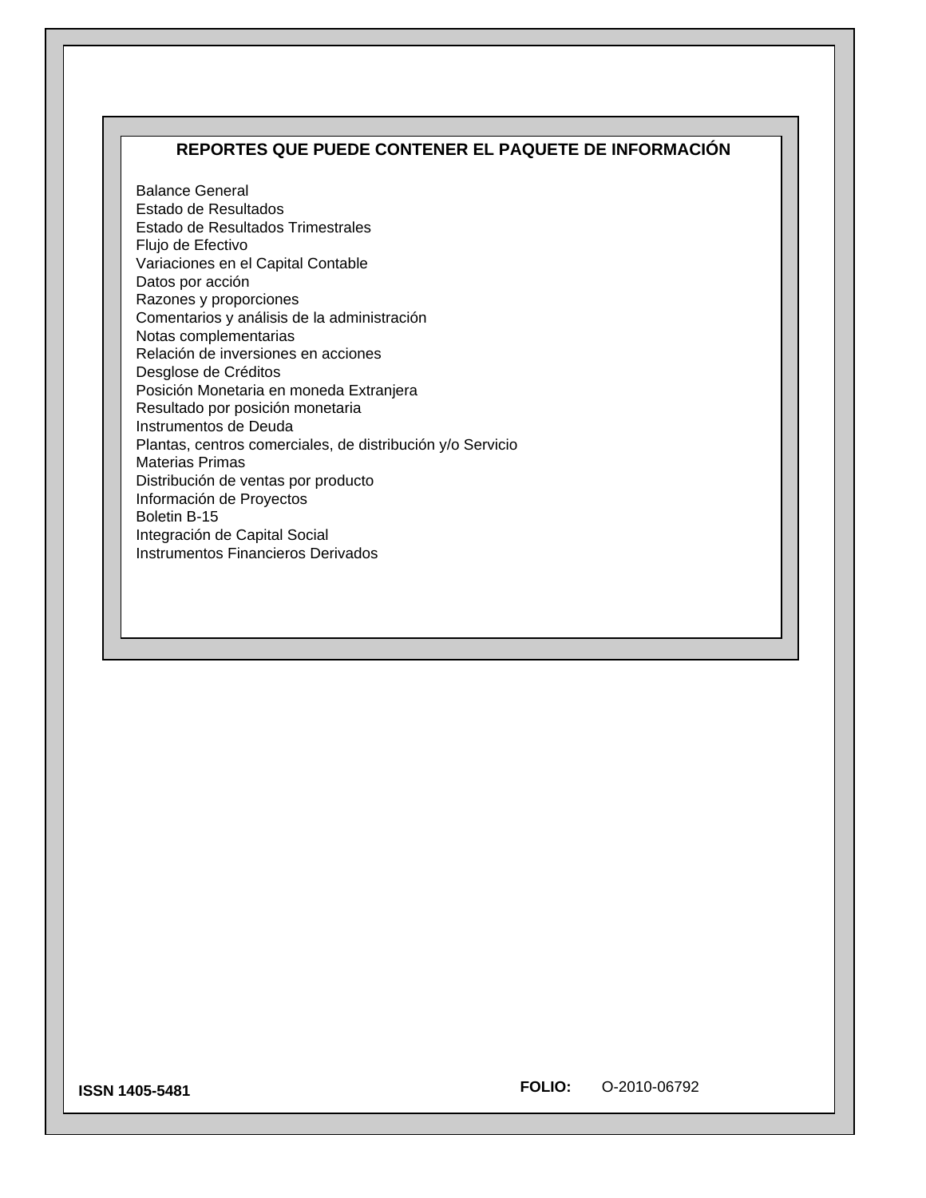## REPORTES QUE PUEDE CONTENER EL PAQUETE DE INFORMACIÓN

Balance General
Estado de Resultados
Estado de Resultados Trimestrales
Flujo de Efectivo
Variaciones en el Capital Contable
Datos por acción
Razones y proporciones
Comentarios y análisis de la administración
Notas complementarias
Relación de inversiones en acciones
Desglose de Créditos
Posición Monetaria en moneda Extranjera
Resultado por posición monetaria
Instrumentos de Deuda
Plantas, centros comerciales, de distribución y/o Servicio
Materias Primas
Distribución de ventas por producto
Información de Proyectos
Boletin B-15
Integración de Capital Social
Instrumentos Financieros Derivados

**ISSN 1405-5481**

**FOLIO:** O-2010-06792